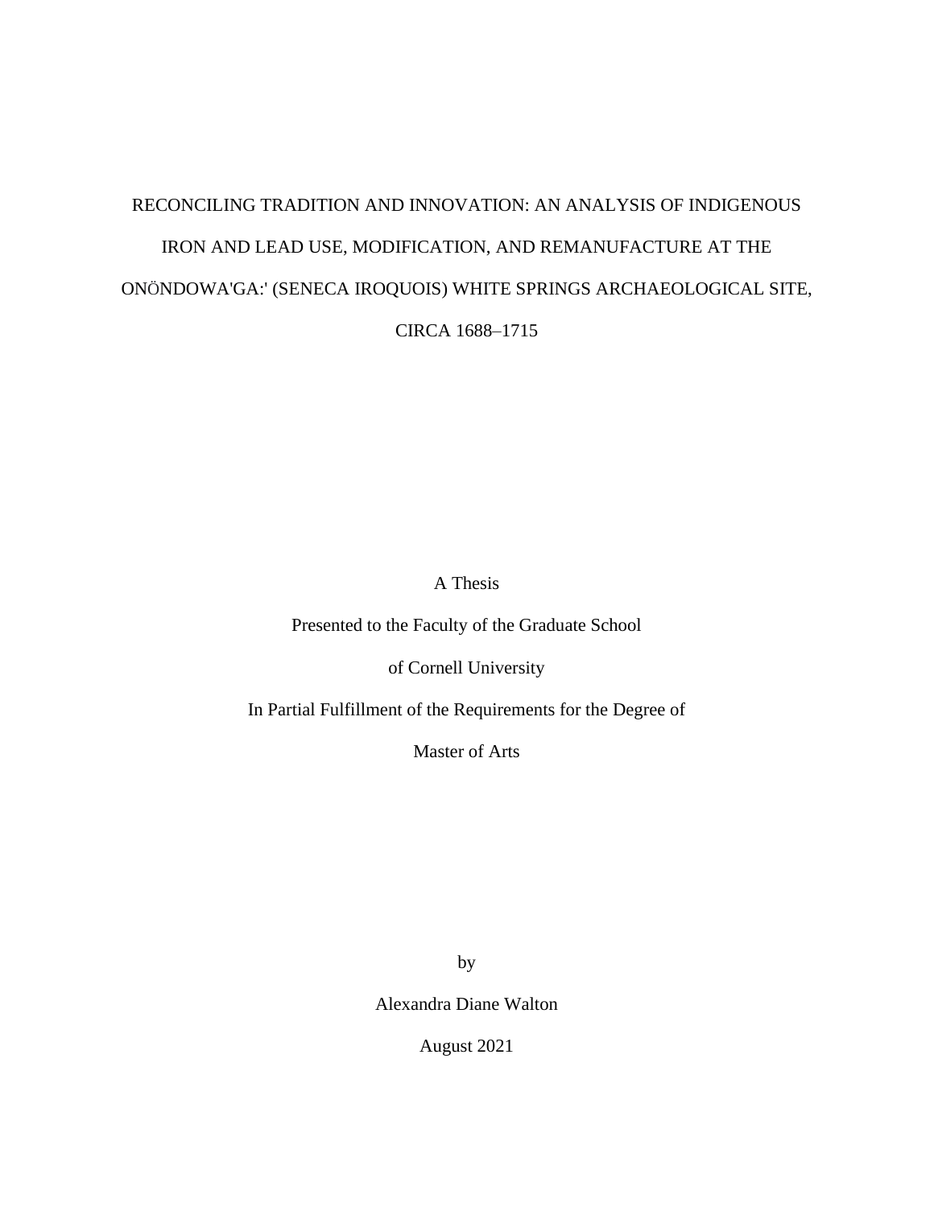# RECONCILING TRADITION AND INNOVATION: AN ANALYSIS OF INDIGENOUS IRON AND LEAD USE, MODIFICATION, AND REMANUFACTURE AT THE ONÖNDOWA'GA:' (SENECA IROQUOIS) WHITE SPRINGS ARCHAEOLOGICAL SITE, CIRCA 1688–1715

A Thesis

Presented to the Faculty of the Graduate School

of Cornell University

In Partial Fulfillment of the Requirements for the Degree of

Master of Arts

by

Alexandra Diane Walton

August 2021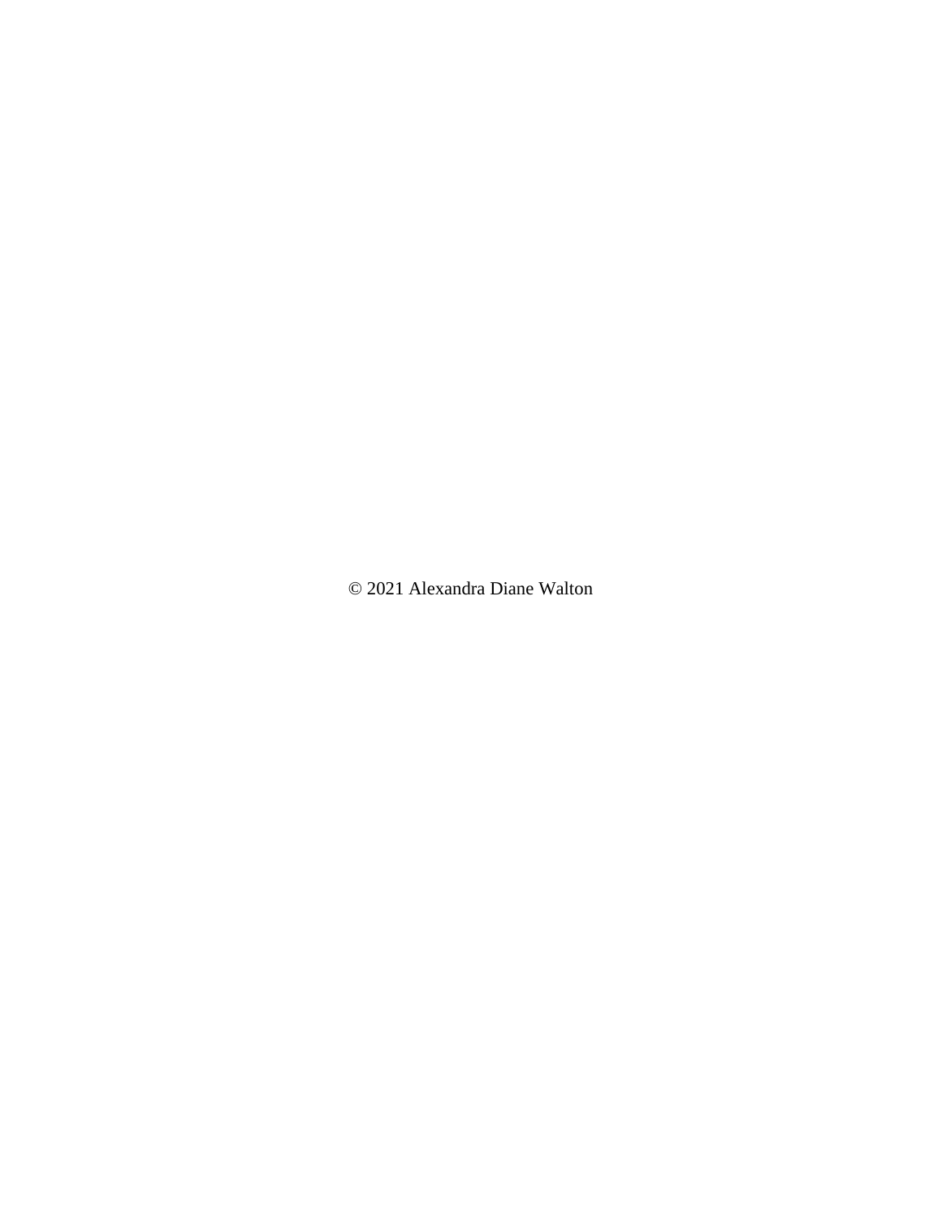© 2021 Alexandra Diane Walton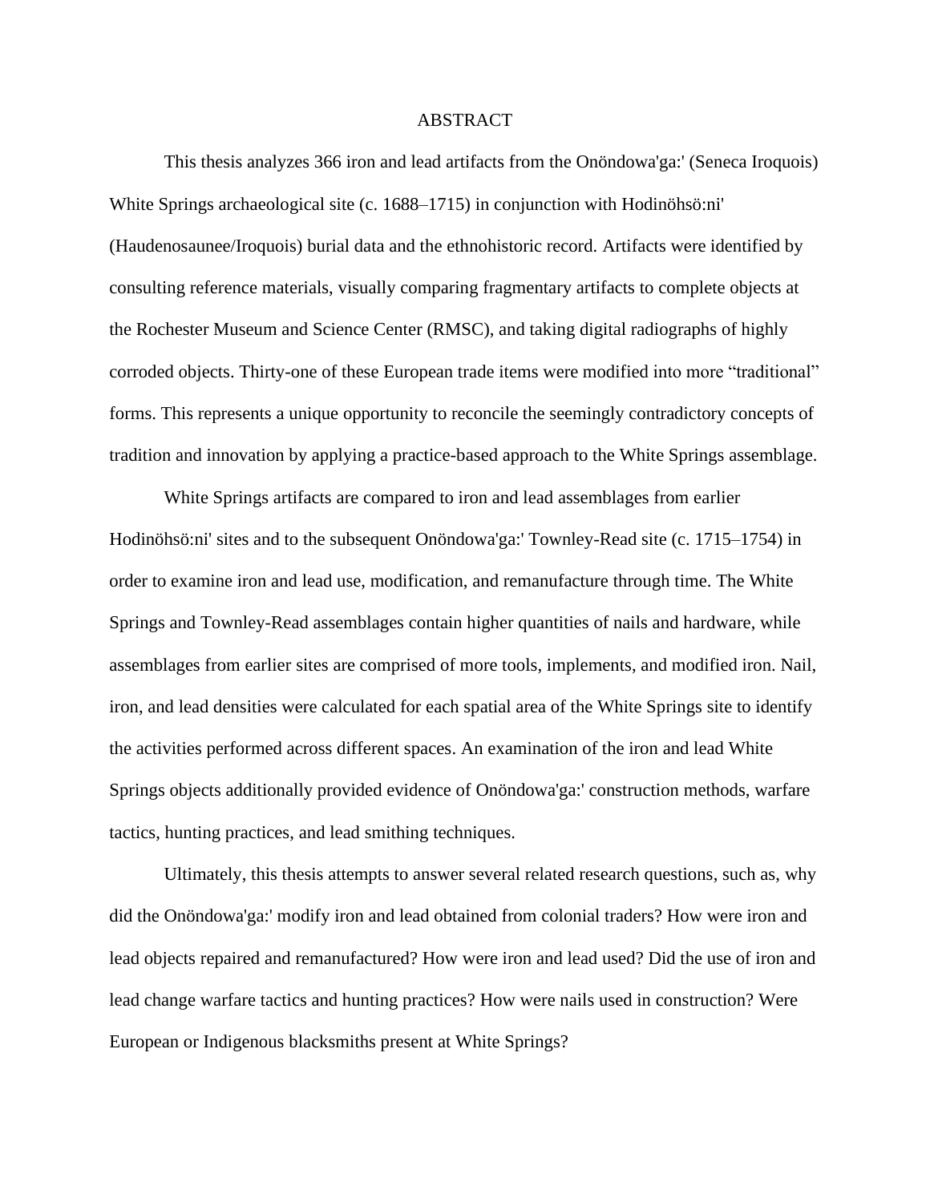# ABSTRACT

This thesis analyzes 366 iron and lead artifacts from the Onöndowa'ga:' (Seneca Iroquois) White Springs archaeological site (c. 1688–1715) in conjunction with Hodinöhsö:ni' (Haudenosaunee/Iroquois) burial data and the ethnohistoric record. Artifacts were identified by consulting reference materials, visually comparing fragmentary artifacts to complete objects at the Rochester Museum and Science Center (RMSC), and taking digital radiographs of highly corroded objects. Thirty-one of these European trade items were modified into more "traditional" forms. This represents a unique opportunity to reconcile the seemingly contradictory concepts of tradition and innovation by applying a practice-based approach to the White Springs assemblage.

White Springs artifacts are compared to iron and lead assemblages from earlier Hodinöhsö:ni' sites and to the subsequent Onöndowa'ga:' Townley-Read site (c. 1715–1754) in order to examine iron and lead use, modification, and remanufacture through time. The White Springs and Townley-Read assemblages contain higher quantities of nails and hardware, while assemblages from earlier sites are comprised of more tools, implements, and modified iron. Nail, iron, and lead densities were calculated for each spatial area of the White Springs site to identify the activities performed across different spaces. An examination of the iron and lead White Springs objects additionally provided evidence of Onöndowa'ga:' construction methods, warfare tactics, hunting practices, and lead smithing techniques.

Ultimately, this thesis attempts to answer several related research questions, such as, why did the Onöndowa'ga:' modify iron and lead obtained from colonial traders? How were iron and lead objects repaired and remanufactured? How were iron and lead used? Did the use of iron and lead change warfare tactics and hunting practices? How were nails used in construction? Were European or Indigenous blacksmiths present at White Springs?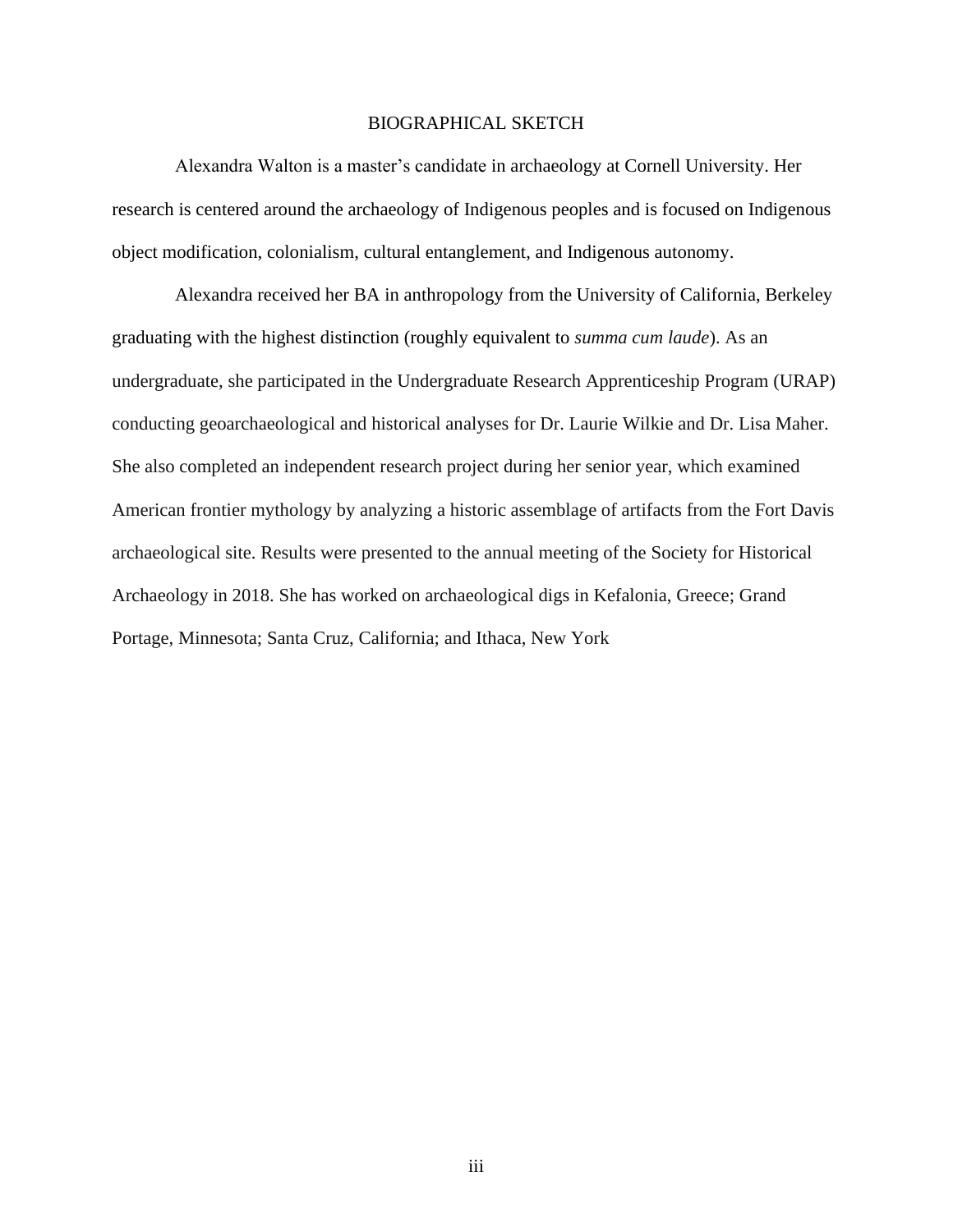# BIOGRAPHICAL SKETCH

Alexandra Walton is a master's candidate in archaeology at Cornell University. Her research is centered around the archaeology of Indigenous peoples and is focused on Indigenous object modification, colonialism, cultural entanglement, and Indigenous autonomy.

Alexandra received her BA in anthropology from the University of California, Berkeley graduating with the highest distinction (roughly equivalent to *summa cum laude*). As an undergraduate, she participated in the Undergraduate Research Apprenticeship Program (URAP) conducting geoarchaeological and historical analyses for Dr. Laurie Wilkie and Dr. Lisa Maher. She also completed an independent research project during her senior year, which examined American frontier mythology by analyzing a historic assemblage of artifacts from the Fort Davis archaeological site. Results were presented to the annual meeting of the Society for Historical Archaeology in 2018. She has worked on archaeological digs in Kefalonia, Greece; Grand Portage, Minnesota; Santa Cruz, California; and Ithaca, New York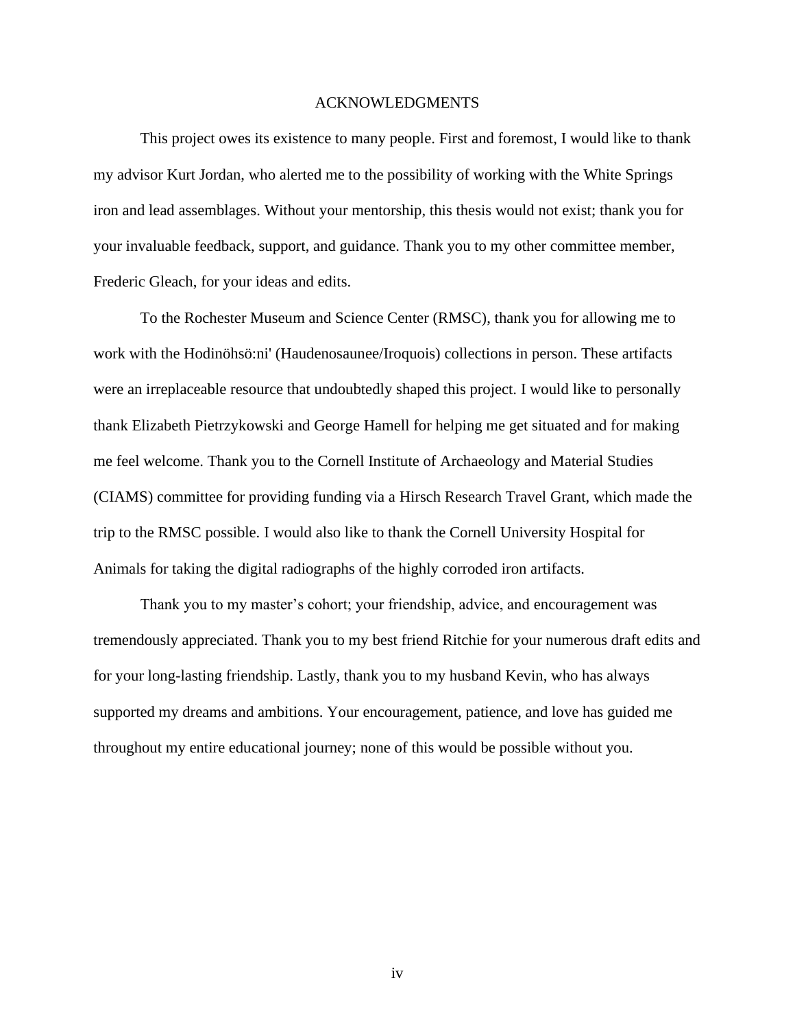# ACKNOWLEDGMENTS

This project owes its existence to many people. First and foremost, I would like to thank my advisor Kurt Jordan, who alerted me to the possibility of working with the White Springs iron and lead assemblages. Without your mentorship, this thesis would not exist; thank you for your invaluable feedback, support, and guidance. Thank you to my other committee member, Frederic Gleach, for your ideas and edits.

To the Rochester Museum and Science Center (RMSC), thank you for allowing me to work with the Hodinöhsö:ni' (Haudenosaunee/Iroquois) collections in person. These artifacts were an irreplaceable resource that undoubtedly shaped this project. I would like to personally thank Elizabeth Pietrzykowski and George Hamell for helping me get situated and for making me feel welcome. Thank you to the Cornell Institute of Archaeology and Material Studies (CIAMS) committee for providing funding via a Hirsch Research Travel Grant, which made the trip to the RMSC possible. I would also like to thank the Cornell University Hospital for Animals for taking the digital radiographs of the highly corroded iron artifacts.

Thank you to my master's cohort; your friendship, advice, and encouragement was tremendously appreciated. Thank you to my best friend Ritchie for your numerous draft edits and for your long-lasting friendship. Lastly, thank you to my husband Kevin, who has always supported my dreams and ambitions. Your encouragement, patience, and love has guided me throughout my entire educational journey; none of this would be possible without you.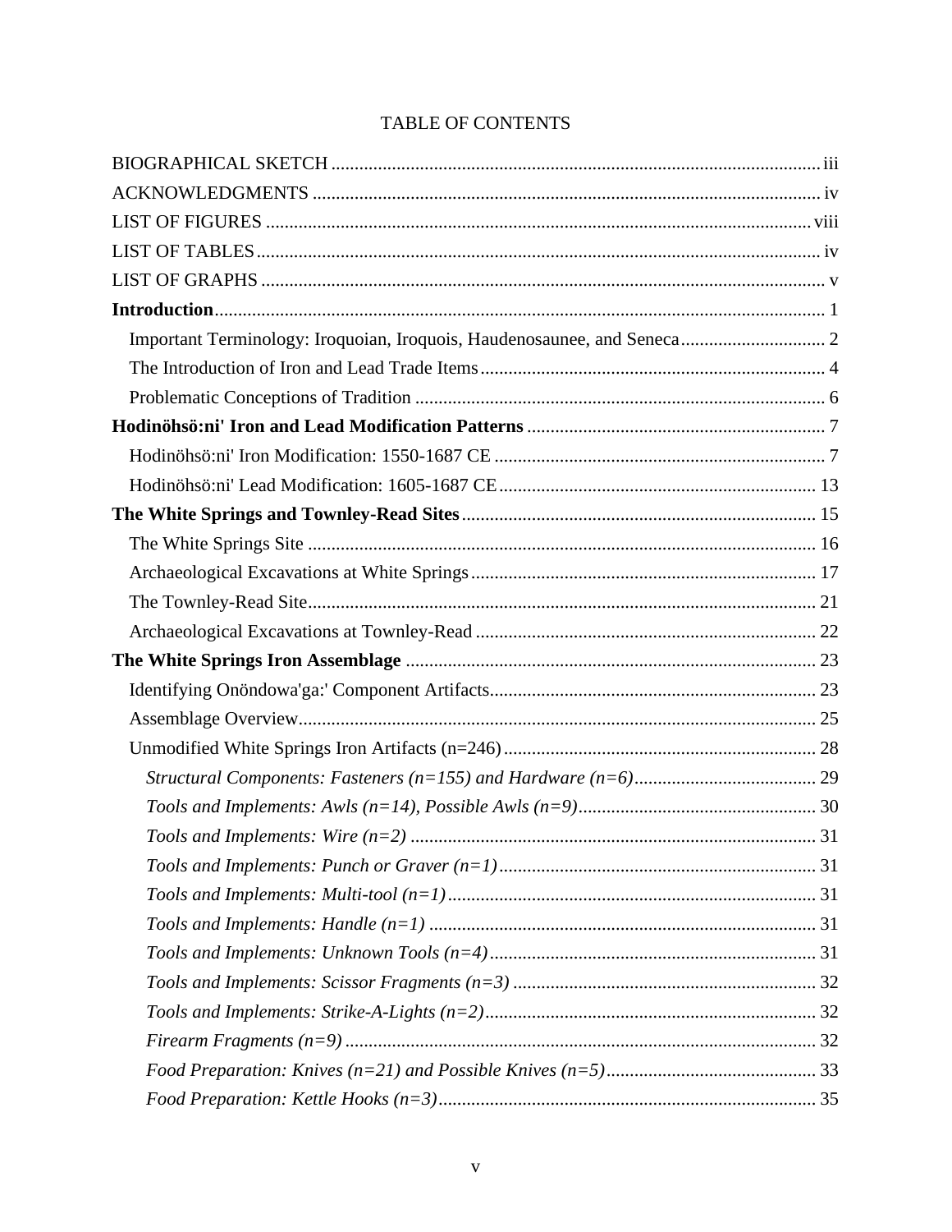TABLE OF CONTENTS

BIOGRAPHICAL SKETCH ........................................................................................................ iii

ACKNOWLEDGMENTS ........................................................................................................... iv

LIST OF FIGURES ................................................................................................................... viii

LIST OF TABLES ...................................................................................................................... iv

LIST OF GRAPHS ...................................................................................................................... v

**Introduction** ............................................................................................................................. 1

Important Terminology: Iroquoian, Iroquois, Haudenosaunee, and Seneca ............................... 2

The Introduction of Iron and Lead Trade Items ......................................................................... 4

Problematic Conceptions of Tradition ........................................................................................ 6

**Hodinöhsö:ni' Iron and Lead Modification Patterns** ............................................................... 7

Hodinöhsö:ni' Iron Modification: 1550-1687 CE ....................................................................... 7

Hodinöhsö:ni' Lead Modification: 1605-1687 CE .................................................................... 13

**The White Springs and Townley-Read Sites** .......................................................................... 15

The White Springs Site ............................................................................................................. 16

Archaeological Excavations at White Springs .......................................................................... 17

The Townley-Read Site ............................................................................................................. 21

Archaeological Excavations at Townley-Read ......................................................................... 22

**The White Springs Iron Assemblage** ...................................................................................... 23

Identifying Onöndowa'ga:' Component Artifacts ..................................................................... 23

Assemblage Overview ............................................................................................................... 25

Unmodified White Springs Iron Artifacts (n=246) ................................................................... 28

*Structural Components: Fasteners (n=155) and Hardware (n=6)* ....................................... 29

*Tools and Implements: Awls (n=14), Possible Awls (n=9)* ................................................... 30

*Tools and Implements: Wire (n=2)* ...................................................................................... 31

*Tools and Implements: Punch or Graver (n=1)* .................................................................... 31

*Tools and Implements: Multi-tool (n=1)* .............................................................................. 31

*Tools and Implements: Handle (n=1)* .................................................................................. 31

*Tools and Implements: Unknown Tools (n=4)* ...................................................................... 31

*Tools and Implements: Scissor Fragments (n=3)* ................................................................. 32

*Tools and Implements: Strike-A-Lights (n=2)* ...................................................................... 32

*Firearm Fragments (n=9)* ..................................................................................................... 32

*Food Preparation: Knives (n=21) and Possible Knives (n=5)* ............................................. 33

*Food Preparation: Kettle Hooks (n=3)* ................................................................................. 35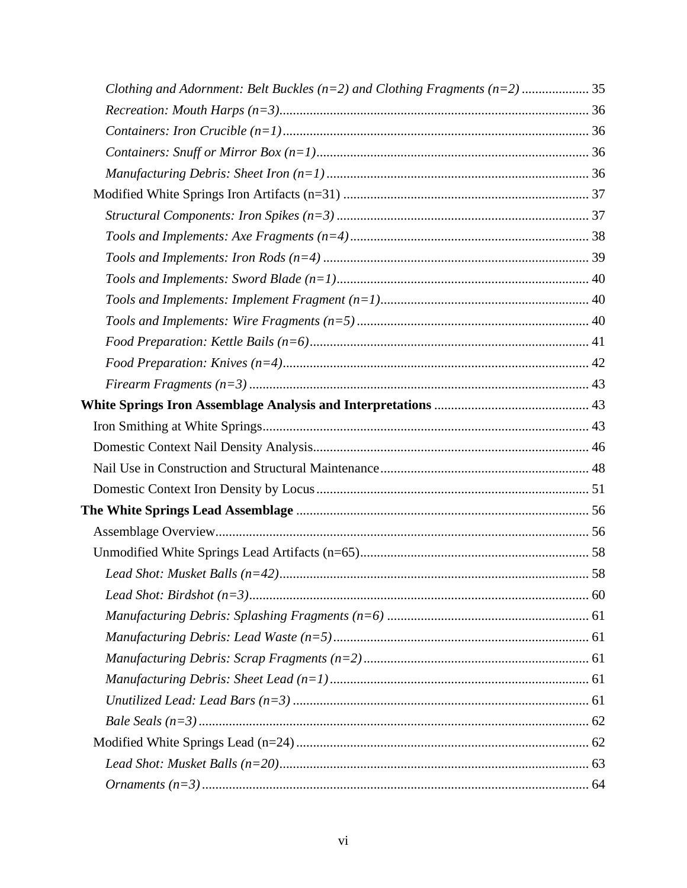*Clothing and Adornment: Belt Buckles (n=2) and Clothing Fragments (n=2)* .................... 35
*Recreation: Mouth Harps (n=3)*........................................................................................... 36
*Containers: Iron Crucible (n=1)* .......................................................................................... 36
*Containers: Snuff or Mirror Box (n=1)*................................................................................ 36
*Manufacturing Debris: Sheet Iron (n=1)* ............................................................................. 36
Modified White Springs Iron Artifacts (n=31) ......................................................................... 37
*Structural Components: Iron Spikes (n=3)* .......................................................................... 37
*Tools and Implements: Axe Fragments (n=4)*...................................................................... 38
*Tools and Implements: Iron Rods (n=4)* .............................................................................. 39
*Tools and Implements: Sword Blade (n=1)*.......................................................................... 40
*Tools and Implements: Implement Fragment (n=1)*............................................................. 40
*Tools and Implements: Wire Fragments (n=5)* .................................................................... 40
*Food Preparation: Kettle Bails (n=6)*.................................................................................. 41
*Food Preparation: Knives (n=4)*.......................................................................................... 42
*Firearm Fragments (n=3)* .................................................................................................... 43
**White Springs Iron Assemblage Analysis and Interpretations** ............................................. 43
Iron Smithing at White Springs................................................................................................ 43
Domestic Context Nail Density Analysis................................................................................. 46
Nail Use in Construction and Structural Maintenance............................................................. 48
Domestic Context Iron Density by Locus................................................................................ 51
**The White Springs Lead Assemblage** ...................................................................................... 56
Assemblage Overview.............................................................................................................. 56
Unmodified White Springs Lead Artifacts (n=65)................................................................... 58
*Lead Shot: Musket Balls (n=42)*........................................................................................... 58
*Lead Shot: Birdshot (n=3)*.................................................................................................... 60
*Manufacturing Debris: Splashing Fragments (n=6)* ............................................................ 61
*Manufacturing Debris: Lead Waste (n=5)*............................................................................ 61
*Manufacturing Debris: Scrap Fragments (n=2)*................................................................... 61
*Manufacturing Debris: Sheet Lead (n=1)*............................................................................. 61
*Unutilized Lead: Lead Bars (n=3)* ........................................................................................ 61
*Bale Seals (n=3)*................................................................................................................... 62
Modified White Springs Lead (n=24)....................................................................................... 62
*Lead Shot: Musket Balls (n=20)*........................................................................................... 63
*Ornaments (n=3)*.................................................................................................................. 64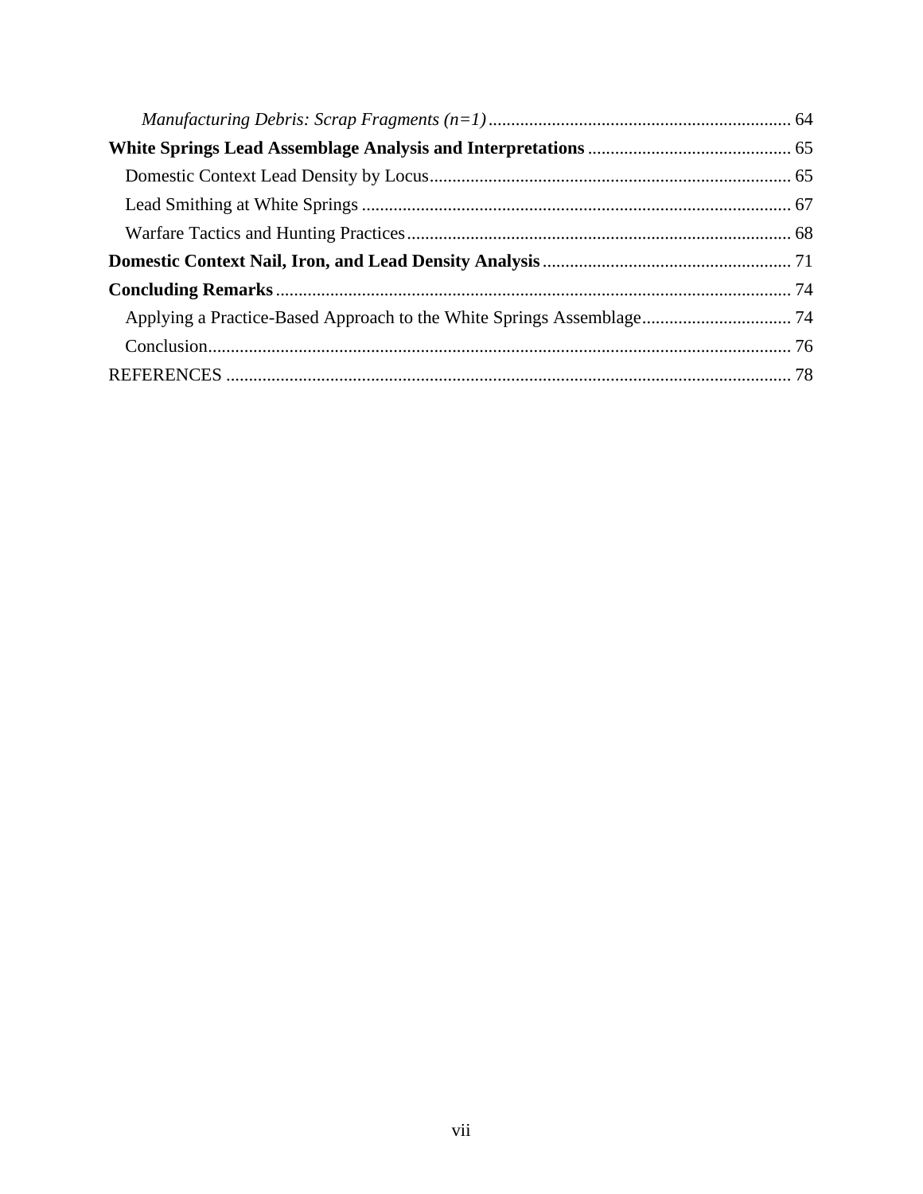*Manufacturing Debris: Scrap Fragments (n=1)* .................................................................. 64

**White Springs Lead Assemblage Analysis and Interpretations** ............................................ 65

Domestic Context Lead Density by Locus............................................................................... 65

Lead Smithing at White Springs .............................................................................................. 67

Warfare Tactics and Hunting Practices.................................................................................... 68

**Domestic Context Nail, Iron, and Lead Density Analysis** ...................................................... 71

**Concluding Remarks** ................................................................................................................ 74

Applying a Practice-Based Approach to the White Springs Assemblage................................. 74

Conclusion................................................................................................................................ 76

REFERENCES ............................................................................................................................ 78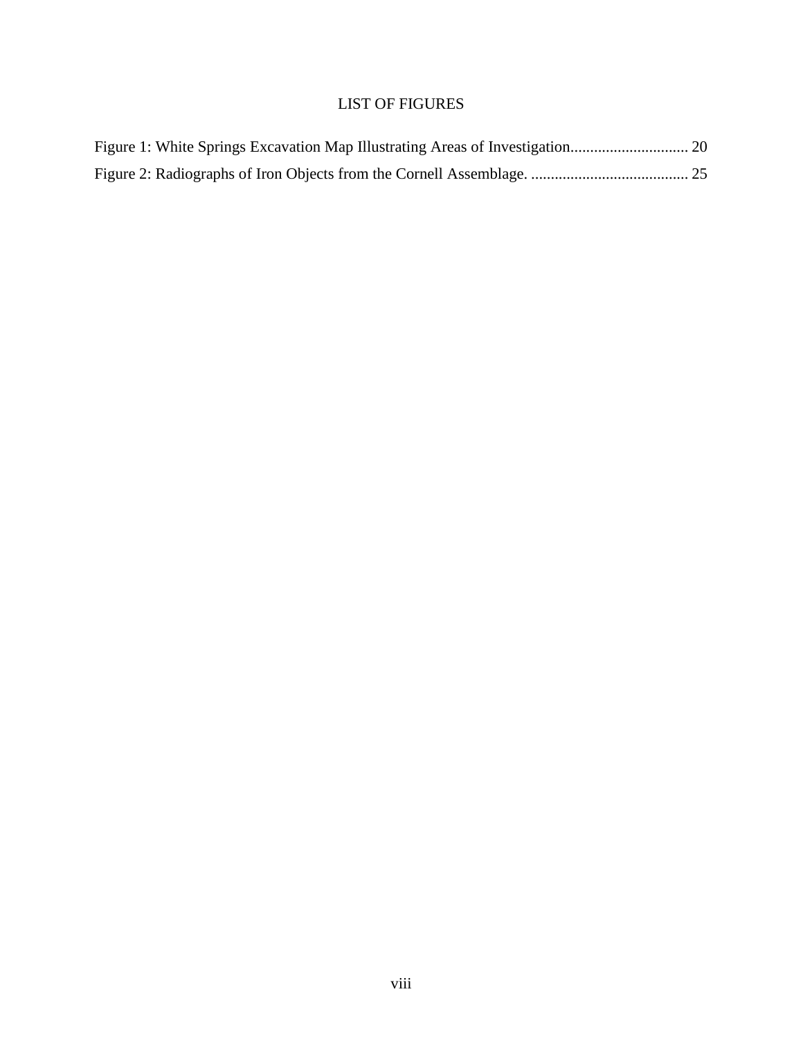# LIST OF FIGURES

Figure 1: White Springs Excavation Map Illustrating Areas of Investigation.............................. 20

Figure 2: Radiographs of Iron Objects from the Cornell Assemblage. ........................................ 25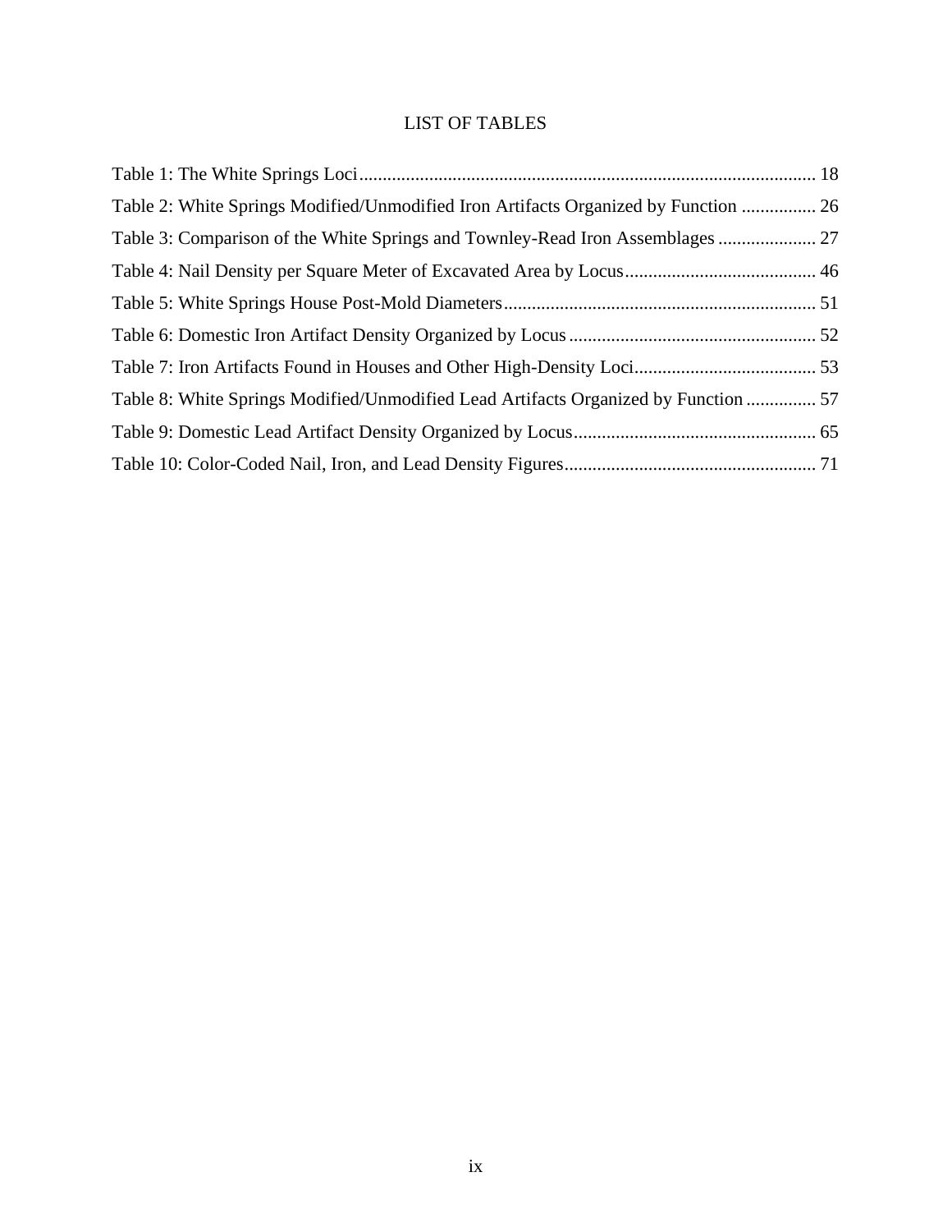# LIST OF TABLES

Table 1: The White Springs Loci ... 18

Table 2: White Springs Modified/Unmodified Iron Artifacts Organized by Function ... 26

Table 3: Comparison of the White Springs and Townley-Read Iron Assemblages ... 27

Table 4: Nail Density per Square Meter of Excavated Area by Locus ... 46

Table 5: White Springs House Post-Mold Diameters ... 51

Table 6: Domestic Iron Artifact Density Organized by Locus ... 52

Table 7: Iron Artifacts Found in Houses and Other High-Density Loci ... 53

Table 8: White Springs Modified/Unmodified Lead Artifacts Organized by Function ... 57

Table 9: Domestic Lead Artifact Density Organized by Locus ... 65

Table 10: Color-Coded Nail, Iron, and Lead Density Figures ... 71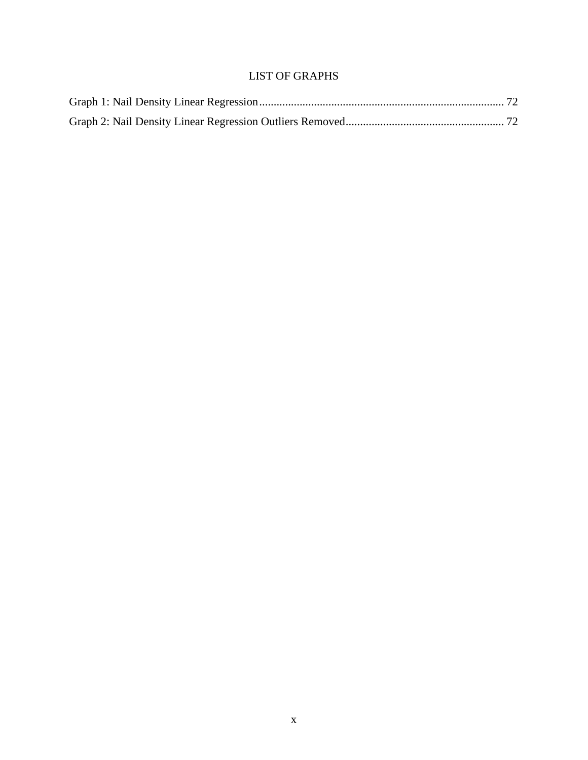# LIST OF GRAPHS

Graph 1: Nail Density Linear Regression ..................................................... 72

Graph 2: Nail Density Linear Regression Outliers Removed ..................................................... 72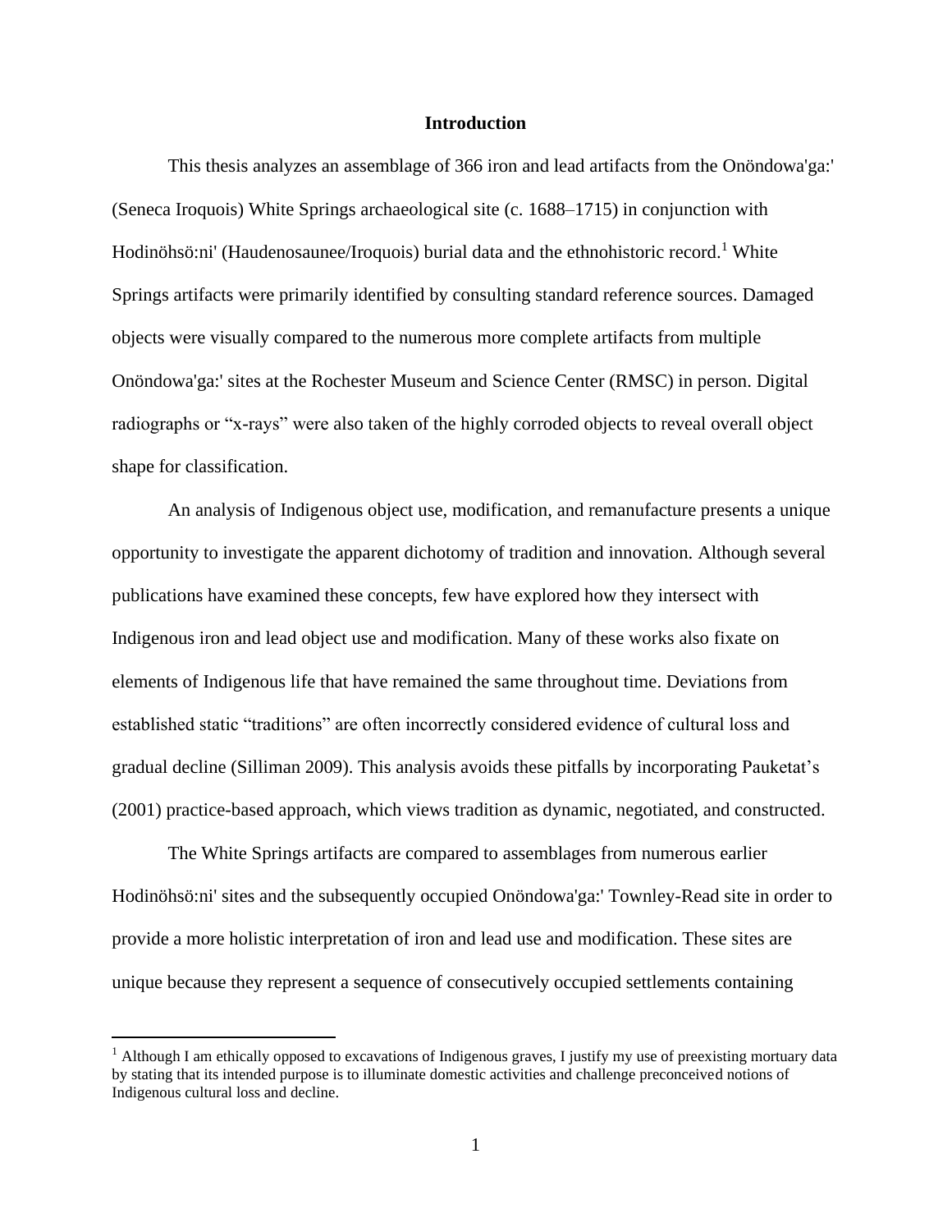# Introduction

This thesis analyzes an assemblage of 366 iron and lead artifacts from the Onöndowa'ga:' (Seneca Iroquois) White Springs archaeological site (c. 1688–1715) in conjunction with Hodinöhsö:ni' (Haudenosaunee/Iroquois) burial data and the ethnohistoric record.[1] White Springs artifacts were primarily identified by consulting standard reference sources. Damaged objects were visually compared to the numerous more complete artifacts from multiple Onöndowa'ga:' sites at the Rochester Museum and Science Center (RMSC) in person. Digital radiographs or "x-rays" were also taken of the highly corroded objects to reveal overall object shape for classification.

An analysis of Indigenous object use, modification, and remanufacture presents a unique opportunity to investigate the apparent dichotomy of tradition and innovation. Although several publications have examined these concepts, few have explored how they intersect with Indigenous iron and lead object use and modification. Many of these works also fixate on elements of Indigenous life that have remained the same throughout time. Deviations from established static "traditions" are often incorrectly considered evidence of cultural loss and gradual decline (Silliman 2009). This analysis avoids these pitfalls by incorporating Pauketat's (2001) practice-based approach, which views tradition as dynamic, negotiated, and constructed.

The White Springs artifacts are compared to assemblages from numerous earlier Hodinöhsö:ni' sites and the subsequently occupied Onöndowa'ga:' Townley-Read site in order to provide a more holistic interpretation of iron and lead use and modification. These sites are unique because they represent a sequence of consecutively occupied settlements containing

[1] Although I am ethically opposed to excavations of Indigenous graves, I justify my use of preexisting mortuary data by stating that its intended purpose is to illuminate domestic activities and challenge preconceived notions of Indigenous cultural loss and decline.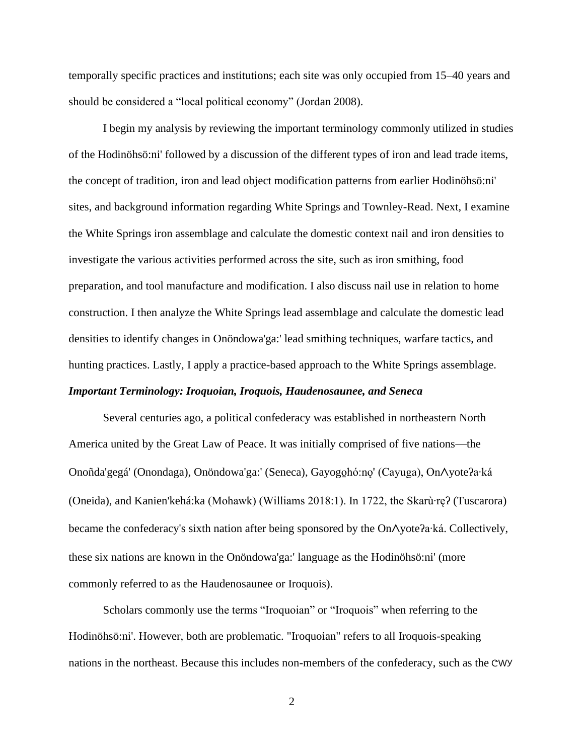temporally specific practices and institutions; each site was only occupied from 15–40 years and should be considered a "local political economy" (Jordan 2008).

I begin my analysis by reviewing the important terminology commonly utilized in studies of the Hodinöhsö:ni' followed by a discussion of the different types of iron and lead trade items, the concept of tradition, iron and lead object modification patterns from earlier Hodinöhsö:ni' sites, and background information regarding White Springs and Townley-Read. Next, I examine the White Springs iron assemblage and calculate the domestic context nail and iron densities to investigate the various activities performed across the site, such as iron smithing, food preparation, and tool manufacture and modification. I also discuss nail use in relation to home construction. I then analyze the White Springs lead assemblage and calculate the domestic lead densities to identify changes in Onöndowa'ga:' lead smithing techniques, warfare tactics, and hunting practices. Lastly, I apply a practice-based approach to the White Springs assemblage.

***Important Terminology: Iroquoian, Iroquois, Haudenosaunee, and Seneca***

Several centuries ago, a political confederacy was established in northeastern North America united by the Great Law of Peace. It was initially comprised of five nations—the Onoñda'gegá' (Onondaga), Onöndowa'ga:' (Seneca), Gayogo̱hó:nǫ' (Cayuga), OnʌyoteʔaꞏkáÌ (Oneida), and Kanien'kehá:ka (Mohawk) (Williams 2018:1). In 1722, the Skarù·rę̨ʔ (Tuscarora) became the confederacy's sixth nation after being sponsored by the Onʌyoteʔa·ká. Collectively, these six nations are known in the Onöndowa'ga:' language as the Hodinöhsö:ni' (more commonly referred to as the Haudenosaunee or Iroquois).

Scholars commonly use the terms "Iroquoian" or "Iroquois" when referring to the Hodinöhsö:ni'. However, both are problematic. "Iroquoian" refers to all Iroquois-speaking nations in the northeast. Because this includes non-members of the confederacy, such as the ᏣᎳᎩ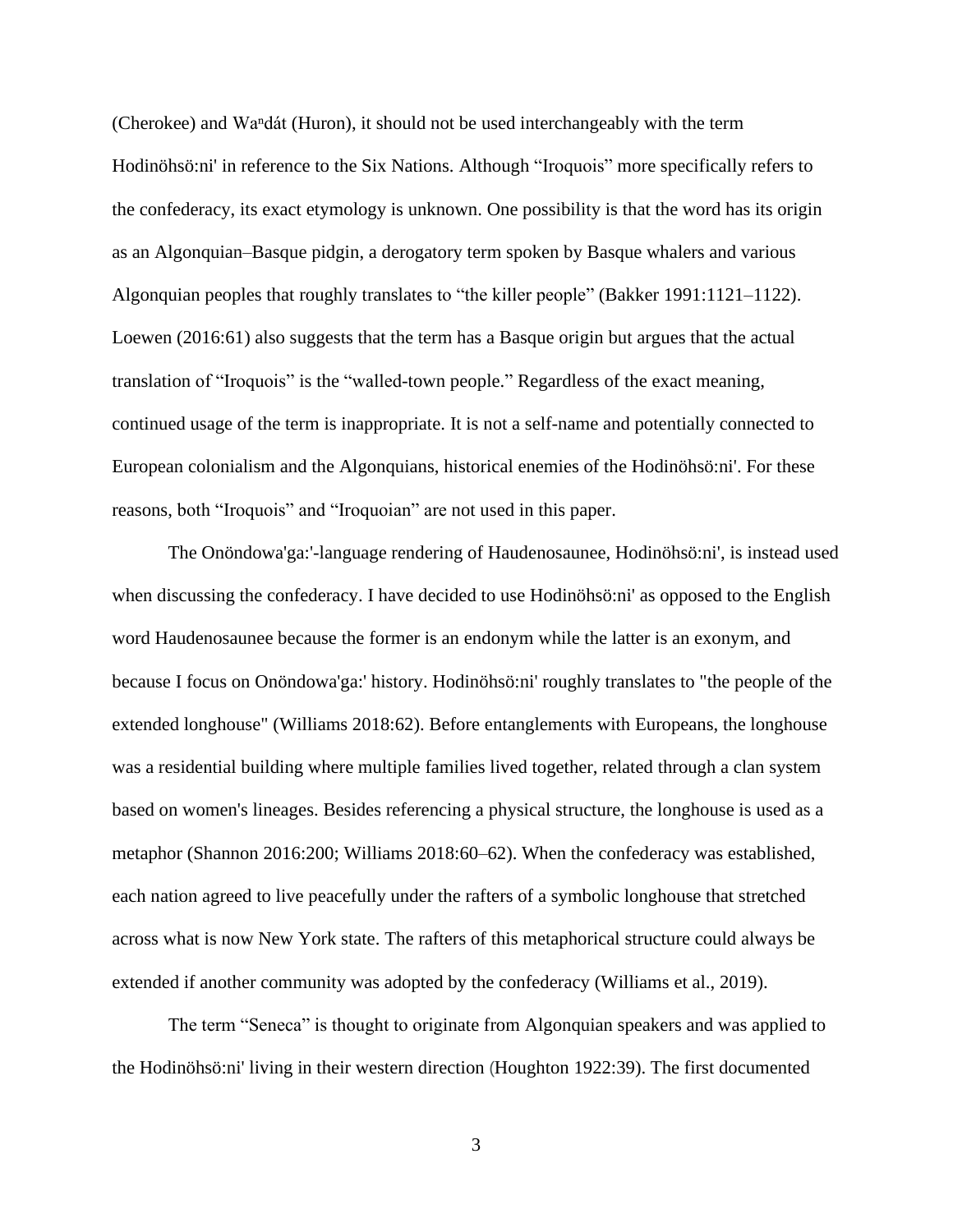(Cherokee) and Wa$^{n}$dát (Huron), it should not be used interchangeably with the term Hodinöhsö:ni' in reference to the Six Nations. Although "Iroquois" more specifically refers to the confederacy, its exact etymology is unknown. One possibility is that the word has its origin as an Algonquian–Basque pidgin, a derogatory term spoken by Basque whalers and various Algonquian peoples that roughly translates to "the killer people" (Bakker 1991:1121–1122). Loewen (2016:61) also suggests that the term has a Basque origin but argues that the actual translation of "Iroquois" is the "walled-town people." Regardless of the exact meaning, continued usage of the term is inappropriate. It is not a self-name and potentially connected to European colonialism and the Algonquians, historical enemies of the Hodinöhsö:ni'. For these reasons, both "Iroquois" and "Iroquoian" are not used in this paper.

The Onöndowa'ga:'-language rendering of Haudenosaunee, Hodinöhsö:ni', is instead used when discussing the confederacy. I have decided to use Hodinöhsö:ni' as opposed to the English word Haudenosaunee because the former is an endonym while the latter is an exonym, and because I focus on Onöndowa'ga:' history. Hodinöhsö:ni' roughly translates to "the people of the extended longhouse" (Williams 2018:62). Before entanglements with Europeans, the longhouse was a residential building where multiple families lived together, related through a clan system based on women's lineages. Besides referencing a physical structure, the longhouse is used as a metaphor (Shannon 2016:200; Williams 2018:60–62). When the confederacy was established, each nation agreed to live peacefully under the rafters of a symbolic longhouse that stretched across what is now New York state. The rafters of this metaphorical structure could always be extended if another community was adopted by the confederacy (Williams et al., 2019).

The term "Seneca" is thought to originate from Algonquian speakers and was applied to the Hodinöhsö:ni' living in their western direction (Houghton 1922:39). The first documented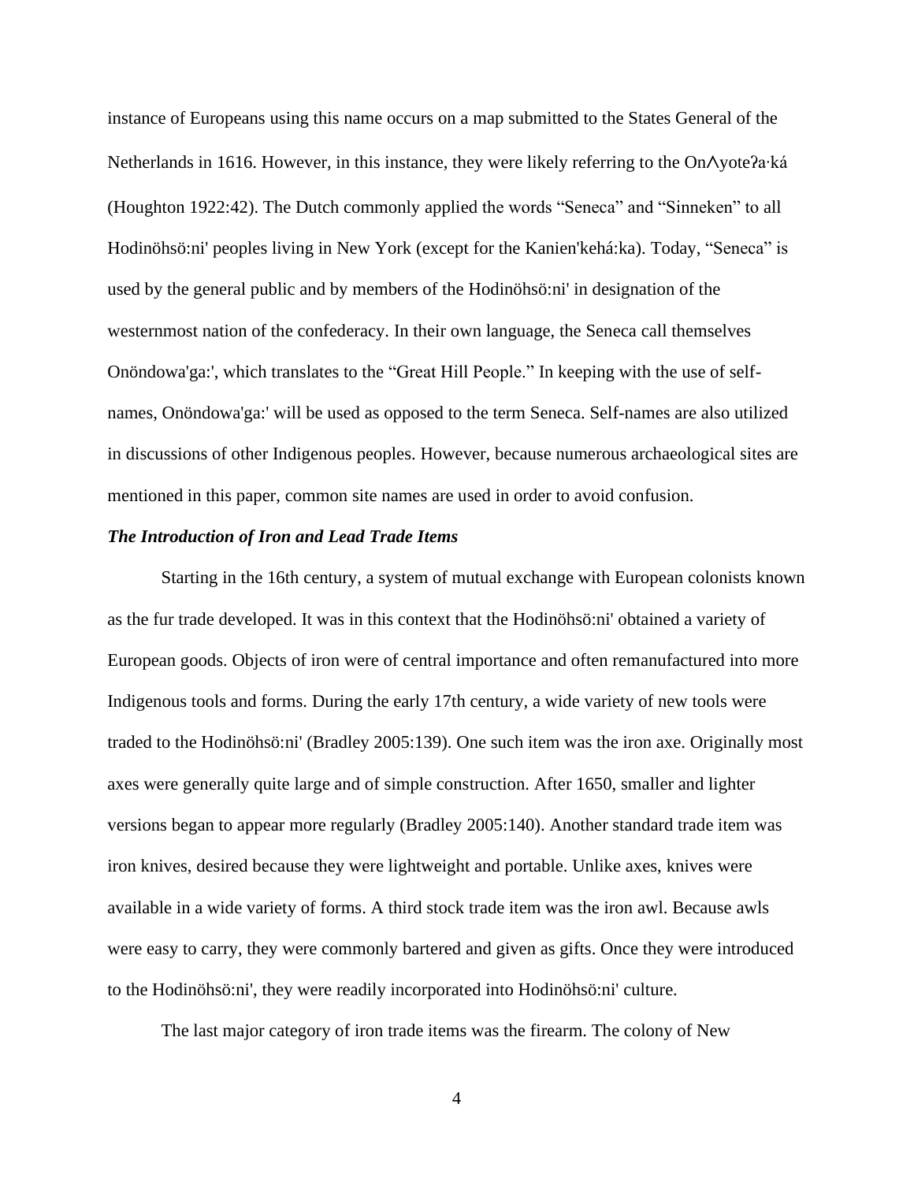instance of Europeans using this name occurs on a map submitted to the States General of the Netherlands in 1616. However, in this instance, they were likely referring to the OnᐱyoteʔA·ká (Houghton 1922:42). The Dutch commonly applied the words "Seneca" and "Sinneken" to all Hodinöhsö:ni' peoples living in New York (except for the Kanien'kehá:ka). Today, "Seneca" is used by the general public and by members of the Hodinöhsö:ni' in designation of the westernmost nation of the confederacy. In their own language, the Seneca call themselves Onöndowa'ga:', which translates to the "Great Hill People." In keeping with the use of self-names, Onöndowa'ga:' will be used as opposed to the term Seneca. Self-names are also utilized in discussions of other Indigenous peoples. However, because numerous archaeological sites are mentioned in this paper, common site names are used in order to avoid confusion.

### *The Introduction of Iron and Lead Trade Items*

Starting in the 16th century, a system of mutual exchange with European colonists known as the fur trade developed. It was in this context that the Hodinöhsö:ni' obtained a variety of European goods. Objects of iron were of central importance and often remanufactured into more Indigenous tools and forms. During the early 17th century, a wide variety of new tools were traded to the Hodinöhsö:ni' (Bradley 2005:139). One such item was the iron axe. Originally most axes were generally quite large and of simple construction. After 1650, smaller and lighter versions began to appear more regularly (Bradley 2005:140). Another standard trade item was iron knives, desired because they were lightweight and portable. Unlike axes, knives were available in a wide variety of forms. A third stock trade item was the iron awl. Because awls were easy to carry, they were commonly bartered and given as gifts. Once they were introduced to the Hodinöhsö:ni', they were readily incorporated into Hodinöhsö:ni' culture.

The last major category of iron trade items was the firearm. The colony of New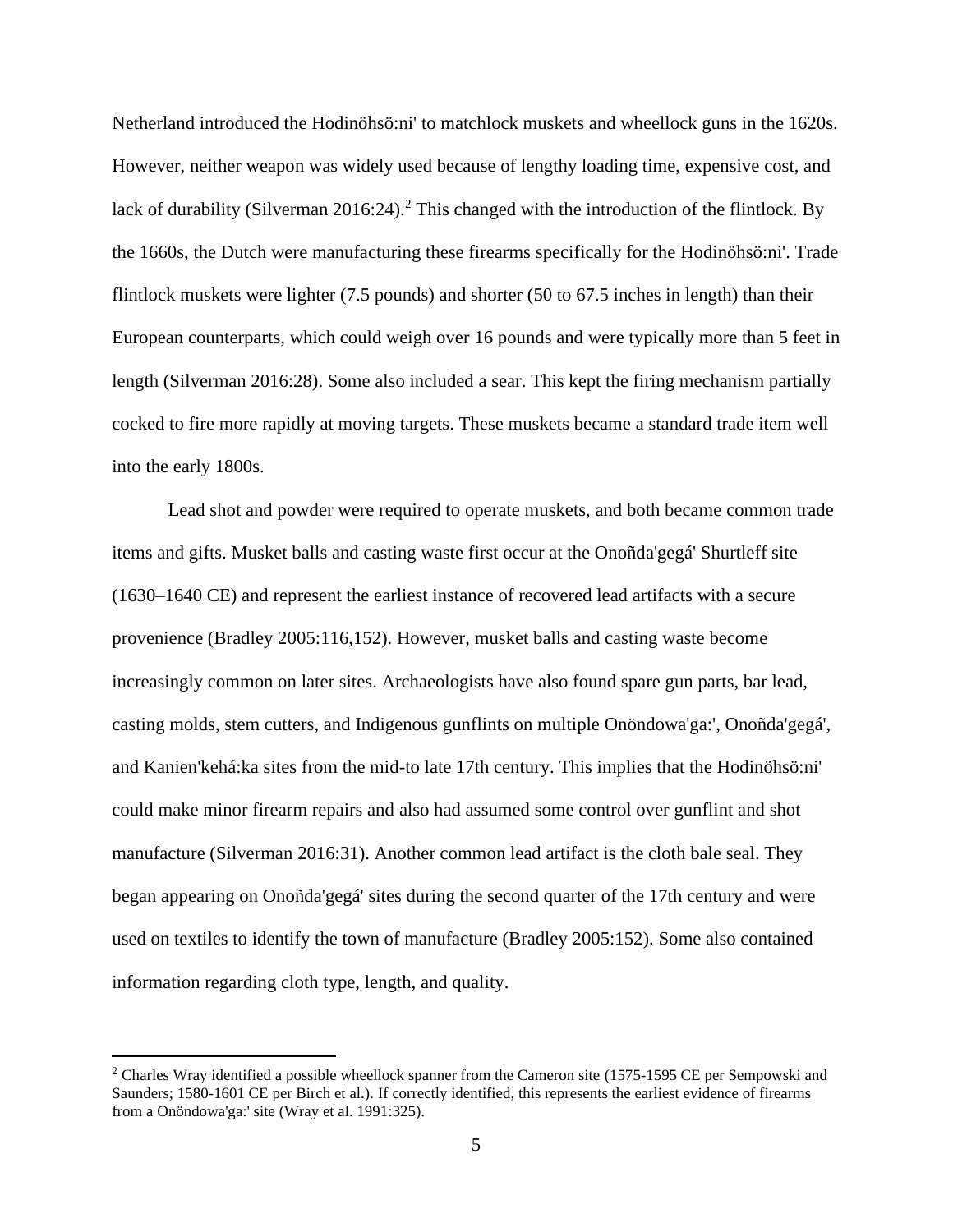Netherland introduced the Hodinöhsö:ni' to matchlock muskets and wheellock guns in the 1620s. However, neither weapon was widely used because of lengthy loading time, expensive cost, and lack of durability (Silverman 2016:24).[2] This changed with the introduction of the flintlock. By the 1660s, the Dutch were manufacturing these firearms specifically for the Hodinöhsö:ni'. Trade flintlock muskets were lighter (7.5 pounds) and shorter (50 to 67.5 inches in length) than their European counterparts, which could weigh over 16 pounds and were typically more than 5 feet in length (Silverman 2016:28). Some also included a sear. This kept the firing mechanism partially cocked to fire more rapidly at moving targets. These muskets became a standard trade item well into the early 1800s.

Lead shot and powder were required to operate muskets, and both became common trade items and gifts. Musket balls and casting waste first occur at the Onoñda'gegá' Shurtleff site (1630–1640 CE) and represent the earliest instance of recovered lead artifacts with a secure provenience (Bradley 2005:116,152). However, musket balls and casting waste become increasingly common on later sites. Archaeologists have also found spare gun parts, bar lead, casting molds, stem cutters, and Indigenous gunflints on multiple Onöndowa'ga:', Onoñda'gegá', and Kanien'kehá:ka sites from the mid-to late 17th century. This implies that the Hodinöhsö:ni' could make minor firearm repairs and also had assumed some control over gunflint and shot manufacture (Silverman 2016:31). Another common lead artifact is the cloth bale seal. They began appearing on Onoñda'gegá' sites during the second quarter of the 17th century and were used on textiles to identify the town of manufacture (Bradley 2005:152). Some also contained information regarding cloth type, length, and quality.

---

[2] Charles Wray identified a possible wheellock spanner from the Cameron site (1575-1595 CE per Sempowski and Saunders; 1580-1601 CE per Birch et al.). If correctly identified, this represents the earliest evidence of firearms from a Onöndowa'ga:' site (Wray et al. 1991:325).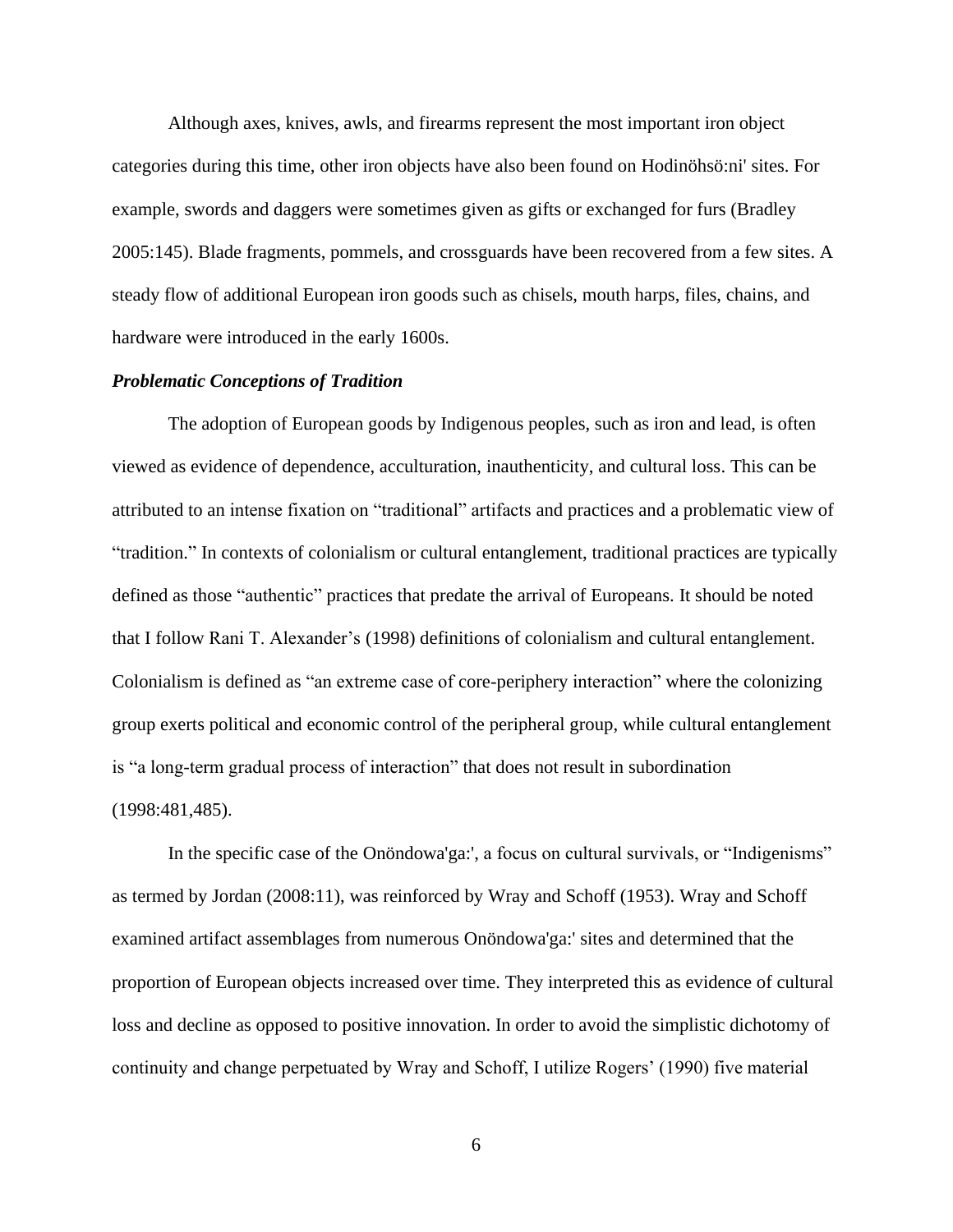Although axes, knives, awls, and firearms represent the most important iron object categories during this time, other iron objects have also been found on Hodinöhsö:ni' sites. For example, swords and daggers were sometimes given as gifts or exchanged for furs (Bradley 2005:145). Blade fragments, pommels, and crossguards have been recovered from a few sites. A steady flow of additional European iron goods such as chisels, mouth harps, files, chains, and hardware were introduced in the early 1600s.

### *Problematic Conceptions of Tradition*

The adoption of European goods by Indigenous peoples, such as iron and lead, is often viewed as evidence of dependence, acculturation, inauthenticity, and cultural loss. This can be attributed to an intense fixation on "traditional" artifacts and practices and a problematic view of "tradition." In contexts of colonialism or cultural entanglement, traditional practices are typically defined as those "authentic" practices that predate the arrival of Europeans. It should be noted that I follow Rani T. Alexander's (1998) definitions of colonialism and cultural entanglement. Colonialism is defined as "an extreme case of core-periphery interaction" where the colonizing group exerts political and economic control of the peripheral group, while cultural entanglement is "a long-term gradual process of interaction" that does not result in subordination (1998:481,485).

In the specific case of the Onöndowa'ga:', a focus on cultural survivals, or "Indigenisms" as termed by Jordan (2008:11), was reinforced by Wray and Schoff (1953). Wray and Schoff examined artifact assemblages from numerous Onöndowa'ga:' sites and determined that the proportion of European objects increased over time. They interpreted this as evidence of cultural loss and decline as opposed to positive innovation. In order to avoid the simplistic dichotomy of continuity and change perpetuated by Wray and Schoff, I utilize Rogers' (1990) five material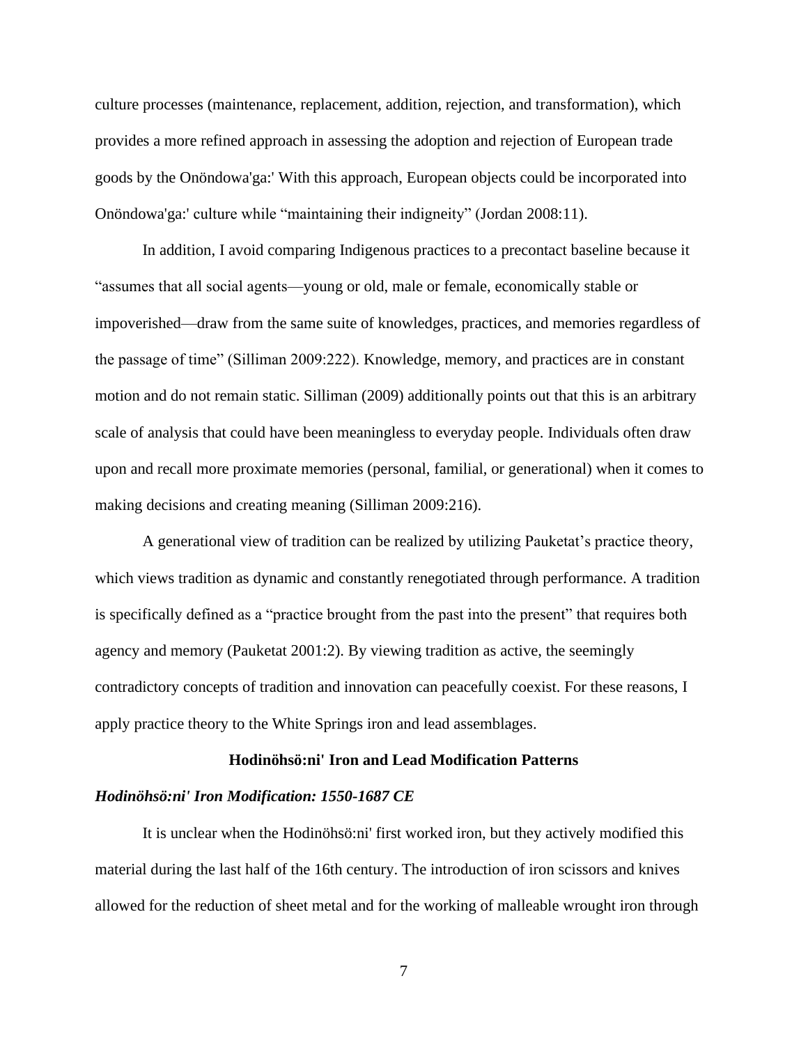culture processes (maintenance, replacement, addition, rejection, and transformation), which provides a more refined approach in assessing the adoption and rejection of European trade goods by the Onöndowa'ga:' With this approach, European objects could be incorporated into Onöndowa'ga:' culture while "maintaining their indigneity" (Jordan 2008:11).

In addition, I avoid comparing Indigenous practices to a precontact baseline because it "assumes that all social agents—young or old, male or female, economically stable or impoverished—draw from the same suite of knowledges, practices, and memories regardless of the passage of time" (Silliman 2009:222). Knowledge, memory, and practices are in constant motion and do not remain static. Silliman (2009) additionally points out that this is an arbitrary scale of analysis that could have been meaningless to everyday people. Individuals often draw upon and recall more proximate memories (personal, familial, or generational) when it comes to making decisions and creating meaning (Silliman 2009:216).

A generational view of tradition can be realized by utilizing Pauketat's practice theory, which views tradition as dynamic and constantly renegotiated through performance. A tradition is specifically defined as a "practice brought from the past into the present" that requires both agency and memory (Pauketat 2001:2). By viewing tradition as active, the seemingly contradictory concepts of tradition and innovation can peacefully coexist. For these reasons, I apply practice theory to the White Springs iron and lead assemblages.

## Hodinöhsö:ni' Iron and Lead Modification Patterns

### *Hodinöhsö:ni' Iron Modification: 1550-1687 CE*

It is unclear when the Hodinöhsö:ni' first worked iron, but they actively modified this material during the last half of the 16th century. The introduction of iron scissors and knives allowed for the reduction of sheet metal and for the working of malleable wrought iron through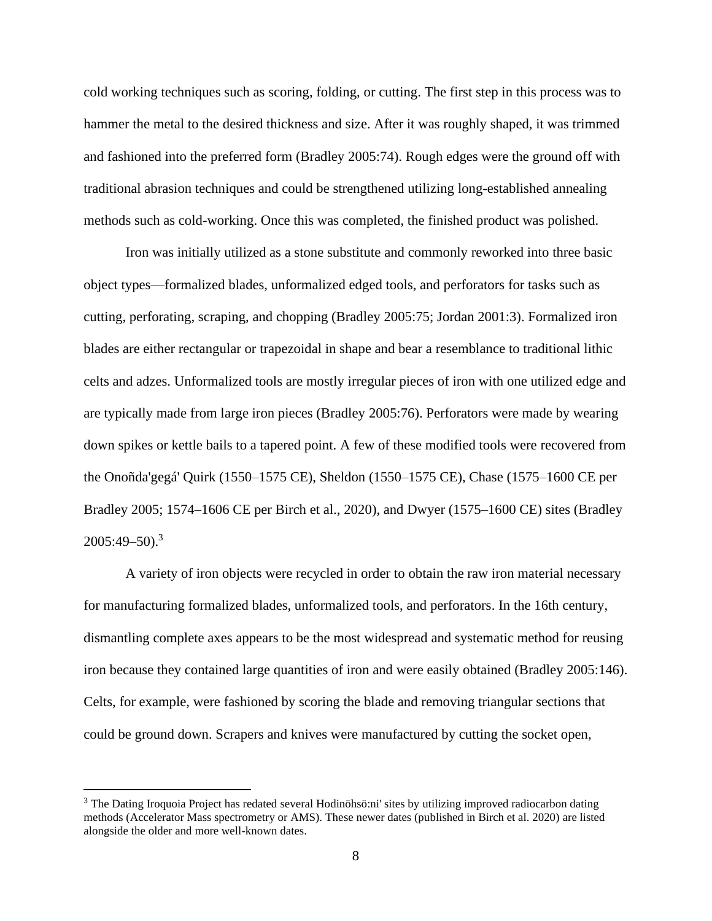cold working techniques such as scoring, folding, or cutting. The first step in this process was to hammer the metal to the desired thickness and size. After it was roughly shaped, it was trimmed and fashioned into the preferred form (Bradley 2005:74). Rough edges were the ground off with traditional abrasion techniques and could be strengthened utilizing long-established annealing methods such as cold-working. Once this was completed, the finished product was polished.

Iron was initially utilized as a stone substitute and commonly reworked into three basic object types—formalized blades, unformalized edged tools, and perforators for tasks such as cutting, perforating, scraping, and chopping (Bradley 2005:75; Jordan 2001:3). Formalized iron blades are either rectangular or trapezoidal in shape and bear a resemblance to traditional lithic celts and adzes. Unformalized tools are mostly irregular pieces of iron with one utilized edge and are typically made from large iron pieces (Bradley 2005:76). Perforators were made by wearing down spikes or kettle bails to a tapered point. A few of these modified tools were recovered from the Onoñda'gegá' Quirk (1550–1575 CE), Sheldon (1550–1575 CE), Chase (1575–1600 CE per Bradley 2005; 1574–1606 CE per Birch et al., 2020), and Dwyer (1575–1600 CE) sites (Bradley 2005:49–50).[3]

A variety of iron objects were recycled in order to obtain the raw iron material necessary for manufacturing formalized blades, unformalized tools, and perforators. In the 16th century, dismantling complete axes appears to be the most widespread and systematic method for reusing iron because they contained large quantities of iron and were easily obtained (Bradley 2005:146). Celts, for example, were fashioned by scoring the blade and removing triangular sections that could be ground down. Scrapers and knives were manufactured by cutting the socket open,

[3] The Dating Iroquoia Project has redated several Hodinöhsö:ni' sites by utilizing improved radiocarbon dating methods (Accelerator Mass spectrometry or AMS). These newer dates (published in Birch et al. 2020) are listed alongside the older and more well-known dates.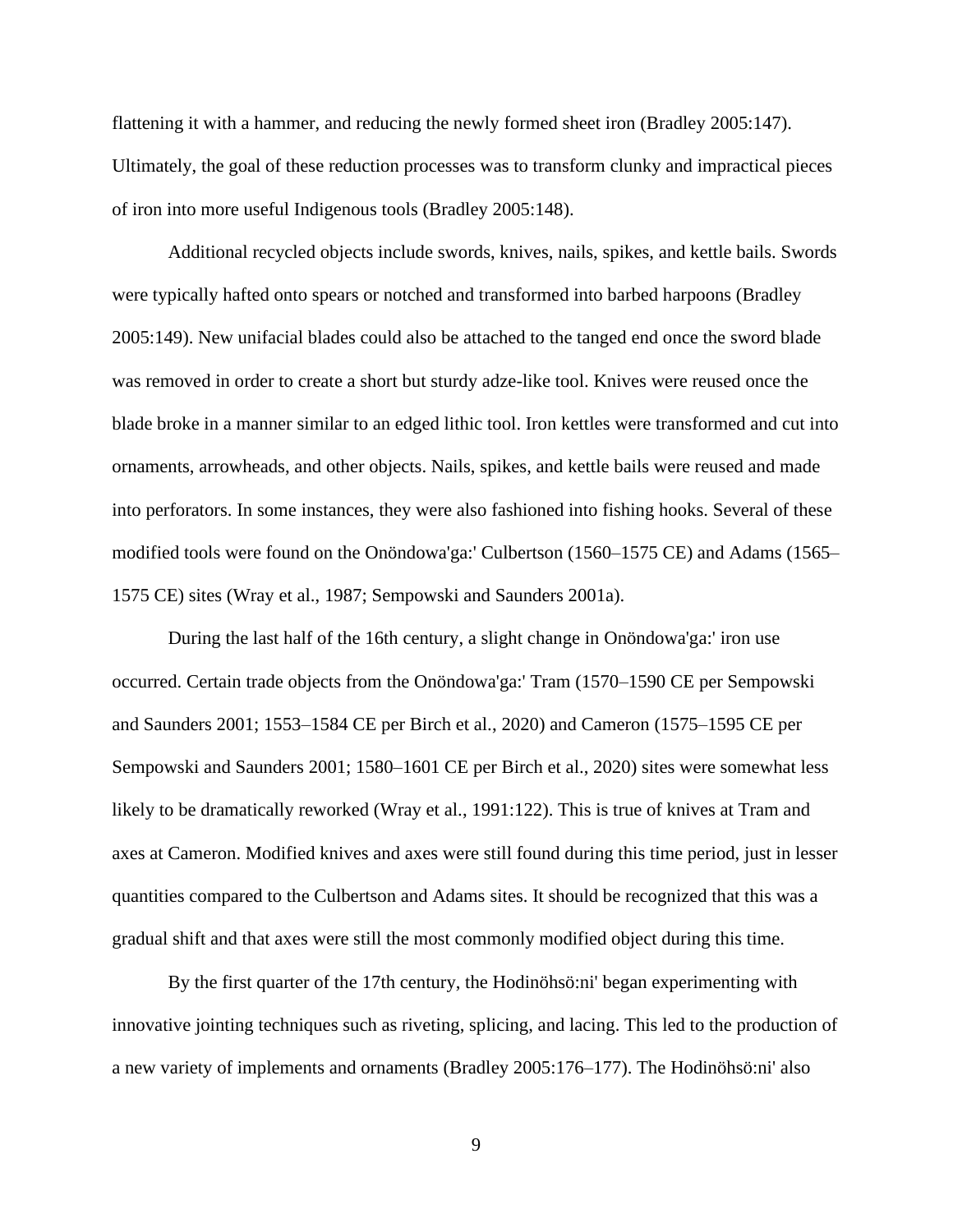flattening it with a hammer, and reducing the newly formed sheet iron (Bradley 2005:147). Ultimately, the goal of these reduction processes was to transform clunky and impractical pieces of iron into more useful Indigenous tools (Bradley 2005:148).

Additional recycled objects include swords, knives, nails, spikes, and kettle bails. Swords were typically hafted onto spears or notched and transformed into barbed harpoons (Bradley 2005:149). New unifacial blades could also be attached to the tanged end once the sword blade was removed in order to create a short but sturdy adze-like tool. Knives were reused once the blade broke in a manner similar to an edged lithic tool. Iron kettles were transformed and cut into ornaments, arrowheads, and other objects. Nails, spikes, and kettle bails were reused and made into perforators. In some instances, they were also fashioned into fishing hooks. Several of these modified tools were found on the Onöndowa'ga:' Culbertson (1560–1575 CE) and Adams (1565–1575 CE) sites (Wray et al., 1987; Sempowski and Saunders 2001a).

During the last half of the 16th century, a slight change in Onöndowa'ga:' iron use occurred. Certain trade objects from the Onöndowa'ga:' Tram (1570–1590 CE per Sempowski and Saunders 2001; 1553–1584 CE per Birch et al., 2020) and Cameron (1575–1595 CE per Sempowski and Saunders 2001; 1580–1601 CE per Birch et al., 2020) sites were somewhat less likely to be dramatically reworked (Wray et al., 1991:122). This is true of knives at Tram and axes at Cameron. Modified knives and axes were still found during this time period, just in lesser quantities compared to the Culbertson and Adams sites. It should be recognized that this was a gradual shift and that axes were still the most commonly modified object during this time.

By the first quarter of the 17th century, the Hodinöhsö:ni' began experimenting with innovative jointing techniques such as riveting, splicing, and lacing. This led to the production of a new variety of implements and ornaments (Bradley 2005:176–177). The Hodinöhsö:ni' also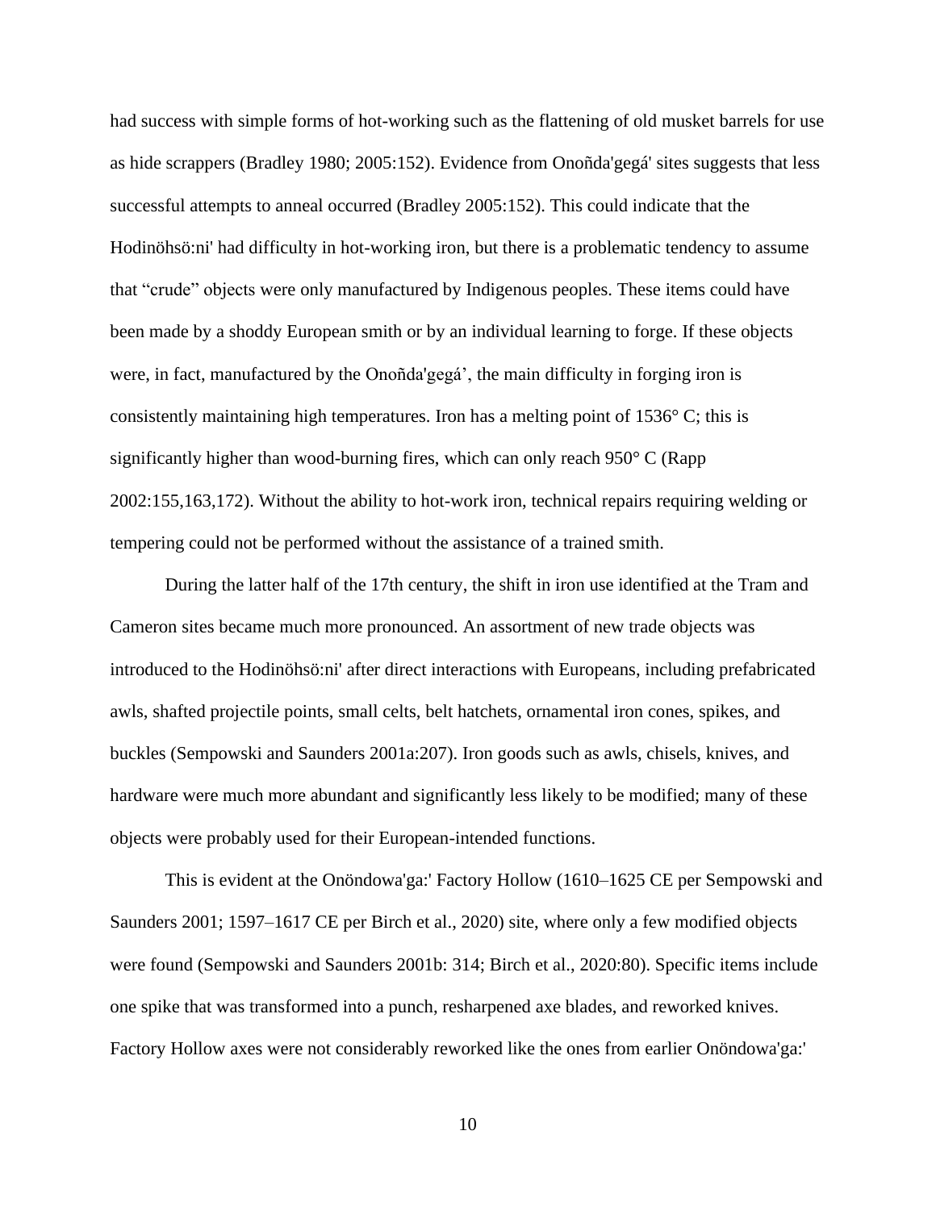had success with simple forms of hot-working such as the flattening of old musket barrels for use as hide scrappers (Bradley 1980; 2005:152). Evidence from Onoñda'gegá' sites suggests that less successful attempts to anneal occurred (Bradley 2005:152). This could indicate that the Hodinöhsö:ni' had difficulty in hot-working iron, but there is a problematic tendency to assume that "crude" objects were only manufactured by Indigenous peoples. These items could have been made by a shoddy European smith or by an individual learning to forge. If these objects were, in fact, manufactured by the Onoñda'gegá', the main difficulty in forging iron is consistently maintaining high temperatures. Iron has a melting point of 1536° C; this is significantly higher than wood-burning fires, which can only reach 950° C (Rapp 2002:155,163,172). Without the ability to hot-work iron, technical repairs requiring welding or tempering could not be performed without the assistance of a trained smith.

During the latter half of the 17th century, the shift in iron use identified at the Tram and Cameron sites became much more pronounced. An assortment of new trade objects was introduced to the Hodinöhsö:ni' after direct interactions with Europeans, including prefabricated awls, shafted projectile points, small celts, belt hatchets, ornamental iron cones, spikes, and buckles (Sempowski and Saunders 2001a:207). Iron goods such as awls, chisels, knives, and hardware were much more abundant and significantly less likely to be modified; many of these objects were probably used for their European-intended functions.

This is evident at the Onöndowa'ga:' Factory Hollow (1610–1625 CE per Sempowski and Saunders 2001; 1597–1617 CE per Birch et al., 2020) site, where only a few modified objects were found (Sempowski and Saunders 2001b: 314; Birch et al., 2020:80). Specific items include one spike that was transformed into a punch, resharpened axe blades, and reworked knives. Factory Hollow axes were not considerably reworked like the ones from earlier Onöndowa'ga:'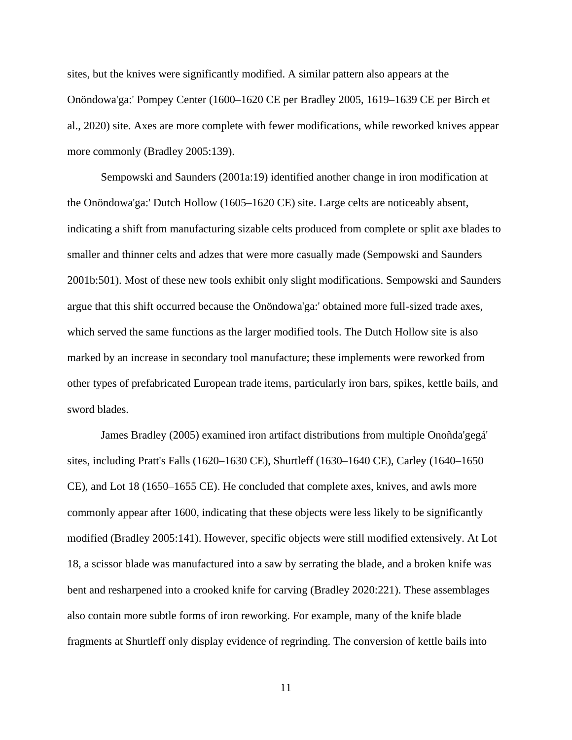sites, but the knives were significantly modified. A similar pattern also appears at the Onöndowa'ga:' Pompey Center (1600–1620 CE per Bradley 2005, 1619–1639 CE per Birch et al., 2020) site. Axes are more complete with fewer modifications, while reworked knives appear more commonly (Bradley 2005:139).

Sempowski and Saunders (2001a:19) identified another change in iron modification at the Onöndowa'ga:' Dutch Hollow (1605–1620 CE) site. Large celts are noticeably absent, indicating a shift from manufacturing sizable celts produced from complete or split axe blades to smaller and thinner celts and adzes that were more casually made (Sempowski and Saunders 2001b:501). Most of these new tools exhibit only slight modifications. Sempowski and Saunders argue that this shift occurred because the Onöndowa'ga:' obtained more full-sized trade axes, which served the same functions as the larger modified tools. The Dutch Hollow site is also marked by an increase in secondary tool manufacture; these implements were reworked from other types of prefabricated European trade items, particularly iron bars, spikes, kettle bails, and sword blades.

James Bradley (2005) examined iron artifact distributions from multiple Onoñda'gegá' sites, including Pratt's Falls (1620–1630 CE), Shurtleff (1630–1640 CE), Carley (1640–1650 CE), and Lot 18 (1650–1655 CE). He concluded that complete axes, knives, and awls more commonly appear after 1600, indicating that these objects were less likely to be significantly modified (Bradley 2005:141). However, specific objects were still modified extensively. At Lot 18, a scissor blade was manufactured into a saw by serrating the blade, and a broken knife was bent and resharpened into a crooked knife for carving (Bradley 2020:221). These assemblages also contain more subtle forms of iron reworking. For example, many of the knife blade fragments at Shurtleff only display evidence of regrinding. The conversion of kettle bails into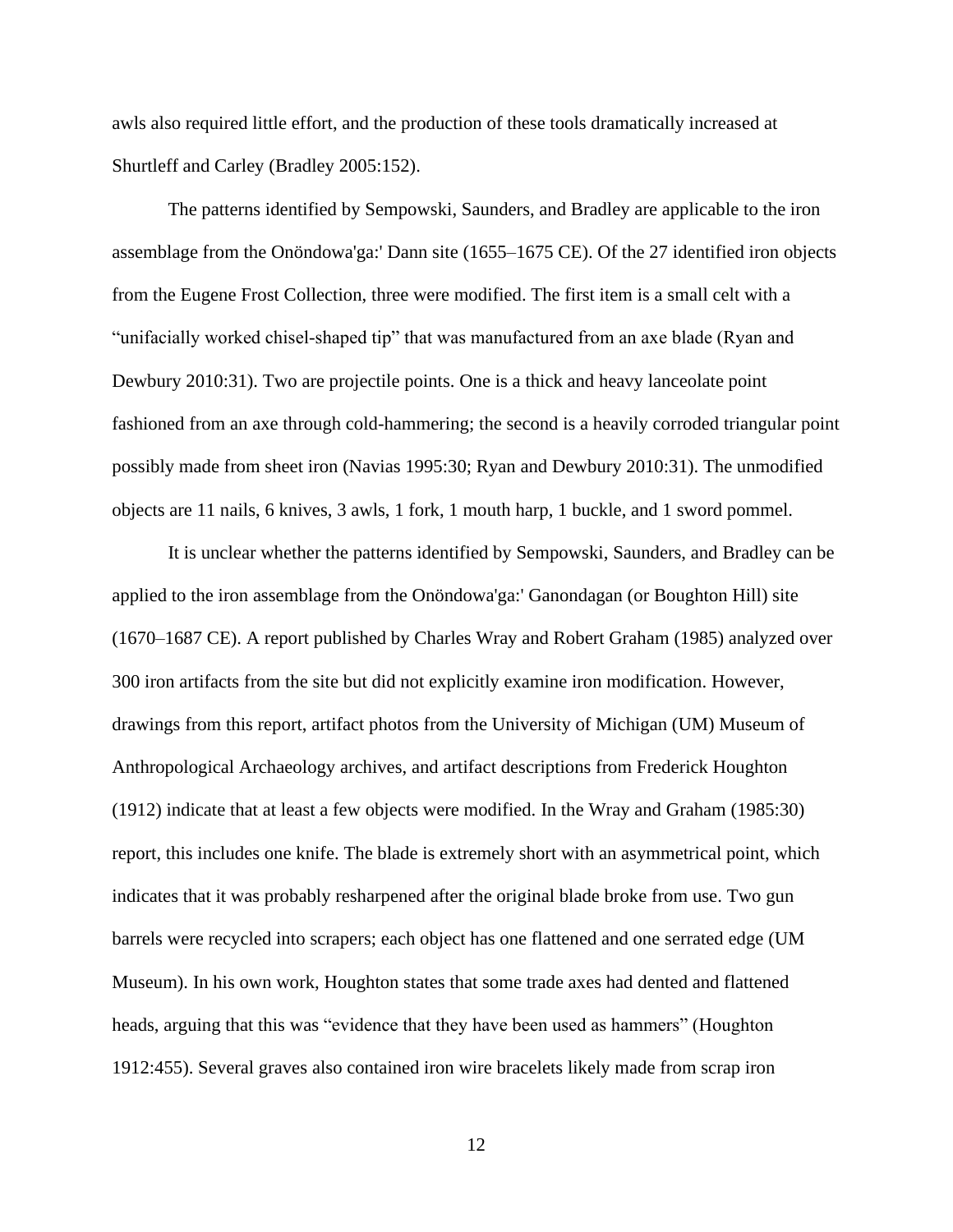awls also required little effort, and the production of these tools dramatically increased at Shurtleff and Carley (Bradley 2005:152).

The patterns identified by Sempowski, Saunders, and Bradley are applicable to the iron assemblage from the Onöndowa'ga:' Dann site (1655–1675 CE). Of the 27 identified iron objects from the Eugene Frost Collection, three were modified. The first item is a small celt with a "unifacially worked chisel-shaped tip" that was manufactured from an axe blade (Ryan and Dewbury 2010:31). Two are projectile points. One is a thick and heavy lanceolate point fashioned from an axe through cold-hammering; the second is a heavily corroded triangular point possibly made from sheet iron (Navias 1995:30; Ryan and Dewbury 2010:31). The unmodified objects are 11 nails, 6 knives, 3 awls, 1 fork, 1 mouth harp, 1 buckle, and 1 sword pommel.

It is unclear whether the patterns identified by Sempowski, Saunders, and Bradley can be applied to the iron assemblage from the Onöndowa'ga:' Ganondagan (or Boughton Hill) site (1670–1687 CE). A report published by Charles Wray and Robert Graham (1985) analyzed over 300 iron artifacts from the site but did not explicitly examine iron modification. However, drawings from this report, artifact photos from the University of Michigan (UM) Museum of Anthropological Archaeology archives, and artifact descriptions from Frederick Houghton (1912) indicate that at least a few objects were modified. In the Wray and Graham (1985:30) report, this includes one knife. The blade is extremely short with an asymmetrical point, which indicates that it was probably resharpened after the original blade broke from use. Two gun barrels were recycled into scrapers; each object has one flattened and one serrated edge (UM Museum). In his own work, Houghton states that some trade axes had dented and flattened heads, arguing that this was "evidence that they have been used as hammers" (Houghton 1912:455). Several graves also contained iron wire bracelets likely made from scrap iron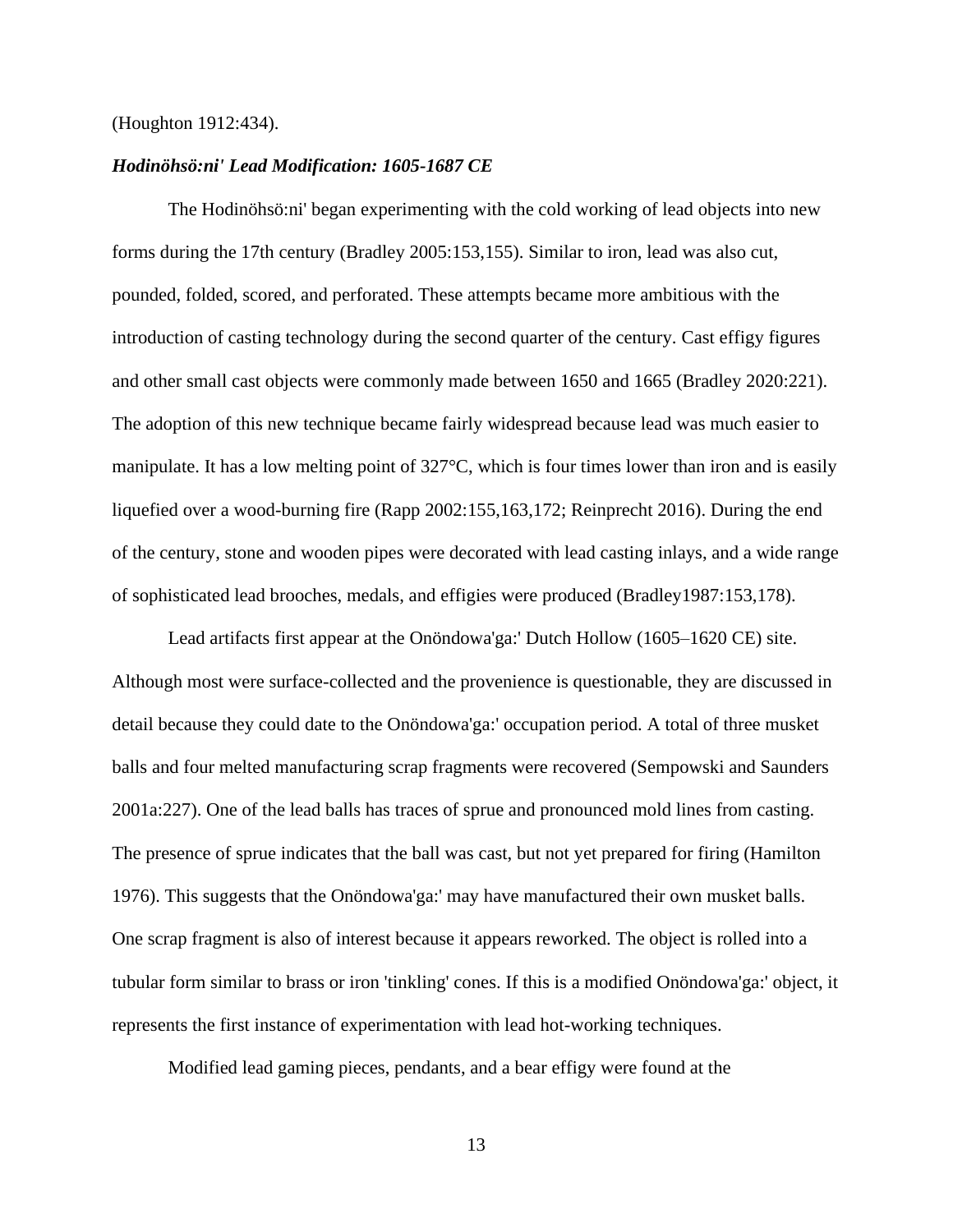(Houghton 1912:434).

### *Hodinöhsö:ni' Lead Modification: 1605-1687 CE*

The Hodinöhsö:ni' began experimenting with the cold working of lead objects into new forms during the 17th century (Bradley 2005:153,155). Similar to iron, lead was also cut, pounded, folded, scored, and perforated. These attempts became more ambitious with the introduction of casting technology during the second quarter of the century. Cast effigy figures and other small cast objects were commonly made between 1650 and 1665 (Bradley 2020:221). The adoption of this new technique became fairly widespread because lead was much easier to manipulate. It has a low melting point of 327°C, which is four times lower than iron and is easily liquefied over a wood-burning fire (Rapp 2002:155,163,172; Reinprecht 2016). During the end of the century, stone and wooden pipes were decorated with lead casting inlays, and a wide range of sophisticated lead brooches, medals, and effigies were produced (Bradley1987:153,178).

Lead artifacts first appear at the Onöndowa'ga:' Dutch Hollow (1605–1620 CE) site. Although most were surface-collected and the provenience is questionable, they are discussed in detail because they could date to the Onöndowa'ga:' occupation period. A total of three musket balls and four melted manufacturing scrap fragments were recovered (Sempowski and Saunders 2001a:227). One of the lead balls has traces of sprue and pronounced mold lines from casting. The presence of sprue indicates that the ball was cast, but not yet prepared for firing (Hamilton 1976). This suggests that the Onöndowa'ga:' may have manufactured their own musket balls. One scrap fragment is also of interest because it appears reworked. The object is rolled into a tubular form similar to brass or iron 'tinkling' cones. If this is a modified Onöndowa'ga:' object, it represents the first instance of experimentation with lead hot-working techniques.

Modified lead gaming pieces, pendants, and a bear effigy were found at the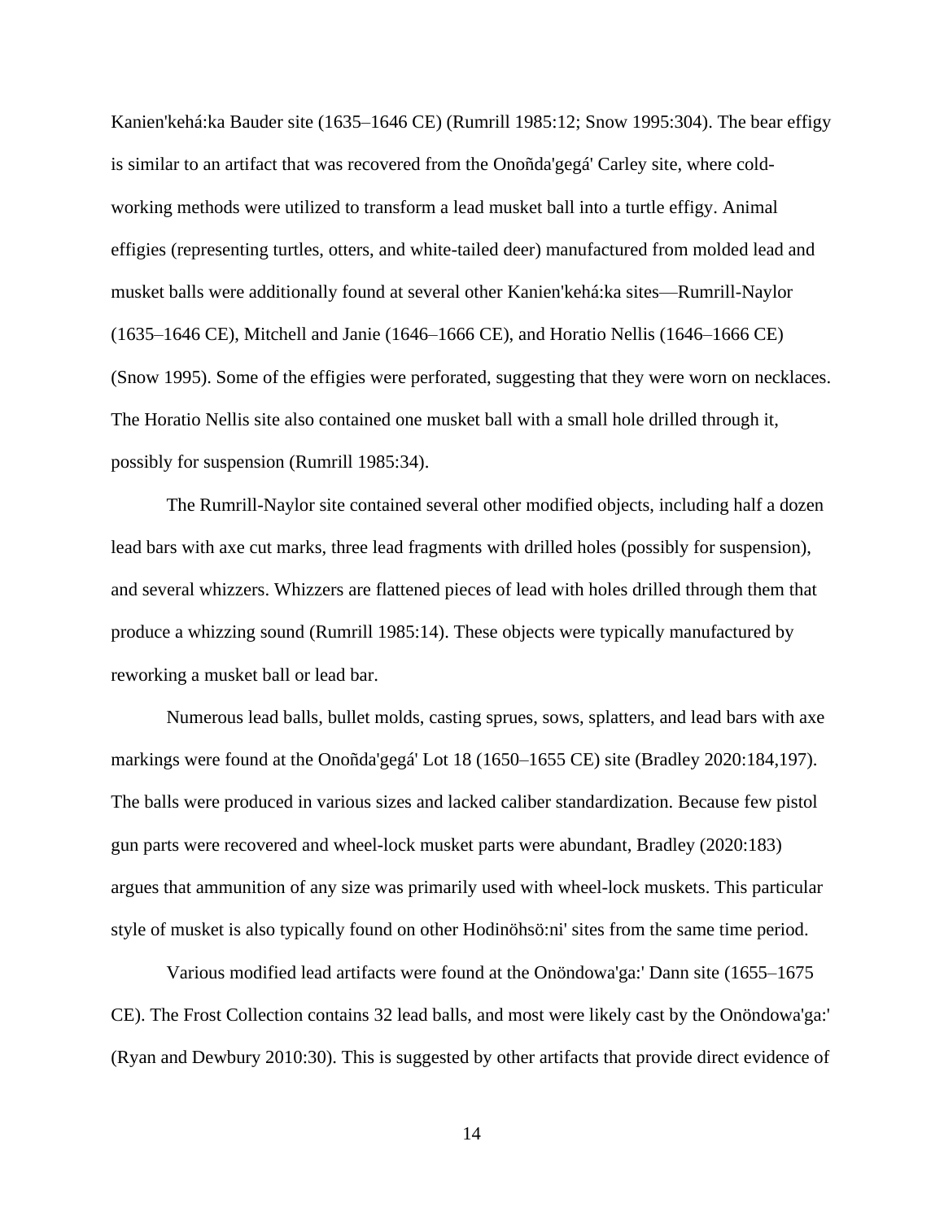Kanien'kehá:ka Bauder site (1635–1646 CE) (Rumrill 1985:12; Snow 1995:304). The bear effigy is similar to an artifact that was recovered from the Onoñda'gegá' Carley site, where cold-working methods were utilized to transform a lead musket ball into a turtle effigy. Animal effigies (representing turtles, otters, and white-tailed deer) manufactured from molded lead and musket balls were additionally found at several other Kanien'kehá:ka sites—Rumrill-Naylor (1635–1646 CE), Mitchell and Janie (1646–1666 CE), and Horatio Nellis (1646–1666 CE) (Snow 1995). Some of the effigies were perforated, suggesting that they were worn on necklaces. The Horatio Nellis site also contained one musket ball with a small hole drilled through it, possibly for suspension (Rumrill 1985:34).

The Rumrill-Naylor site contained several other modified objects, including half a dozen lead bars with axe cut marks, three lead fragments with drilled holes (possibly for suspension), and several whizzers. Whizzers are flattened pieces of lead with holes drilled through them that produce a whizzing sound (Rumrill 1985:14). These objects were typically manufactured by reworking a musket ball or lead bar.

Numerous lead balls, bullet molds, casting sprues, sows, splatters, and lead bars with axe markings were found at the Onoñda'gegá' Lot 18 (1650–1655 CE) site (Bradley 2020:184,197). The balls were produced in various sizes and lacked caliber standardization. Because few pistol gun parts were recovered and wheel-lock musket parts were abundant, Bradley (2020:183) argues that ammunition of any size was primarily used with wheel-lock muskets. This particular style of musket is also typically found on other Hodinöhsö:ni' sites from the same time period.

Various modified lead artifacts were found at the Onöndowa'ga:' Dann site (1655–1675 CE). The Frost Collection contains 32 lead balls, and most were likely cast by the Onöndowa'ga:' (Ryan and Dewbury 2010:30). This is suggested by other artifacts that provide direct evidence of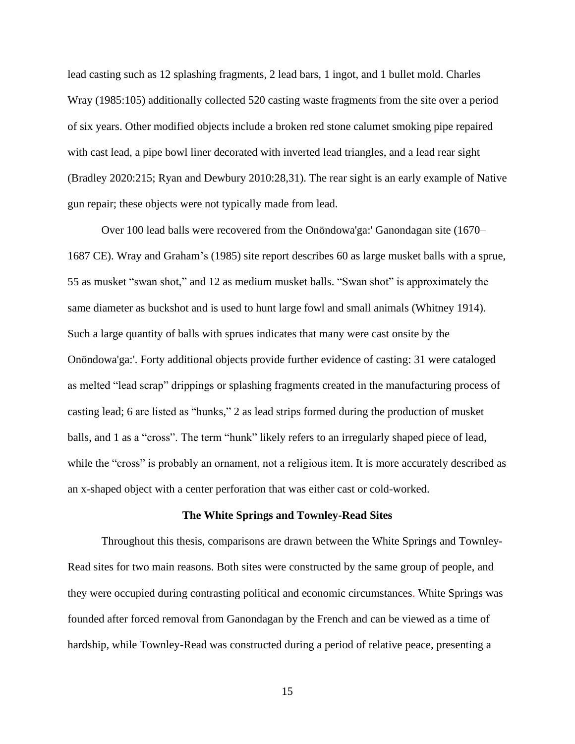lead casting such as 12 splashing fragments, 2 lead bars, 1 ingot, and 1 bullet mold. Charles Wray (1985:105) additionally collected 520 casting waste fragments from the site over a period of six years. Other modified objects include a broken red stone calumet smoking pipe repaired with cast lead, a pipe bowl liner decorated with inverted lead triangles, and a lead rear sight (Bradley 2020:215; Ryan and Dewbury 2010:28,31). The rear sight is an early example of Native gun repair; these objects were not typically made from lead.

Over 100 lead balls were recovered from the Onöndowa'ga:' Ganondagan site (1670–1687 CE). Wray and Graham's (1985) site report describes 60 as large musket balls with a sprue, 55 as musket "swan shot," and 12 as medium musket balls. "Swan shot" is approximately the same diameter as buckshot and is used to hunt large fowl and small animals (Whitney 1914). Such a large quantity of balls with sprues indicates that many were cast onsite by the Onöndowa'ga:'. Forty additional objects provide further evidence of casting: 31 were cataloged as melted "lead scrap" drippings or splashing fragments created in the manufacturing process of casting lead; 6 are listed as "hunks," 2 as lead strips formed during the production of musket balls, and 1 as a "cross". The term "hunk" likely refers to an irregularly shaped piece of lead, while the "cross" is probably an ornament, not a religious item. It is more accurately described as an x-shaped object with a center perforation that was either cast or cold-worked.

## The White Springs and Townley-Read Sites

Throughout this thesis, comparisons are drawn between the White Springs and Townley-Read sites for two main reasons. Both sites were constructed by the same group of people, and they were occupied during contrasting political and economic circumstances. White Springs was founded after forced removal from Ganondagan by the French and can be viewed as a time of hardship, while Townley-Read was constructed during a period of relative peace, presenting a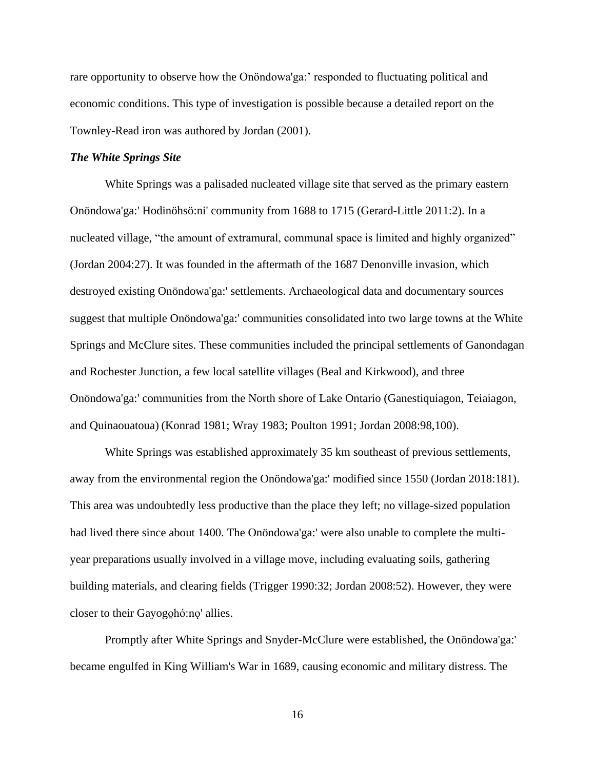rare opportunity to observe how the Onöndowa'ga:' responded to fluctuating political and economic conditions. This type of investigation is possible because a detailed report on the Townley-Read iron was authored by Jordan (2001).

### *The White Springs Site*

White Springs was a palisaded nucleated village site that served as the primary eastern Onöndowa'ga:' Hodinöhsö:ni' community from 1688 to 1715 (Gerard-Little 2011:2). In a nucleated village, "the amount of extramural, communal space is limited and highly organized" (Jordan 2004:27). It was founded in the aftermath of the 1687 Denonville invasion, which destroyed existing Onöndowa'ga:' settlements. Archaeological data and documentary sources suggest that multiple Onöndowa'ga:' communities consolidated into two large towns at the White Springs and McClure sites. These communities included the principal settlements of Ganondagan and Rochester Junction, a few local satellite villages (Beal and Kirkwood), and three Onöndowa'ga:' communities from the North shore of Lake Ontario (Ganestiquiagon, Teiaiagon, and Quinaouatoua) (Konrad 1981; Wray 1983; Poulton 1991; Jordan 2008:98,100).

White Springs was established approximately 35 km southeast of previous settlements, away from the environmental region the Onöndowa'ga:' modified since 1550 (Jordan 2018:181). This area was undoubtedly less productive than the place they left; no village-sized population had lived there since about 1400. The Onöndowa'ga:' were also unable to complete the multi-year preparations usually involved in a village move, including evaluating soils, gathering building materials, and clearing fields (Trigger 1990:32; Jordan 2008:52). However, they were closer to their Gayogo̱hó:nǫ' allies.

Promptly after White Springs and Snyder-McClure were established, the Onöndowa'ga:' became engulfed in King William's War in 1689, causing economic and military distress. The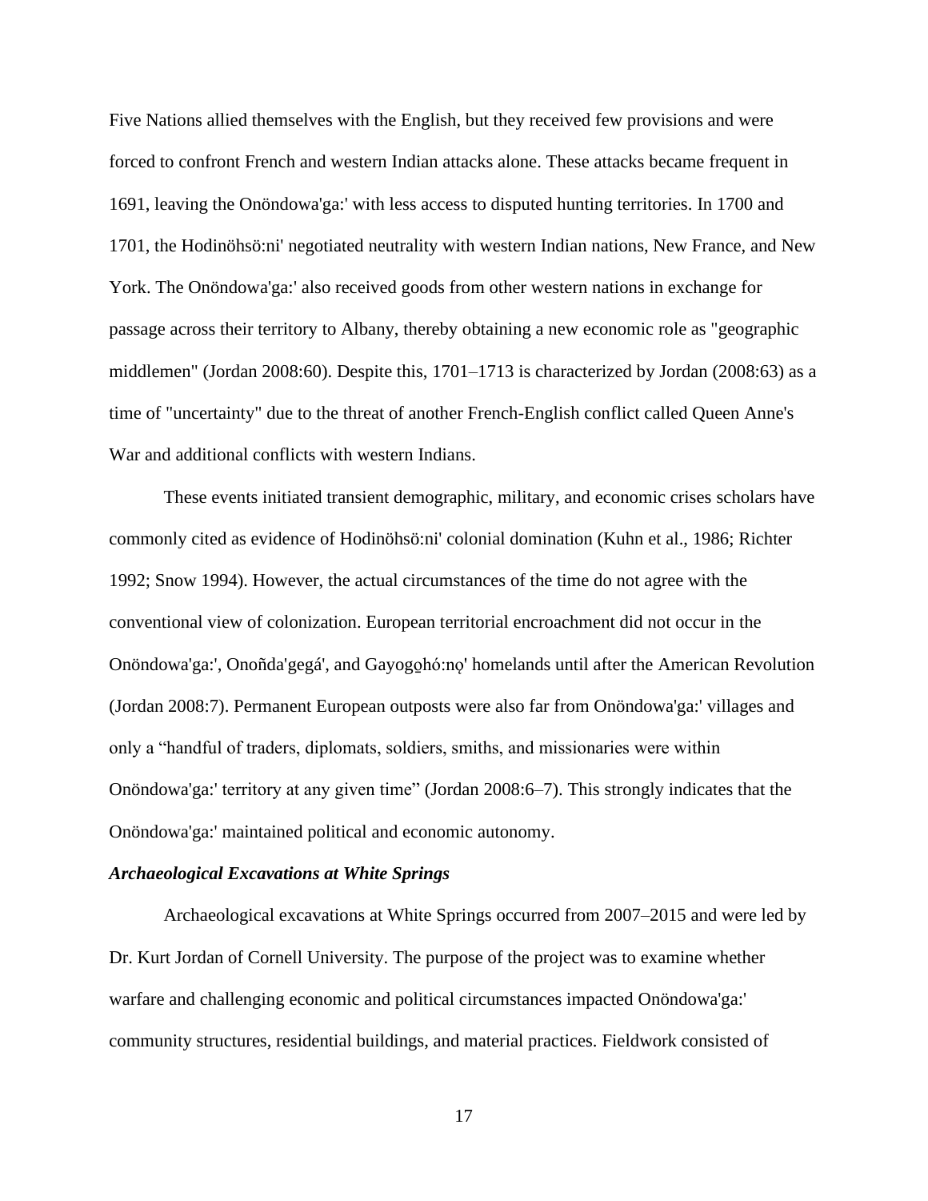Five Nations allied themselves with the English, but they received few provisions and were forced to confront French and western Indian attacks alone. These attacks became frequent in 1691, leaving the Onöndowa'ga:' with less access to disputed hunting territories. In 1700 and 1701, the Hodinöhsö:ni' negotiated neutrality with western Indian nations, New France, and New York. The Onöndowa'ga:' also received goods from other western nations in exchange for passage across their territory to Albany, thereby obtaining a new economic role as "geographic middlemen" (Jordan 2008:60). Despite this, 1701–1713 is characterized by Jordan (2008:63) as a time of "uncertainty" due to the threat of another French-English conflict called Queen Anne's War and additional conflicts with western Indians.

These events initiated transient demographic, military, and economic crises scholars have commonly cited as evidence of Hodinöhsö:ni' colonial domination (Kuhn et al., 1986; Richter 1992; Snow 1994). However, the actual circumstances of the time do not agree with the conventional view of colonization. European territorial encroachment did not occur in the Onöndowa'ga:', Onoñda'gegá', and Gayogo̱hó:nǫ' homelands until after the American Revolution (Jordan 2008:7). Permanent European outposts were also far from Onöndowa'ga:' villages and only a "handful of traders, diplomats, soldiers, smiths, and missionaries were within Onöndowa'ga:' territory at any given time" (Jordan 2008:6–7). This strongly indicates that the Onöndowa'ga:' maintained political and economic autonomy.

### *Archaeological Excavations at White Springs*

Archaeological excavations at White Springs occurred from 2007–2015 and were led by Dr. Kurt Jordan of Cornell University. The purpose of the project was to examine whether warfare and challenging economic and political circumstances impacted Onöndowa'ga:' community structures, residential buildings, and material practices. Fieldwork consisted of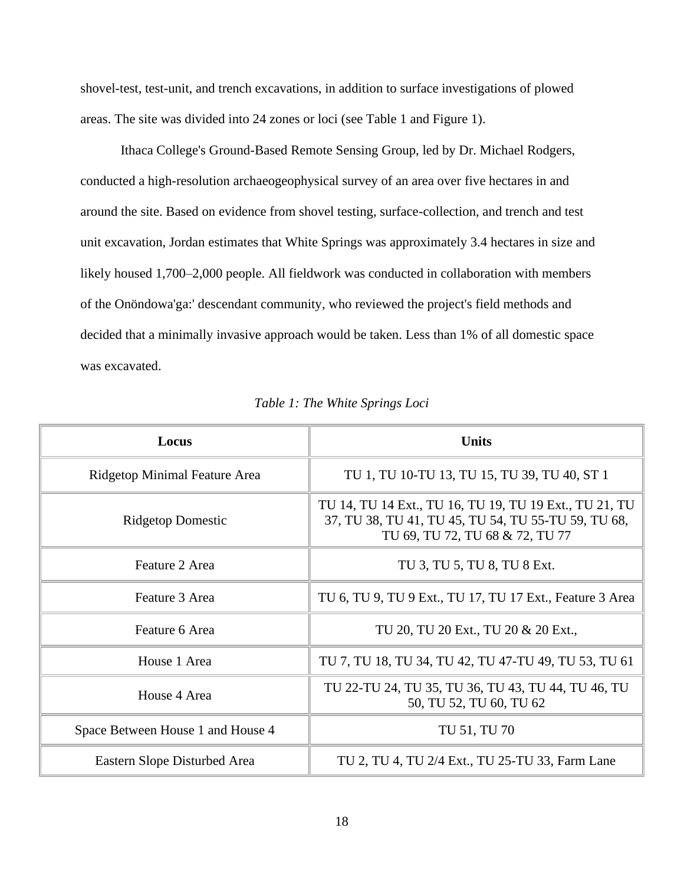shovel-test, test-unit, and trench excavations, in addition to surface investigations of plowed areas. The site was divided into 24 zones or loci (see Table 1 and Figure 1).

Ithaca College's Ground-Based Remote Sensing Group, led by Dr. Michael Rodgers, conducted a high-resolution archaeogeophysical survey of an area over five hectares in and around the site. Based on evidence from shovel testing, surface-collection, and trench and test unit excavation, Jordan estimates that White Springs was approximately 3.4 hectares in size and likely housed 1,700–2,000 people. All fieldwork was conducted in collaboration with members of the Onöndowa'ga:' descendant community, who reviewed the project's field methods and decided that a minimally invasive approach would be taken. Less than 1% of all domestic space was excavated.

*Table 1: The White Springs Loci*

| Locus | Units |
|---|---|
| Ridgetop Minimal Feature Area | TU 1, TU 10-TU 13, TU 15, TU 39, TU 40, ST 1 |
| Ridgetop Domestic | TU 14, TU 14 Ext., TU 16, TU 19, TU 19 Ext., TU 21, TU 37, TU 38, TU 41, TU 45, TU 54, TU 55-TU 59, TU 68, TU 69, TU 72, TU 68 & 72, TU 77 |
| Feature 2 Area | TU 3, TU 5, TU 8, TU 8 Ext. |
| Feature 3 Area | TU 6, TU 9, TU 9 Ext., TU 17, TU 17 Ext., Feature 3 Area |
| Feature 6 Area | TU 20, TU 20 Ext., TU 20 & 20 Ext., |
| House 1 Area | TU 7, TU 18, TU 34, TU 42, TU 47-TU 49, TU 53, TU 61 |
| House 4 Area | TU 22-TU 24, TU 35, TU 36, TU 43, TU 44, TU 46, TU 50, TU 52, TU 60, TU 62 |
| Space Between House 1 and House 4 | TU 51, TU 70 |
| Eastern Slope Disturbed Area | TU 2, TU 4, TU 2/4 Ext., TU 25-TU 33, Farm Lane |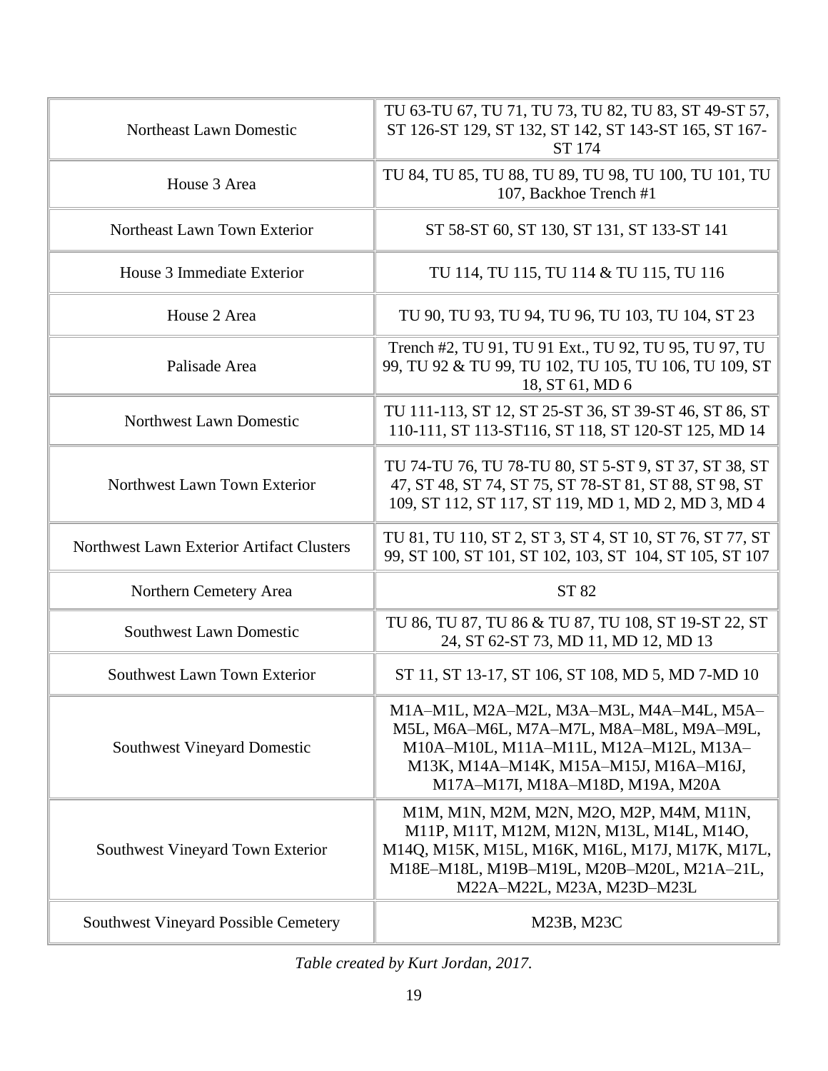| | |
|---|---|
| Northeast Lawn Domestic | TU 63-TU 67, TU 71, TU 73, TU 82, TU 83, ST 49-ST 57, ST 126-ST 129, ST 132, ST 142, ST 143-ST 165, ST 167-ST 174 |
| House 3 Area | TU 84, TU 85, TU 88, TU 89, TU 98, TU 100, TU 101, TU 107, Backhoe Trench #1 |
| Northeast Lawn Town Exterior | ST 58-ST 60, ST 130, ST 131, ST 133-ST 141 |
| House 3 Immediate Exterior | TU 114, TU 115, TU 114 & TU 115, TU 116 |
| House 2 Area | TU 90, TU 93, TU 94, TU 96, TU 103, TU 104, ST 23 |
| Palisade Area | Trench #2, TU 91, TU 91 Ext., TU 92, TU 95, TU 97, TU 99, TU 92 & TU 99, TU 102, TU 105, TU 106, TU 109, ST 18, ST 61, MD 6 |
| Northwest Lawn Domestic | TU 111-113, ST 12, ST 25-ST 36, ST 39-ST 46, ST 86, ST 110-111, ST 113-ST116, ST 118, ST 120-ST 125, MD 14 |
| Northwest Lawn Town Exterior | TU 74-TU 76, TU 78-TU 80, ST 5-ST 9, ST 37, ST 38, ST 47, ST 48, ST 74, ST 75, ST 78-ST 81, ST 88, ST 98, ST 109, ST 112, ST 117, ST 119, MD 1, MD 2, MD 3, MD 4 |
| Northwest Lawn Exterior Artifact Clusters | TU 81, TU 110, ST 2, ST 3, ST 4, ST 10, ST 76, ST 77, ST 99, ST 100, ST 101, ST 102, 103, ST 104, ST 105, ST 107 |
| Northern Cemetery Area | ST 82 |
| Southwest Lawn Domestic | TU 86, TU 87, TU 86 & TU 87, TU 108, ST 19-ST 22, ST 24, ST 62-ST 73, MD 11, MD 12, MD 13 |
| Southwest Lawn Town Exterior | ST 11, ST 13-17, ST 106, ST 108, MD 5, MD 7-MD 10 |
| Southwest Vineyard Domestic | M1A–M1L, M2A–M2L, M3A–M3L, M4A–M4L, M5A–M5L, M6A–M6L, M7A–M7L, M8A–M8L, M9A–M9L, M10A–M10L, M11A–M11L, M12A–M12L, M13A–M13K, M14A–M14K, M15A–M15J, M16A–M16J, M17A–M17I, M18A–M18D, M19A, M20A |
| Southwest Vineyard Town Exterior | M1M, M1N, M2M, M2N, M2O, M2P, M4M, M11N, M11P, M11T, M12M, M12N, M13L, M14L, M14O, M14Q, M15K, M15L, M16K, M16L, M17J, M17K, M17L, M18E–M18L, M19B–M19L, M20B–M20L, M21A–21L, M22A–M22L, M23A, M23D–M23L |
| Southwest Vineyard Possible Cemetery | M23B, M23C |

*Table created by Kurt Jordan, 2017.*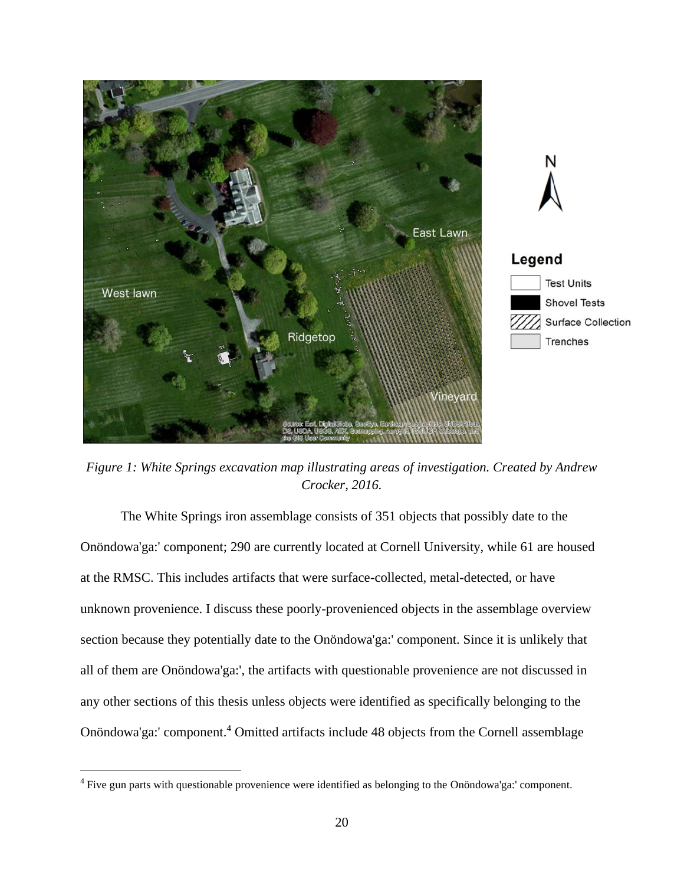*Figure 1: White Springs excavation map illustrating areas of investigation. Created by Andrew Crocker, 2016.*

The White Springs iron assemblage consists of 351 objects that possibly date to the Onöndowa'ga:' component; 290 are currently located at Cornell University, while 61 are housed at the RMSC. This includes artifacts that were surface-collected, metal-detected, or have unknown provenience. I discuss these poorly-provenienced objects in the assemblage overview section because they potentially date to the Onöndowa'ga:' component. Since it is unlikely that all of them are Onöndowa'ga:', the artifacts with questionable provenience are not discussed in any other sections of this thesis unless objects were identified as specifically belonging to the Onöndowa'ga:' component.[4] Omitted artifacts include 48 objects from the Cornell assemblage

[4] Five gun parts with questionable provenience were identified as belonging to the Onöndowa'ga:' component.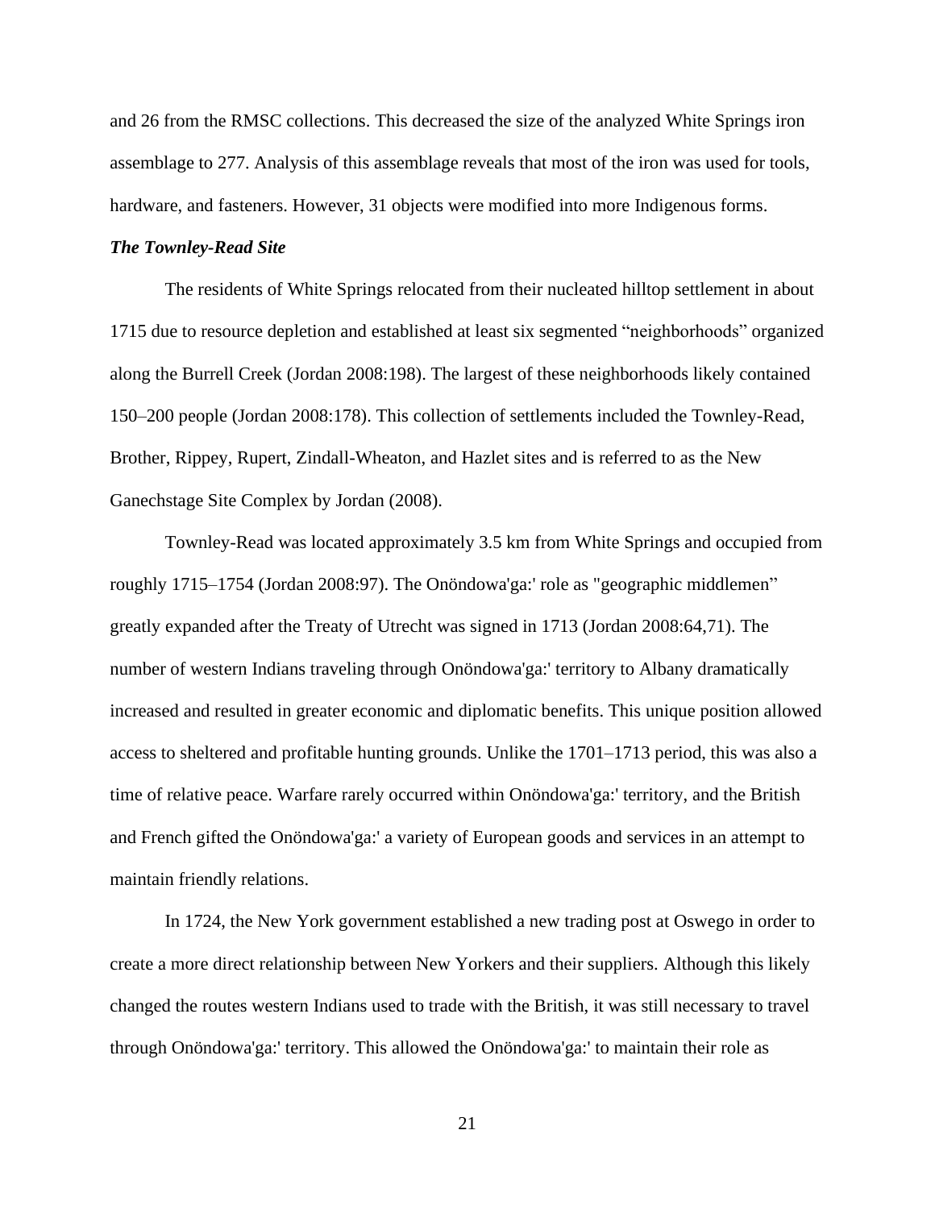and 26 from the RMSC collections. This decreased the size of the analyzed White Springs iron assemblage to 277. Analysis of this assemblage reveals that most of the iron was used for tools, hardware, and fasteners. However, 31 objects were modified into more Indigenous forms.

### *The Townley-Read Site*

The residents of White Springs relocated from their nucleated hilltop settlement in about 1715 due to resource depletion and established at least six segmented "neighborhoods" organized along the Burrell Creek (Jordan 2008:198). The largest of these neighborhoods likely contained 150–200 people (Jordan 2008:178). This collection of settlements included the Townley-Read, Brother, Rippey, Rupert, Zindall-Wheaton, and Hazlet sites and is referred to as the New Ganechstage Site Complex by Jordan (2008).

Townley-Read was located approximately 3.5 km from White Springs and occupied from roughly 1715–1754 (Jordan 2008:97). The Onöndowa'ga:' role as "geographic middlemen" greatly expanded after the Treaty of Utrecht was signed in 1713 (Jordan 2008:64,71). The number of western Indians traveling through Onöndowa'ga:' territory to Albany dramatically increased and resulted in greater economic and diplomatic benefits. This unique position allowed access to sheltered and profitable hunting grounds. Unlike the 1701–1713 period, this was also a time of relative peace. Warfare rarely occurred within Onöndowa'ga:' territory, and the British and French gifted the Onöndowa'ga:' a variety of European goods and services in an attempt to maintain friendly relations.

In 1724, the New York government established a new trading post at Oswego in order to create a more direct relationship between New Yorkers and their suppliers. Although this likely changed the routes western Indians used to trade with the British, it was still necessary to travel through Onöndowa'ga:' territory. This allowed the Onöndowa'ga:' to maintain their role as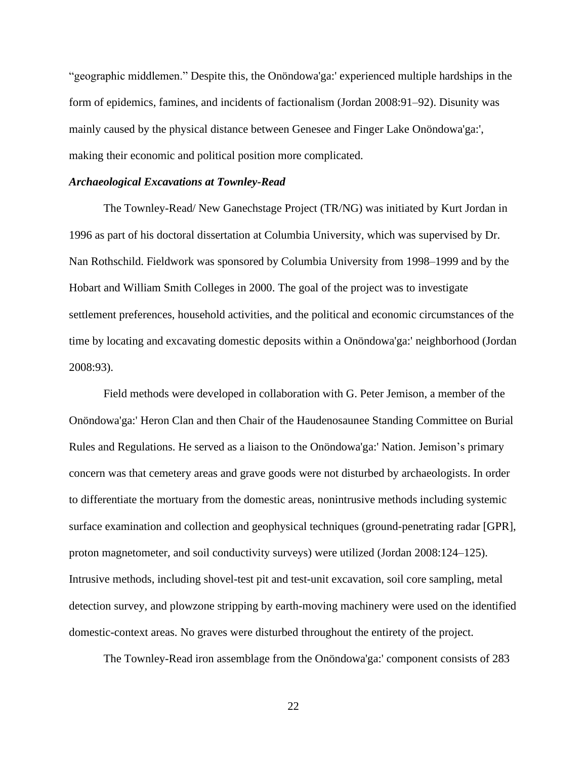"geographic middlemen." Despite this, the Onöndowa'ga:' experienced multiple hardships in the form of epidemics, famines, and incidents of factionalism (Jordan 2008:91–92). Disunity was mainly caused by the physical distance between Genesee and Finger Lake Onöndowa'ga:', making their economic and political position more complicated.

### *Archaeological Excavations at Townley-Read*

The Townley-Read/ New Ganechstage Project (TR/NG) was initiated by Kurt Jordan in 1996 as part of his doctoral dissertation at Columbia University, which was supervised by Dr. Nan Rothschild. Fieldwork was sponsored by Columbia University from 1998–1999 and by the Hobart and William Smith Colleges in 2000. The goal of the project was to investigate settlement preferences, household activities, and the political and economic circumstances of the time by locating and excavating domestic deposits within a Onöndowa'ga:' neighborhood (Jordan 2008:93).

Field methods were developed in collaboration with G. Peter Jemison, a member of the Onöndowa'ga:' Heron Clan and then Chair of the Haudenosaunee Standing Committee on Burial Rules and Regulations. He served as a liaison to the Onöndowa'ga:' Nation. Jemison's primary concern was that cemetery areas and grave goods were not disturbed by archaeologists. In order to differentiate the mortuary from the domestic areas, nonintrusive methods including systemic surface examination and collection and geophysical techniques (ground-penetrating radar [GPR], proton magnetometer, and soil conductivity surveys) were utilized (Jordan 2008:124–125). Intrusive methods, including shovel-test pit and test-unit excavation, soil core sampling, metal detection survey, and plowzone stripping by earth-moving machinery were used on the identified domestic-context areas. No graves were disturbed throughout the entirety of the project.

The Townley-Read iron assemblage from the Onöndowa'ga:' component consists of 283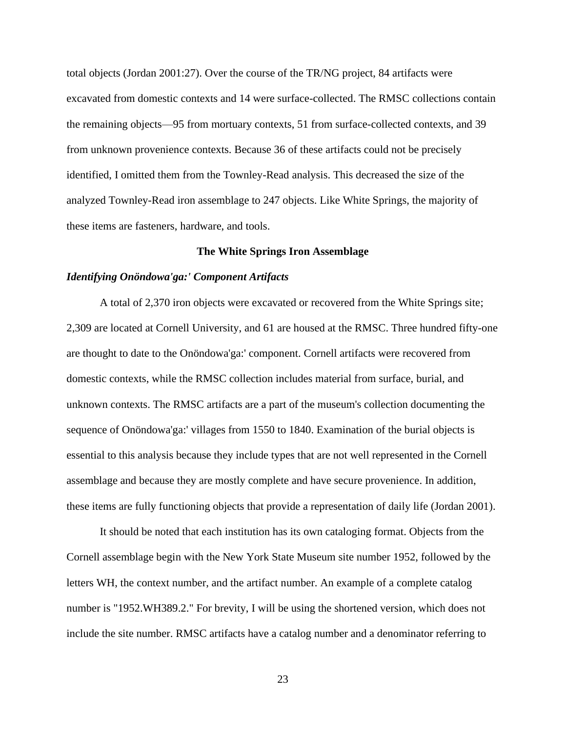total objects (Jordan 2001:27). Over the course of the TR/NG project, 84 artifacts were excavated from domestic contexts and 14 were surface-collected. The RMSC collections contain the remaining objects—95 from mortuary contexts, 51 from surface-collected contexts, and 39 from unknown provenience contexts. Because 36 of these artifacts could not be precisely identified, I omitted them from the Townley-Read analysis. This decreased the size of the analyzed Townley-Read iron assemblage to 247 objects. Like White Springs, the majority of these items are fasteners, hardware, and tools.

## The White Springs Iron Assemblage

### *Identifying Onöndowa'ga:' Component Artifacts*

A total of 2,370 iron objects were excavated or recovered from the White Springs site; 2,309 are located at Cornell University, and 61 are housed at the RMSC. Three hundred fifty-one are thought to date to the Onöndowa'ga:' component. Cornell artifacts were recovered from domestic contexts, while the RMSC collection includes material from surface, burial, and unknown contexts. The RMSC artifacts are a part of the museum's collection documenting the sequence of Onöndowa'ga:' villages from 1550 to 1840. Examination of the burial objects is essential to this analysis because they include types that are not well represented in the Cornell assemblage and because they are mostly complete and have secure provenience. In addition, these items are fully functioning objects that provide a representation of daily life (Jordan 2001).

It should be noted that each institution has its own cataloging format. Objects from the Cornell assemblage begin with the New York State Museum site number 1952, followed by the letters WH, the context number, and the artifact number. An example of a complete catalog number is "1952.WH389.2." For brevity, I will be using the shortened version, which does not include the site number. RMSC artifacts have a catalog number and a denominator referring to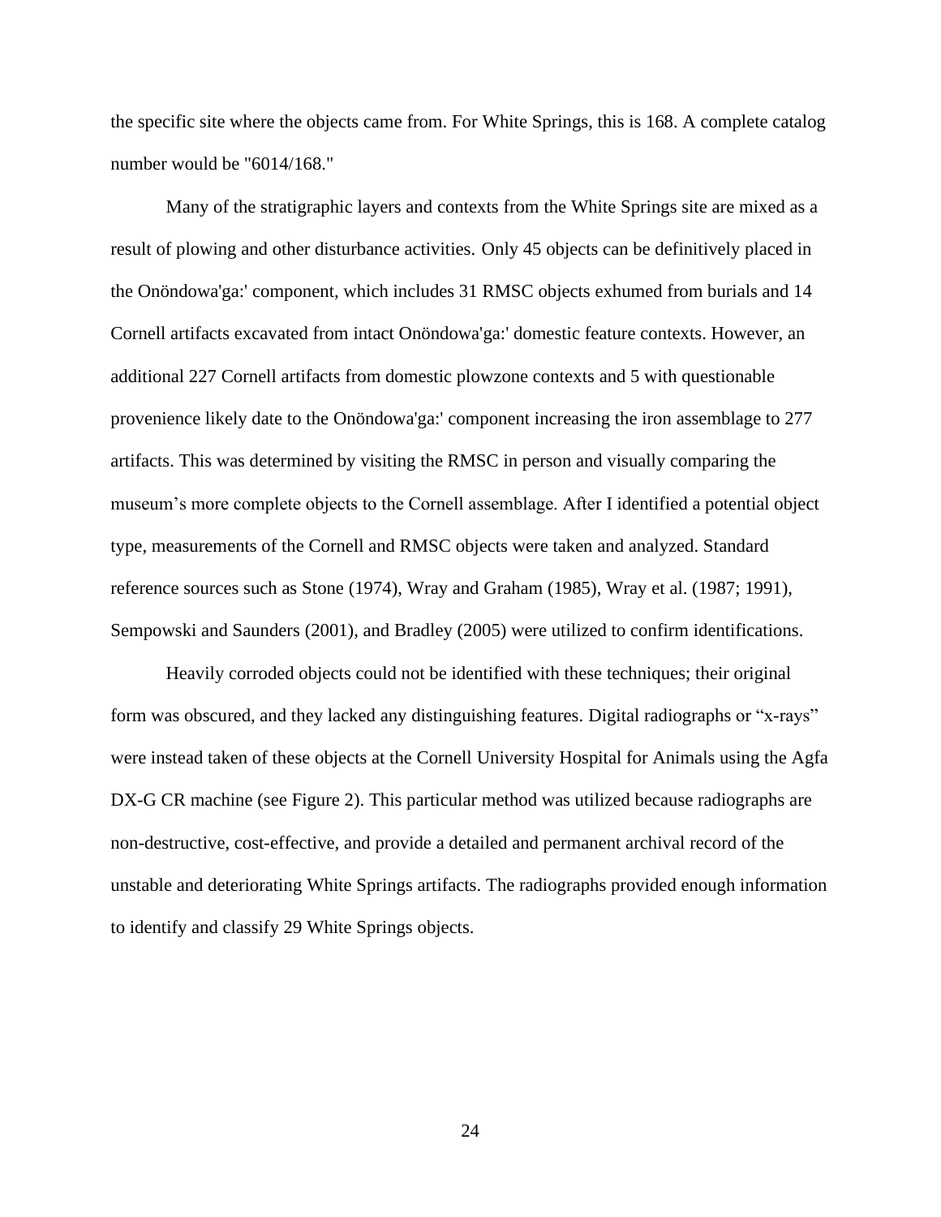the specific site where the objects came from. For White Springs, this is 168. A complete catalog number would be "6014/168."

Many of the stratigraphic layers and contexts from the White Springs site are mixed as a result of plowing and other disturbance activities. Only 45 objects can be definitively placed in the Onöndowa'ga:' component, which includes 31 RMSC objects exhumed from burials and 14 Cornell artifacts excavated from intact Onöndowa'ga:' domestic feature contexts. However, an additional 227 Cornell artifacts from domestic plowzone contexts and 5 with questionable provenience likely date to the Onöndowa'ga:' component increasing the iron assemblage to 277 artifacts. This was determined by visiting the RMSC in person and visually comparing the museum's more complete objects to the Cornell assemblage. After I identified a potential object type, measurements of the Cornell and RMSC objects were taken and analyzed. Standard reference sources such as Stone (1974), Wray and Graham (1985), Wray et al. (1987; 1991), Sempowski and Saunders (2001), and Bradley (2005) were utilized to confirm identifications.

Heavily corroded objects could not be identified with these techniques; their original form was obscured, and they lacked any distinguishing features. Digital radiographs or "x-rays" were instead taken of these objects at the Cornell University Hospital for Animals using the Agfa DX-G CR machine (see Figure 2). This particular method was utilized because radiographs are non-destructive, cost-effective, and provide a detailed and permanent archival record of the unstable and deteriorating White Springs artifacts. The radiographs provided enough information to identify and classify 29 White Springs objects.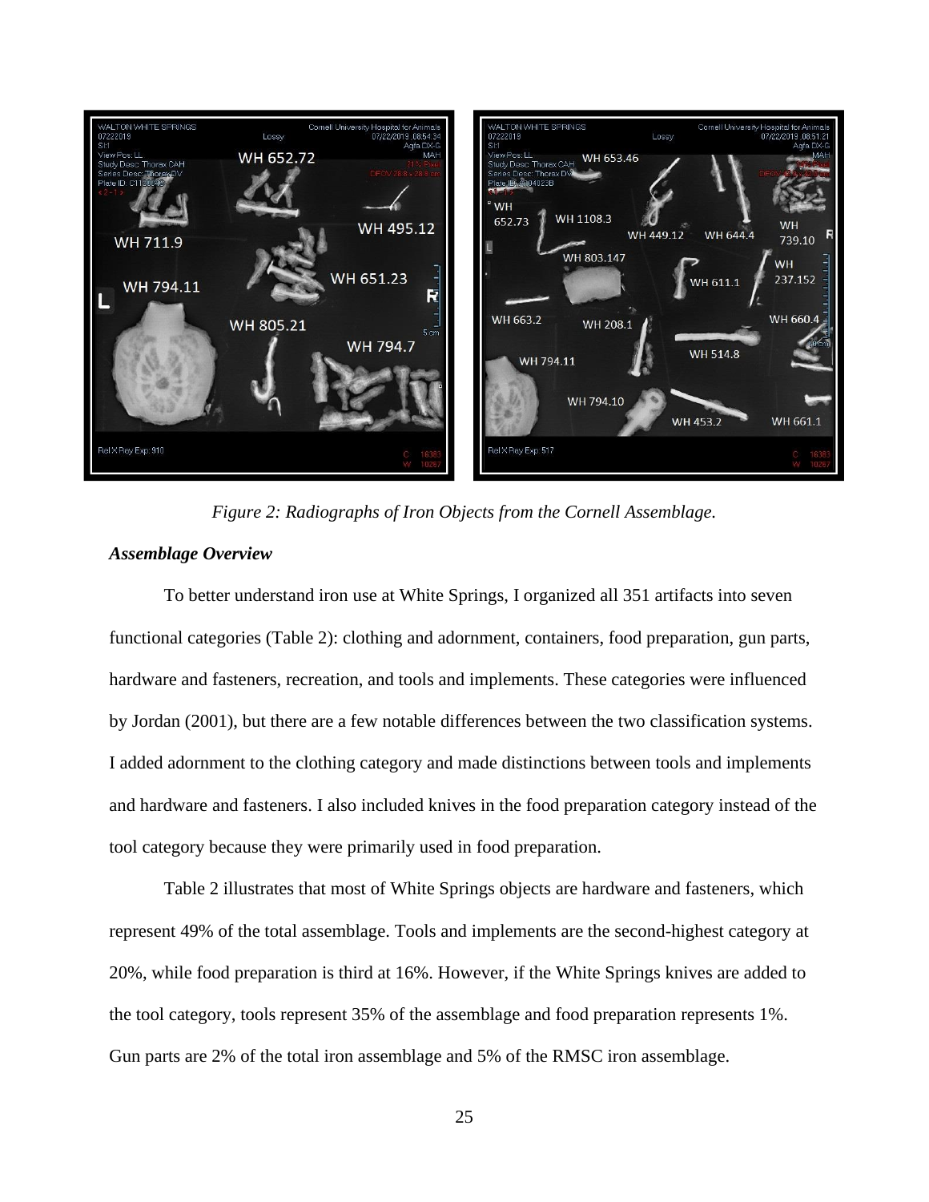*Figure 2: Radiographs of Iron Objects from the Cornell Assemblage.*

***Assemblage Overview***

To better understand iron use at White Springs, I organized all 351 artifacts into seven functional categories (Table 2): clothing and adornment, containers, food preparation, gun parts, hardware and fasteners, recreation, and tools and implements. These categories were influenced by Jordan (2001), but there are a few notable differences between the two classification systems. I added adornment to the clothing category and made distinctions between tools and implements and hardware and fasteners. I also included knives in the food preparation category instead of the tool category because they were primarily used in food preparation.

Table 2 illustrates that most of White Springs objects are hardware and fasteners, which represent 49% of the total assemblage. Tools and implements are the second-highest category at 20%, while food preparation is third at 16%. However, if the White Springs knives are added to the tool category, tools represent 35% of the assemblage and food preparation represents 1%. Gun parts are 2% of the total iron assemblage and 5% of the RMSC iron assemblage.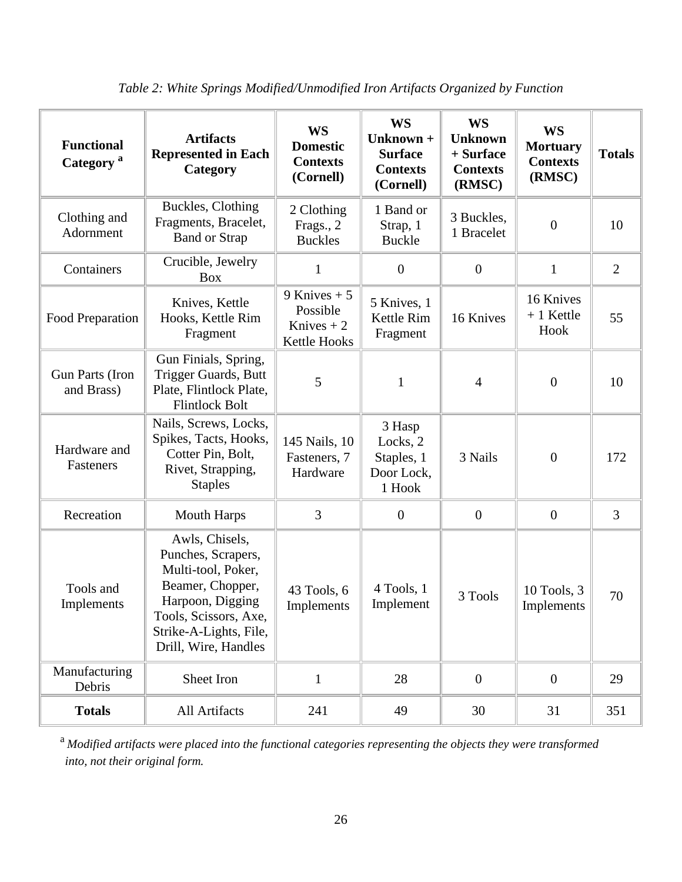*Table 2: White Springs Modified/Unmodified Iron Artifacts Organized by Function*

| Functional Category [a] | Artifacts Represented in Each Category | WS Domestic Contexts (Cornell) | WS Unknown + Surface Contexts (Cornell) | WS Unknown + Surface Contexts (RMSC) | WS Mortuary Contexts (RMSC) | Totals |
|---|---|---|---|---|---|---|
| Clothing and Adornment | Buckles, Clothing Fragments, Bracelet, Band or Strap | 2 Clothing Frags., 2 Buckles | 1 Band or Strap, 1 Buckle | 3 Buckles, 1 Bracelet | 0 | 10 |
| Containers | Crucible, Jewelry Box | 1 | 0 | 0 | 1 | 2 |
| Food Preparation | Knives, Kettle Hooks, Kettle Rim Fragment | 9 Knives + 5 Possible Knives + 2 Kettle Hooks | 5 Knives, 1 Kettle Rim Fragment | 16 Knives | 16 Knives + 1 Kettle Hook | 55 |
| Gun Parts (Iron and Brass) | Gun Finials, Spring, Trigger Guards, Butt Plate, Flintlock Plate, Flintlock Bolt | 5 | 1 | 4 | 0 | 10 |
| Hardware and Fasteners | Nails, Screws, Locks, Spikes, Tacts, Hooks, Cotter Pin, Bolt, Rivet, Strapping, Staples | 145 Nails, 10 Fasteners, 7 Hardware | 3 Hasp Locks, 2 Staples, 1 Door Lock, 1 Hook | 3 Nails | 0 | 172 |
| Recreation | Mouth Harps | 3 | 0 | 0 | 0 | 3 |
| Tools and Implements | Awls, Chisels, Punches, Scrapers, Multi-tool, Poker, Beamer, Chopper, Harpoon, Digging Tools, Scissors, Axe, Strike-A-Lights, File, Drill, Wire, Handles | 43 Tools, 6 Implements | 4 Tools, 1 Implement | 3 Tools | 10 Tools, 3 Implements | 70 |
| Manufacturing Debris | Sheet Iron | 1 | 28 | 0 | 0 | 29 |
| **Totals** | All Artifacts | 241 | 49 | 30 | 31 | 351 |

[a] *Modified artifacts were placed into the functional categories representing the objects they were transformed into, not their original form.*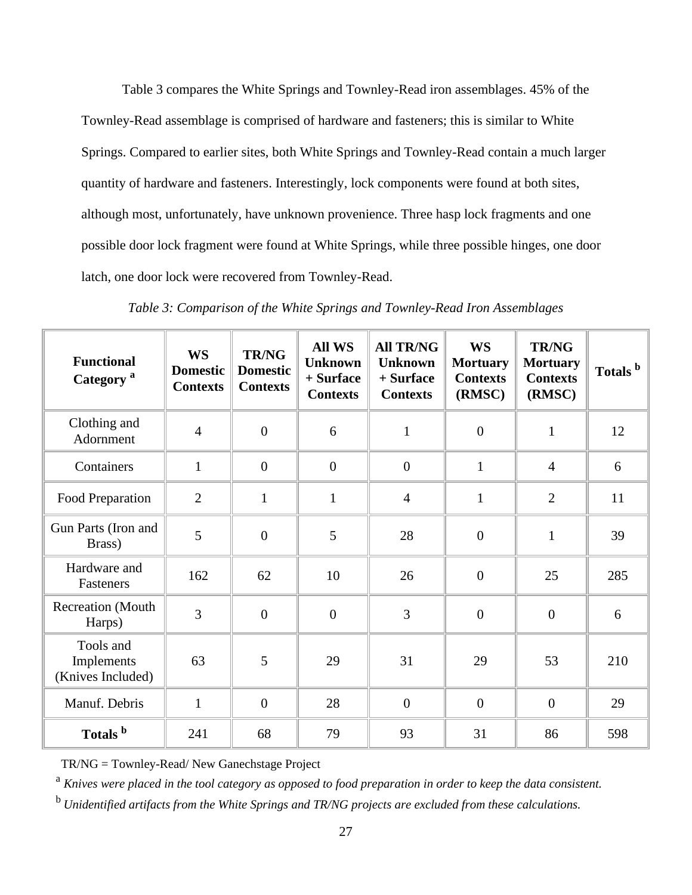Table 3 compares the White Springs and Townley-Read iron assemblages. 45% of the Townley-Read assemblage is comprised of hardware and fasteners; this is similar to White Springs. Compared to earlier sites, both White Springs and Townley-Read contain a much larger quantity of hardware and fasteners. Interestingly, lock components were found at both sites, although most, unfortunately, have unknown provenience. Three hasp lock fragments and one possible door lock fragment were found at White Springs, while three possible hinges, one door latch, one door lock were recovered from Townley-Read.

*Table 3: Comparison of the White Springs and Townley-Read Iron Assemblages*

| Functional Category [a] | WS Domestic Contexts | TR/NG Domestic Contexts | All WS Unknown + Surface Contexts | All TR/NG Unknown + Surface Contexts | WS Mortuary Contexts (RMSC) | TR/NG Mortuary Contexts (RMSC) | Totals [b] |
|---|---|---|---|---|---|---|---|
| Clothing and Adornment | 4 | 0 | 6 | 1 | 0 | 1 | 12 |
| Containers | 1 | 0 | 0 | 0 | 1 | 4 | 6 |
| Food Preparation | 2 | 1 | 1 | 4 | 1 | 2 | 11 |
| Gun Parts (Iron and Brass) | 5 | 0 | 5 | 28 | 0 | 1 | 39 |
| Hardware and Fasteners | 162 | 62 | 10 | 26 | 0 | 25 | 285 |
| Recreation (Mouth Harps) | 3 | 0 | 0 | 3 | 0 | 0 | 6 |
| Tools and Implements (Knives Included) | 63 | 5 | 29 | 31 | 29 | 53 | 210 |
| Manuf. Debris | 1 | 0 | 28 | 0 | 0 | 0 | 29 |
| **Totals [b]** | 241 | 68 | 79 | 93 | 31 | 86 | 598 |

TR/NG = Townley-Read/ New Ganechstage Project

[a] *Knives were placed in the tool category as opposed to food preparation in order to keep the data consistent.*

[b] *Unidentified artifacts from the White Springs and TR/NG projects are excluded from these calculations.*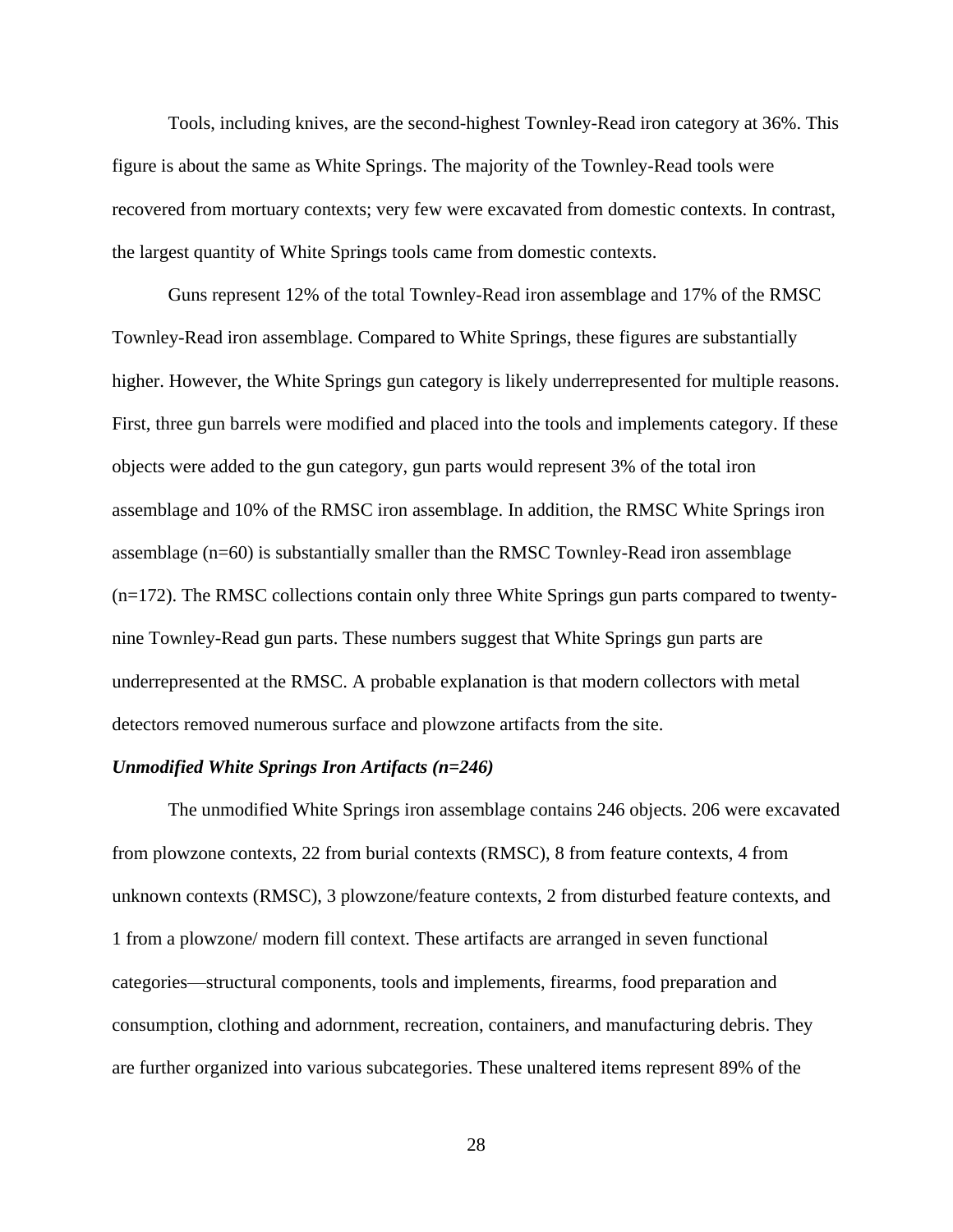Tools, including knives, are the second-highest Townley-Read iron category at 36%. This figure is about the same as White Springs. The majority of the Townley-Read tools were recovered from mortuary contexts; very few were excavated from domestic contexts. In contrast, the largest quantity of White Springs tools came from domestic contexts.

Guns represent 12% of the total Townley-Read iron assemblage and 17% of the RMSC Townley-Read iron assemblage. Compared to White Springs, these figures are substantially higher. However, the White Springs gun category is likely underrepresented for multiple reasons. First, three gun barrels were modified and placed into the tools and implements category. If these objects were added to the gun category, gun parts would represent 3% of the total iron assemblage and 10% of the RMSC iron assemblage. In addition, the RMSC White Springs iron assemblage (n=60) is substantially smaller than the RMSC Townley-Read iron assemblage (n=172). The RMSC collections contain only three White Springs gun parts compared to twenty-nine Townley-Read gun parts. These numbers suggest that White Springs gun parts are underrepresented at the RMSC. A probable explanation is that modern collectors with metal detectors removed numerous surface and plowzone artifacts from the site.

***Unmodified White Springs Iron Artifacts (n=246)***

The unmodified White Springs iron assemblage contains 246 objects. 206 were excavated from plowzone contexts, 22 from burial contexts (RMSC), 8 from feature contexts, 4 from unknown contexts (RMSC), 3 plowzone/feature contexts, 2 from disturbed feature contexts, and 1 from a plowzone/ modern fill context. These artifacts are arranged in seven functional categories—structural components, tools and implements, firearms, food preparation and consumption, clothing and adornment, recreation, containers, and manufacturing debris. They are further organized into various subcategories. These unaltered items represent 89% of the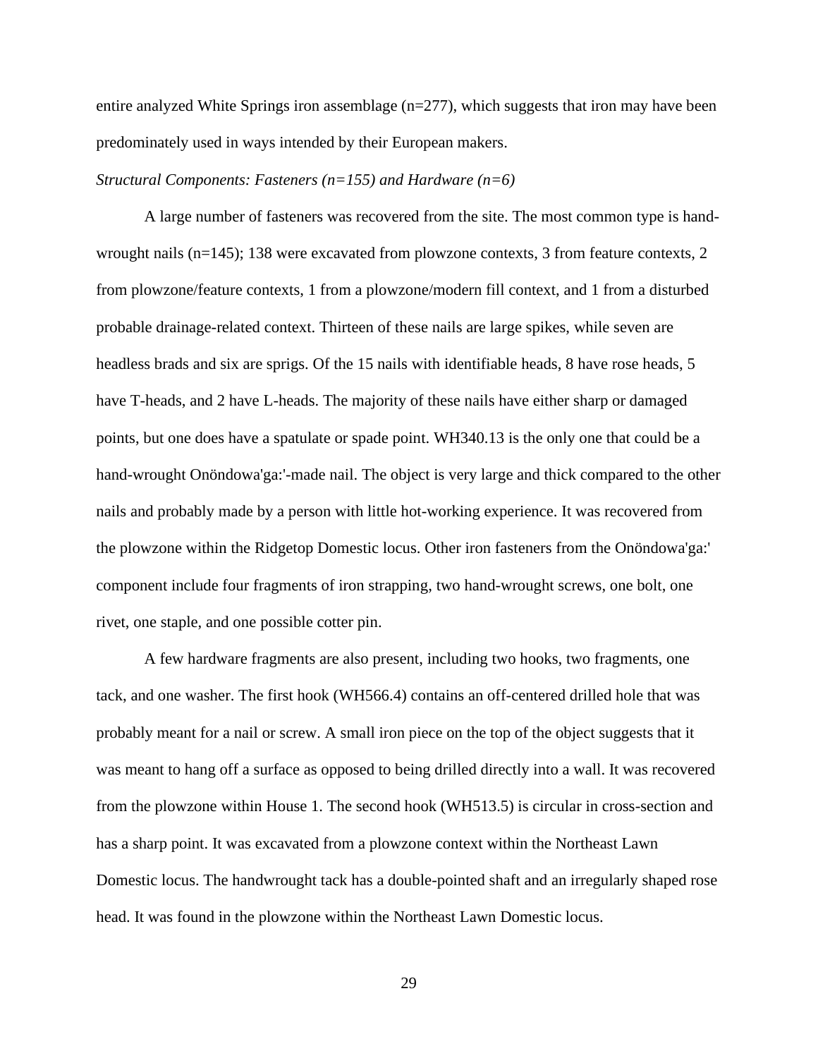entire analyzed White Springs iron assemblage (n=277), which suggests that iron may have been predominately used in ways intended by their European makers.

*Structural Components: Fasteners (n=155) and Hardware (n=6)*

A large number of fasteners was recovered from the site. The most common type is hand-wrought nails (n=145); 138 were excavated from plowzone contexts, 3 from feature contexts, 2 from plowzone/feature contexts, 1 from a plowzone/modern fill context, and 1 from a disturbed probable drainage-related context. Thirteen of these nails are large spikes, while seven are headless brads and six are sprigs. Of the 15 nails with identifiable heads, 8 have rose heads, 5 have T-heads, and 2 have L-heads. The majority of these nails have either sharp or damaged points, but one does have a spatulate or spade point. WH340.13 is the only one that could be a hand-wrought Onöndowa'ga:'-made nail. The object is very large and thick compared to the other nails and probably made by a person with little hot-working experience. It was recovered from the plowzone within the Ridgetop Domestic locus. Other iron fasteners from the Onöndowa'ga:' component include four fragments of iron strapping, two hand-wrought screws, one bolt, one rivet, one staple, and one possible cotter pin.

A few hardware fragments are also present, including two hooks, two fragments, one tack, and one washer. The first hook (WH566.4) contains an off-centered drilled hole that was probably meant for a nail or screw. A small iron piece on the top of the object suggests that it was meant to hang off a surface as opposed to being drilled directly into a wall. It was recovered from the plowzone within House 1. The second hook (WH513.5) is circular in cross-section and has a sharp point. It was excavated from a plowzone context within the Northeast Lawn Domestic locus. The handwrought tack has a double-pointed shaft and an irregularly shaped rose head. It was found in the plowzone within the Northeast Lawn Domestic locus.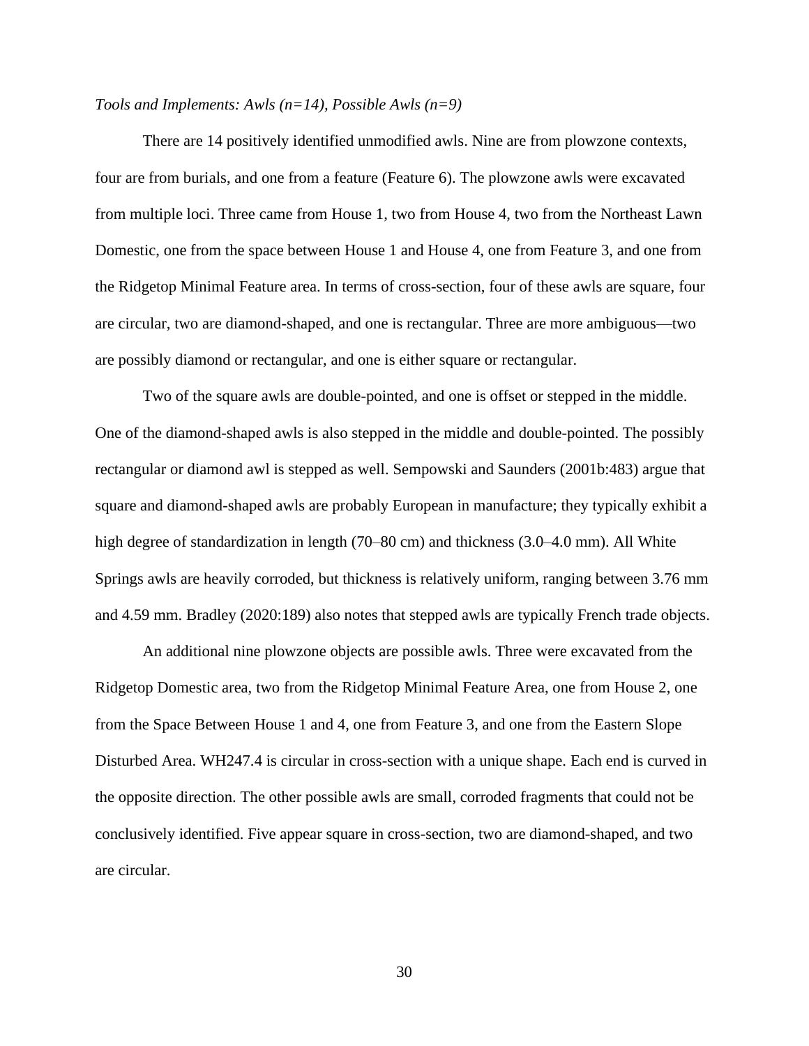*Tools and Implements: Awls (n=14), Possible Awls (n=9)*

There are 14 positively identified unmodified awls. Nine are from plowzone contexts, four are from burials, and one from a feature (Feature 6). The plowzone awls were excavated from multiple loci. Three came from House 1, two from House 4, two from the Northeast Lawn Domestic, one from the space between House 1 and House 4, one from Feature 3, and one from the Ridgetop Minimal Feature area. In terms of cross-section, four of these awls are square, four are circular, two are diamond-shaped, and one is rectangular. Three are more ambiguous—two are possibly diamond or rectangular, and one is either square or rectangular.

Two of the square awls are double-pointed, and one is offset or stepped in the middle. One of the diamond-shaped awls is also stepped in the middle and double-pointed. The possibly rectangular or diamond awl is stepped as well. Sempowski and Saunders (2001b:483) argue that square and diamond-shaped awls are probably European in manufacture; they typically exhibit a high degree of standardization in length (70–80 cm) and thickness (3.0–4.0 mm). All White Springs awls are heavily corroded, but thickness is relatively uniform, ranging between 3.76 mm and 4.59 mm. Bradley (2020:189) also notes that stepped awls are typically French trade objects.

An additional nine plowzone objects are possible awls. Three were excavated from the Ridgetop Domestic area, two from the Ridgetop Minimal Feature Area, one from House 2, one from the Space Between House 1 and 4, one from Feature 3, and one from the Eastern Slope Disturbed Area. WH247.4 is circular in cross-section with a unique shape. Each end is curved in the opposite direction. The other possible awls are small, corroded fragments that could not be conclusively identified. Five appear square in cross-section, two are diamond-shaped, and two are circular.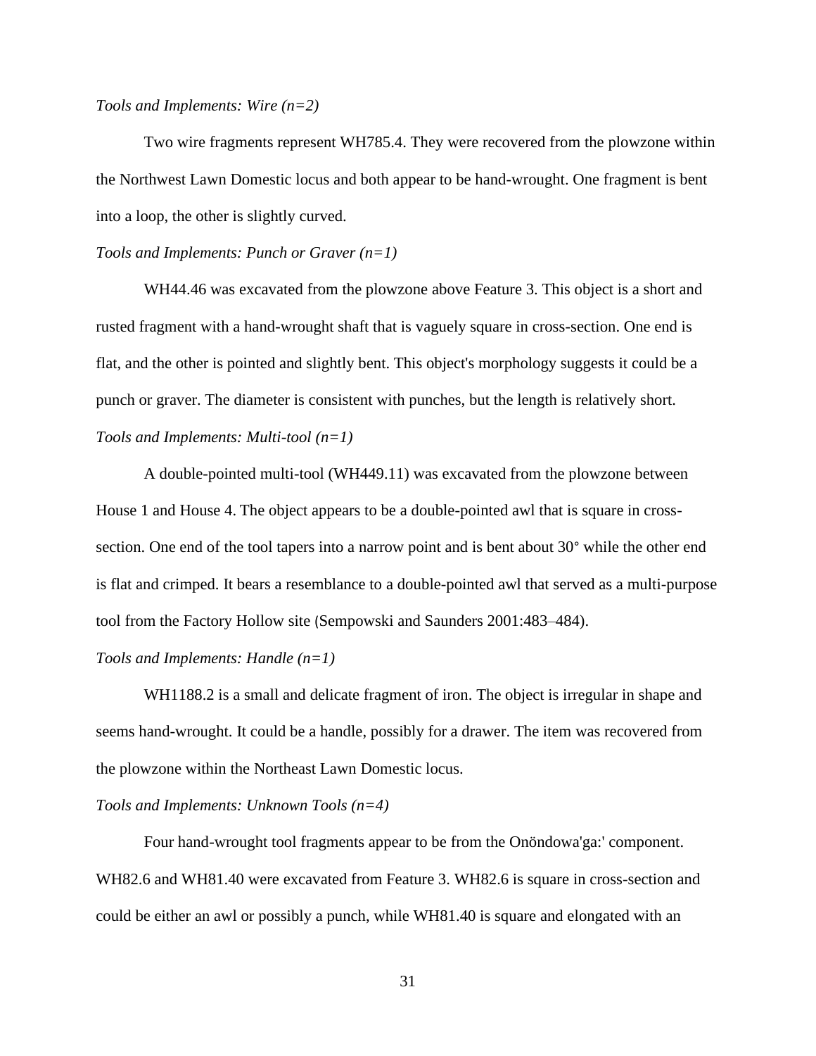*Tools and Implements: Wire (n=2)*

Two wire fragments represent WH785.4. They were recovered from the plowzone within the Northwest Lawn Domestic locus and both appear to be hand-wrought. One fragment is bent into a loop, the other is slightly curved.

*Tools and Implements: Punch or Graver (n=1)*

WH44.46 was excavated from the plowzone above Feature 3. This object is a short and rusted fragment with a hand-wrought shaft that is vaguely square in cross-section. One end is flat, and the other is pointed and slightly bent. This object's morphology suggests it could be a punch or graver. The diameter is consistent with punches, but the length is relatively short.

*Tools and Implements: Multi-tool (n=1)*

A double-pointed multi-tool (WH449.11) was excavated from the plowzone between House 1 and House 4. The object appears to be a double-pointed awl that is square in cross-section. One end of the tool tapers into a narrow point and is bent about 30° while the other end is flat and crimped. It bears a resemblance to a double-pointed awl that served as a multi-purpose tool from the Factory Hollow site (Sempowski and Saunders 2001:483–484).

*Tools and Implements: Handle (n=1)*

WH1188.2 is a small and delicate fragment of iron. The object is irregular in shape and seems hand-wrought. It could be a handle, possibly for a drawer. The item was recovered from the plowzone within the Northeast Lawn Domestic locus.

*Tools and Implements: Unknown Tools (n=4)*

Four hand-wrought tool fragments appear to be from the Onöndowa'ga:' component. WH82.6 and WH81.40 were excavated from Feature 3. WH82.6 is square in cross-section and could be either an awl or possibly a punch, while WH81.40 is square and elongated with an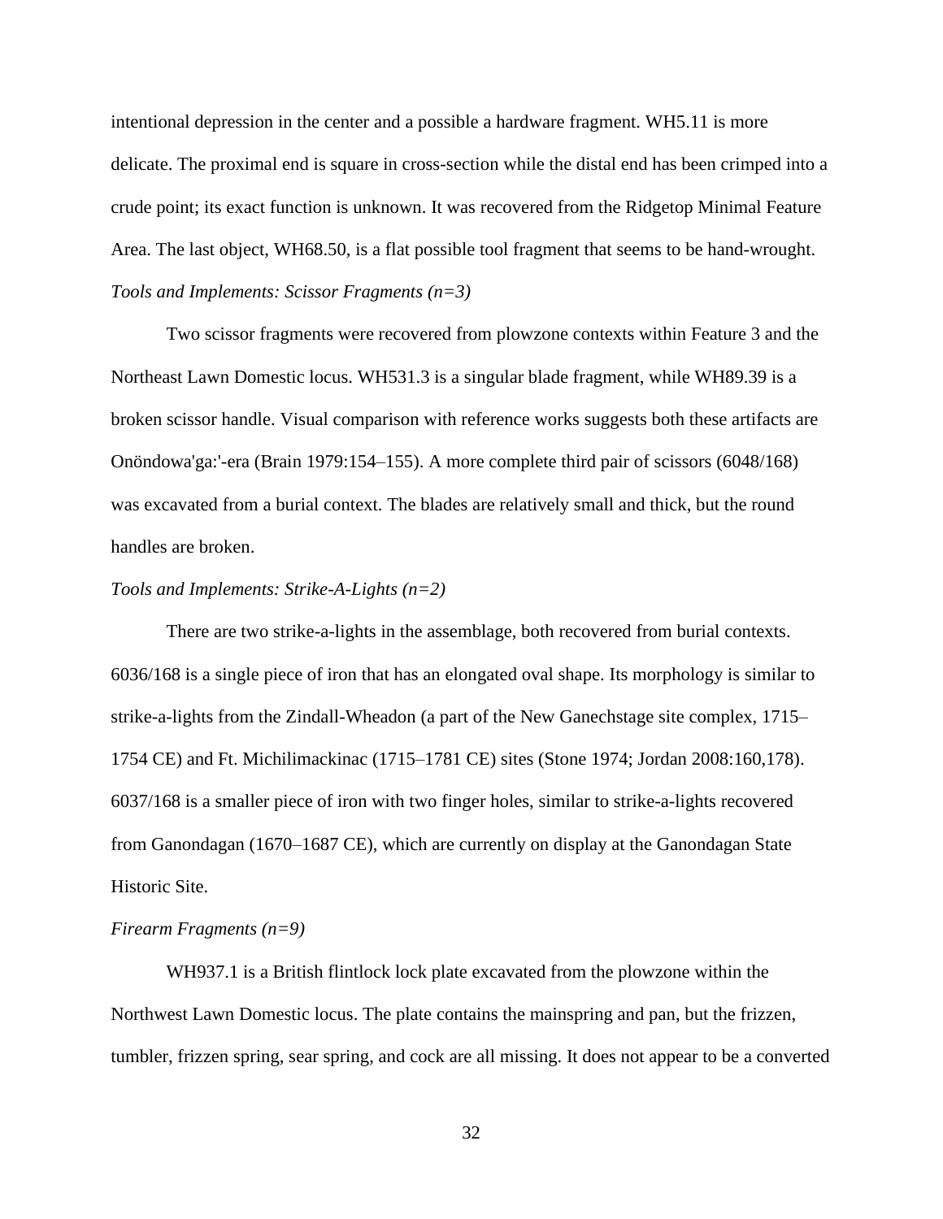intentional depression in the center and a possible a hardware fragment. WH5.11 is more delicate. The proximal end is square in cross-section while the distal end has been crimped into a crude point; its exact function is unknown. It was recovered from the Ridgetop Minimal Feature Area. The last object, WH68.50, is a flat possible tool fragment that seems to be hand-wrought.

*Tools and Implements: Scissor Fragments (n=3)*

Two scissor fragments were recovered from plowzone contexts within Feature 3 and the Northeast Lawn Domestic locus. WH531.3 is a singular blade fragment, while WH89.39 is a broken scissor handle. Visual comparison with reference works suggests both these artifacts are Onöndowa'ga:'-era (Brain 1979:154–155). A more complete third pair of scissors (6048/168) was excavated from a burial context. The blades are relatively small and thick, but the round handles are broken.

*Tools and Implements: Strike-A-Lights (n=2)*

There are two strike-a-lights in the assemblage, both recovered from burial contexts. 6036/168 is a single piece of iron that has an elongated oval shape. Its morphology is similar to strike-a-lights from the Zindall-Wheadon (a part of the New Ganechstage site complex, 1715–1754 CE) and Ft. Michilimackinac (1715–1781 CE) sites (Stone 1974; Jordan 2008:160,178). 6037/168 is a smaller piece of iron with two finger holes, similar to strike-a-lights recovered from Ganondagan (1670–1687 CE), which are currently on display at the Ganondagan State Historic Site.

*Firearm Fragments (n=9)*

WH937.1 is a British flintlock lock plate excavated from the plowzone within the Northwest Lawn Domestic locus. The plate contains the mainspring and pan, but the frizzen, tumbler, frizzen spring, sear spring, and cock are all missing. It does not appear to be a converted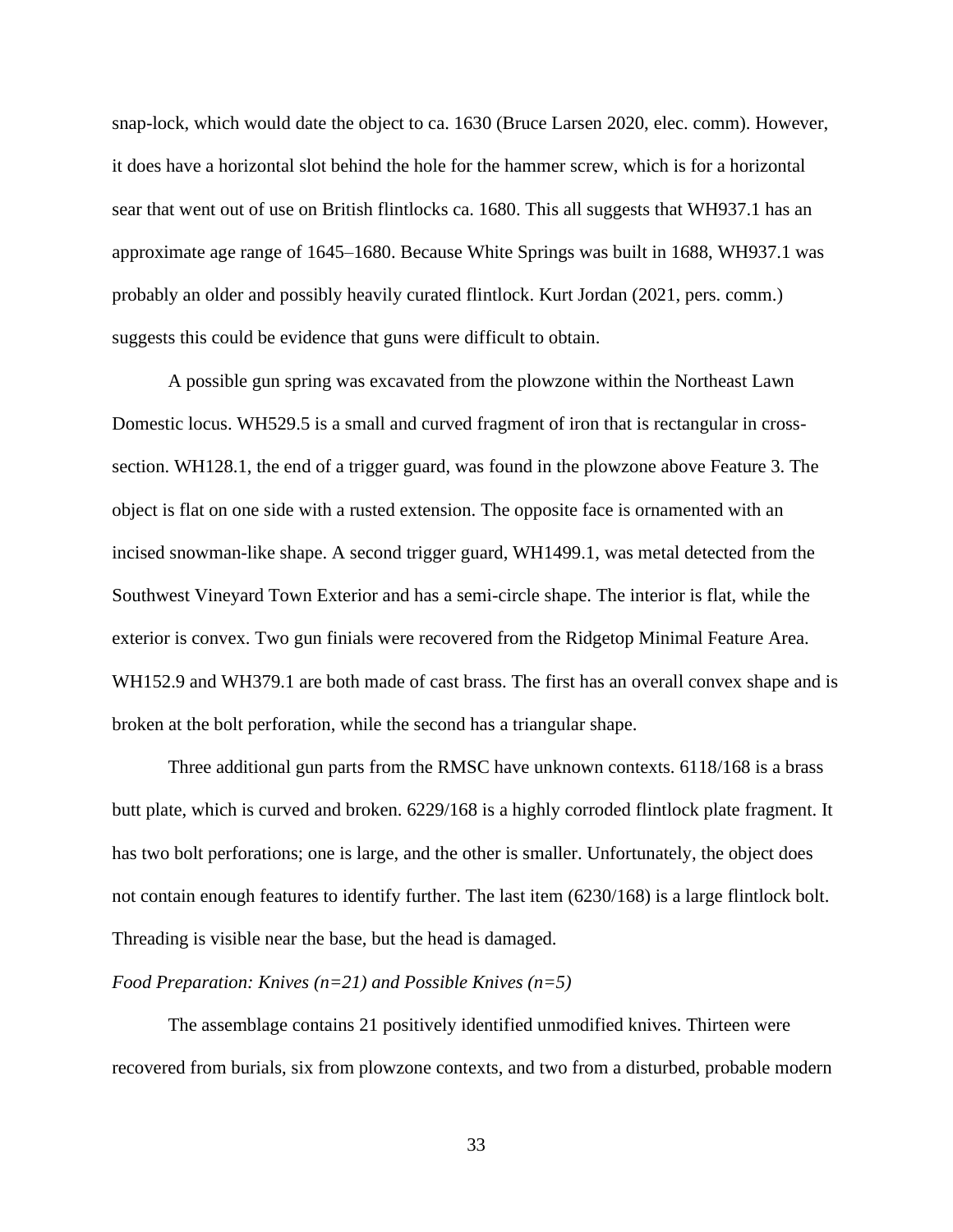snap-lock, which would date the object to ca. 1630 (Bruce Larsen 2020, elec. comm). However, it does have a horizontal slot behind the hole for the hammer screw, which is for a horizontal sear that went out of use on British flintlocks ca. 1680. This all suggests that WH937.1 has an approximate age range of 1645–1680. Because White Springs was built in 1688, WH937.1 was probably an older and possibly heavily curated flintlock. Kurt Jordan (2021, pers. comm.) suggests this could be evidence that guns were difficult to obtain.

A possible gun spring was excavated from the plowzone within the Northeast Lawn Domestic locus. WH529.5 is a small and curved fragment of iron that is rectangular in cross-section. WH128.1, the end of a trigger guard, was found in the plowzone above Feature 3. The object is flat on one side with a rusted extension. The opposite face is ornamented with an incised snowman-like shape. A second trigger guard, WH1499.1, was metal detected from the Southwest Vineyard Town Exterior and has a semi-circle shape. The interior is flat, while the exterior is convex. Two gun finials were recovered from the Ridgetop Minimal Feature Area. WH152.9 and WH379.1 are both made of cast brass. The first has an overall convex shape and is broken at the bolt perforation, while the second has a triangular shape.

Three additional gun parts from the RMSC have unknown contexts. 6118/168 is a brass butt plate, which is curved and broken. 6229/168 is a highly corroded flintlock plate fragment. It has two bolt perforations; one is large, and the other is smaller. Unfortunately, the object does not contain enough features to identify further. The last item (6230/168) is a large flintlock bolt. Threading is visible near the base, but the head is damaged.

*Food Preparation: Knives (n=21) and Possible Knives (n=5)*

The assemblage contains 21 positively identified unmodified knives. Thirteen were recovered from burials, six from plowzone contexts, and two from a disturbed, probable modern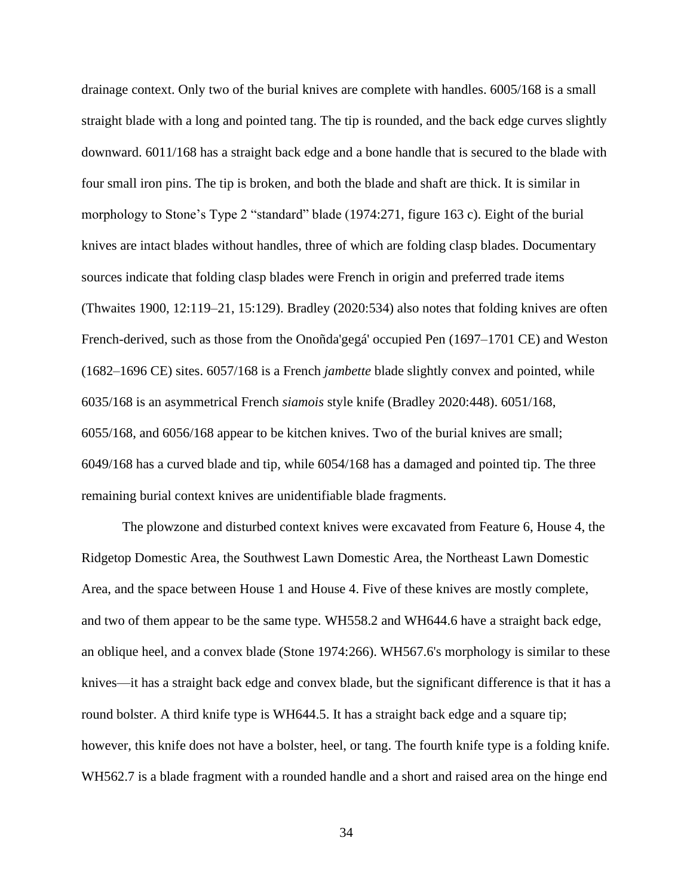drainage context. Only two of the burial knives are complete with handles. 6005/168 is a small straight blade with a long and pointed tang. The tip is rounded, and the back edge curves slightly downward. 6011/168 has a straight back edge and a bone handle that is secured to the blade with four small iron pins. The tip is broken, and both the blade and shaft are thick. It is similar in morphology to Stone's Type 2 "standard" blade (1974:271, figure 163 c). Eight of the burial knives are intact blades without handles, three of which are folding clasp blades. Documentary sources indicate that folding clasp blades were French in origin and preferred trade items (Thwaites 1900, 12:119–21, 15:129). Bradley (2020:534) also notes that folding knives are often French-derived, such as those from the Onoñda'gegá' occupied Pen (1697–1701 CE) and Weston (1682–1696 CE) sites. 6057/168 is a French *jambette* blade slightly convex and pointed, while 6035/168 is an asymmetrical French *siamois* style knife (Bradley 2020:448). 6051/168, 6055/168, and 6056/168 appear to be kitchen knives. Two of the burial knives are small; 6049/168 has a curved blade and tip, while 6054/168 has a damaged and pointed tip. The three remaining burial context knives are unidentifiable blade fragments.

The plowzone and disturbed context knives were excavated from Feature 6, House 4, the Ridgetop Domestic Area, the Southwest Lawn Domestic Area, the Northeast Lawn Domestic Area, and the space between House 1 and House 4. Five of these knives are mostly complete, and two of them appear to be the same type. WH558.2 and WH644.6 have a straight back edge, an oblique heel, and a convex blade (Stone 1974:266). WH567.6's morphology is similar to these knives—it has a straight back edge and convex blade, but the significant difference is that it has a round bolster. A third knife type is WH644.5. It has a straight back edge and a square tip; however, this knife does not have a bolster, heel, or tang. The fourth knife type is a folding knife. WH562.7 is a blade fragment with a rounded handle and a short and raised area on the hinge end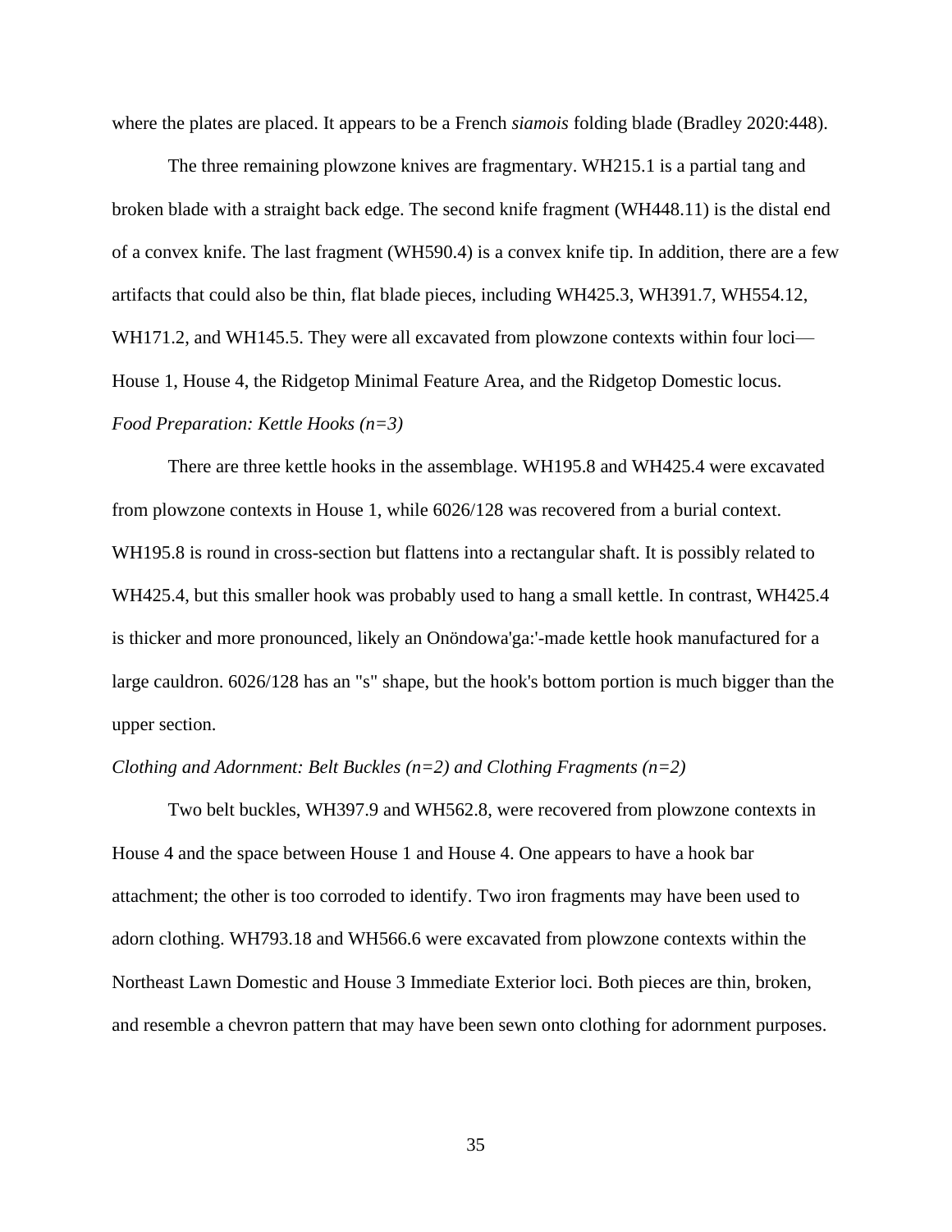where the plates are placed. It appears to be a French *siamois* folding blade (Bradley 2020:448).

The three remaining plowzone knives are fragmentary. WH215.1 is a partial tang and broken blade with a straight back edge. The second knife fragment (WH448.11) is the distal end of a convex knife. The last fragment (WH590.4) is a convex knife tip. In addition, there are a few artifacts that could also be thin, flat blade pieces, including WH425.3, WH391.7, WH554.12, WH171.2, and WH145.5. They were all excavated from plowzone contexts within four loci—House 1, House 4, the Ridgetop Minimal Feature Area, and the Ridgetop Domestic locus.

*Food Preparation: Kettle Hooks (n=3)*

There are three kettle hooks in the assemblage. WH195.8 and WH425.4 were excavated from plowzone contexts in House 1, while 6026/128 was recovered from a burial context. WH195.8 is round in cross-section but flattens into a rectangular shaft. It is possibly related to WH425.4, but this smaller hook was probably used to hang a small kettle. In contrast, WH425.4 is thicker and more pronounced, likely an Onöndowa'ga:'-made kettle hook manufactured for a large cauldron. 6026/128 has an "s" shape, but the hook's bottom portion is much bigger than the upper section.

*Clothing and Adornment: Belt Buckles (n=2) and Clothing Fragments (n=2)*

Two belt buckles, WH397.9 and WH562.8, were recovered from plowzone contexts in House 4 and the space between House 1 and House 4. One appears to have a hook bar attachment; the other is too corroded to identify. Two iron fragments may have been used to adorn clothing. WH793.18 and WH566.6 were excavated from plowzone contexts within the Northeast Lawn Domestic and House 3 Immediate Exterior loci. Both pieces are thin, broken, and resemble a chevron pattern that may have been sewn onto clothing for adornment purposes.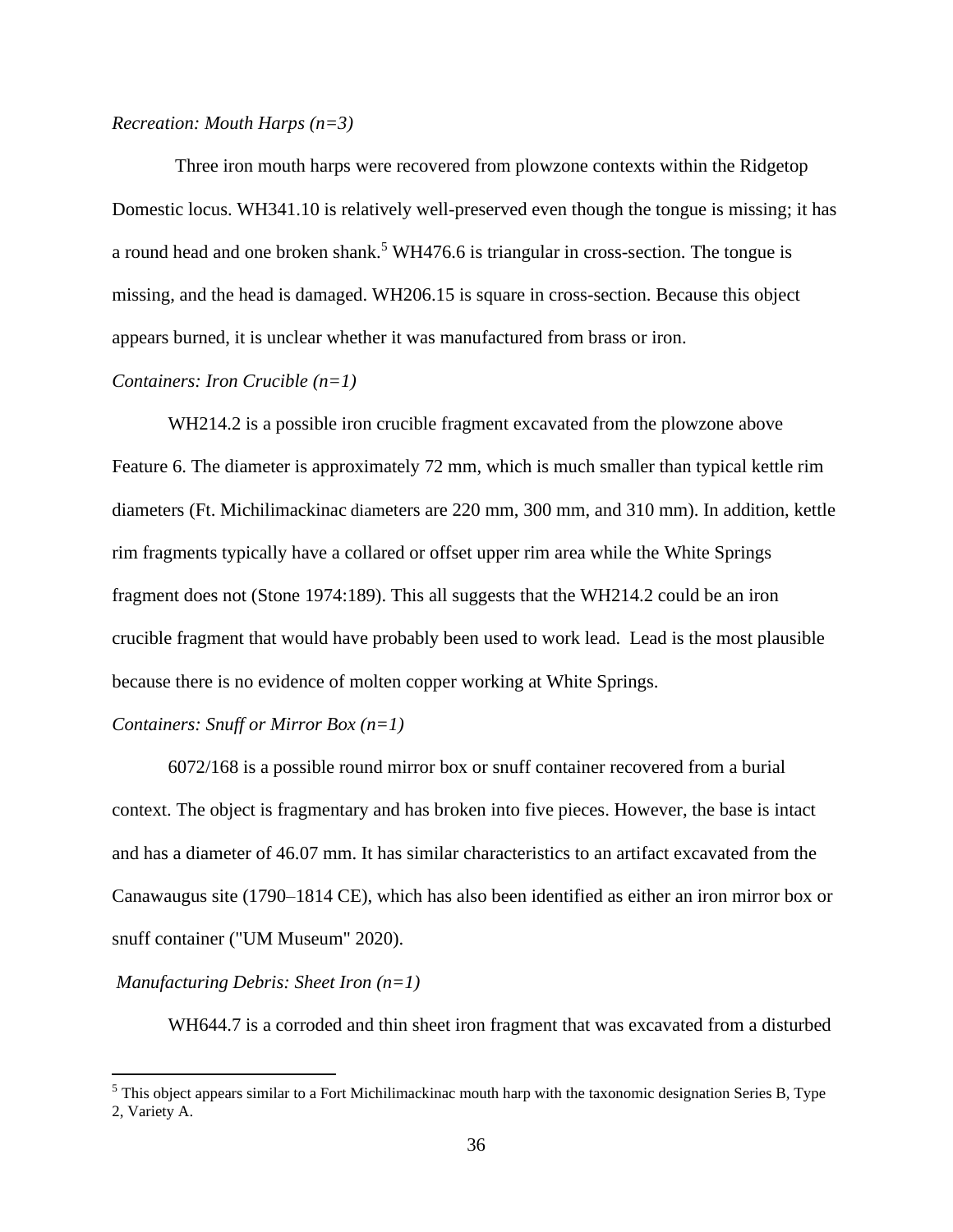*Recreation: Mouth Harps (n=3)*

Three iron mouth harps were recovered from plowzone contexts within the Ridgetop Domestic locus. WH341.10 is relatively well-preserved even though the tongue is missing; it has a round head and one broken shank.[5] WH476.6 is triangular in cross-section. The tongue is missing, and the head is damaged. WH206.15 is square in cross-section. Because this object appears burned, it is unclear whether it was manufactured from brass or iron.

*Containers: Iron Crucible (n=1)*

WH214.2 is a possible iron crucible fragment excavated from the plowzone above Feature 6. The diameter is approximately 72 mm, which is much smaller than typical kettle rim diameters (Ft. Michilimackinac diameters are 220 mm, 300 mm, and 310 mm). In addition, kettle rim fragments typically have a collared or offset upper rim area while the White Springs fragment does not (Stone 1974:189). This all suggests that the WH214.2 could be an iron crucible fragment that would have probably been used to work lead. Lead is the most plausible because there is no evidence of molten copper working at White Springs.

*Containers: Snuff or Mirror Box (n=1)*

6072/168 is a possible round mirror box or snuff container recovered from a burial context. The object is fragmentary and has broken into five pieces. However, the base is intact and has a diameter of 46.07 mm. It has similar characteristics to an artifact excavated from the Canawaugus site (1790–1814 CE), which has also been identified as either an iron mirror box or snuff container ("UM Museum" 2020).

*Manufacturing Debris: Sheet Iron (n=1)*

WH644.7 is a corroded and thin sheet iron fragment that was excavated from a disturbed

[5] This object appears similar to a Fort Michilimackinac mouth harp with the taxonomic designation Series B, Type 2, Variety A.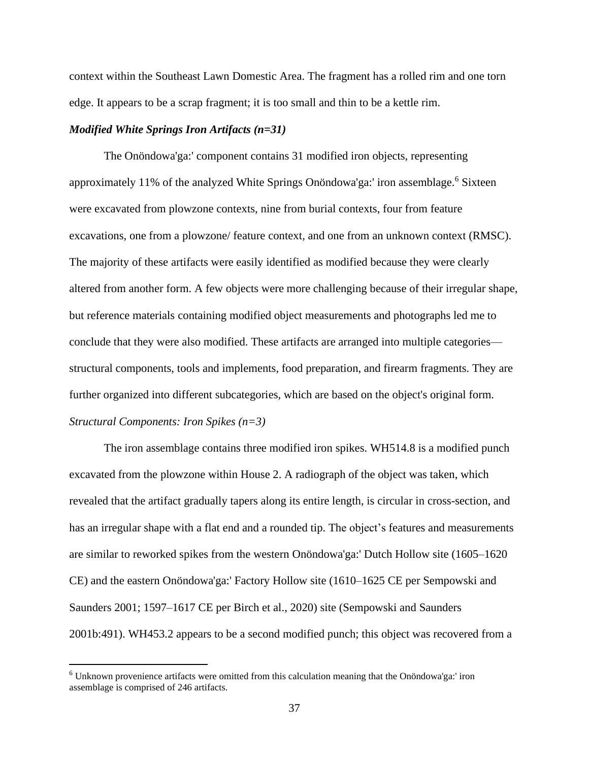context within the Southeast Lawn Domestic Area. The fragment has a rolled rim and one torn edge. It appears to be a scrap fragment; it is too small and thin to be a kettle rim.

***Modified White Springs Iron Artifacts (n=31)***

The Onöndowa'ga:' component contains 31 modified iron objects, representing approximately 11% of the analyzed White Springs Onöndowa'ga:' iron assemblage.[6] Sixteen were excavated from plowzone contexts, nine from burial contexts, four from feature excavations, one from a plowzone/ feature context, and one from an unknown context (RMSC). The majority of these artifacts were easily identified as modified because they were clearly altered from another form. A few objects were more challenging because of their irregular shape, but reference materials containing modified object measurements and photographs led me to conclude that they were also modified. These artifacts are arranged into multiple categories—structural components, tools and implements, food preparation, and firearm fragments. They are further organized into different subcategories, which are based on the object's original form.

*Structural Components: Iron Spikes (n=3)*

The iron assemblage contains three modified iron spikes. WH514.8 is a modified punch excavated from the plowzone within House 2. A radiograph of the object was taken, which revealed that the artifact gradually tapers along its entire length, is circular in cross-section, and has an irregular shape with a flat end and a rounded tip. The object's features and measurements are similar to reworked spikes from the western Onöndowa'ga:' Dutch Hollow site (1605–1620 CE) and the eastern Onöndowa'ga:' Factory Hollow site (1610–1625 CE per Sempowski and Saunders 2001; 1597–1617 CE per Birch et al., 2020) site (Sempowski and Saunders 2001b:491). WH453.2 appears to be a second modified punch; this object was recovered from a

[6] Unknown provenience artifacts were omitted from this calculation meaning that the Onöndowa'ga:' iron assemblage is comprised of 246 artifacts.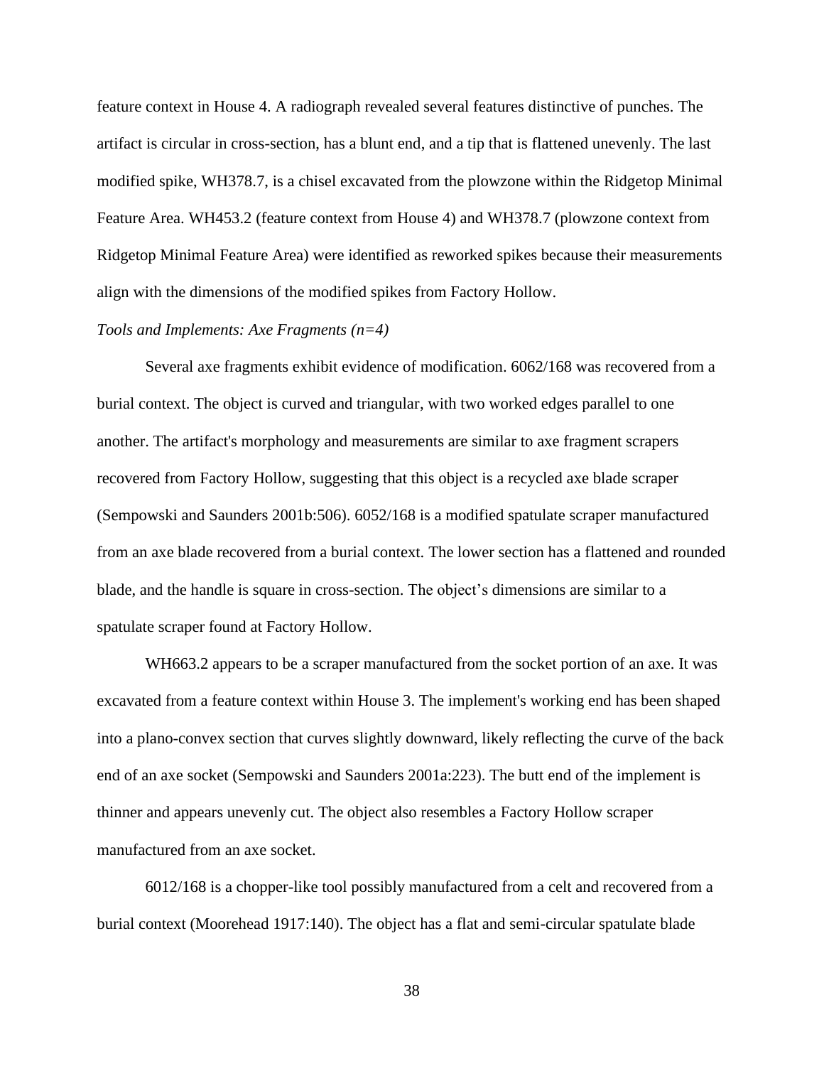feature context in House 4. A radiograph revealed several features distinctive of punches. The artifact is circular in cross-section, has a blunt end, and a tip that is flattened unevenly. The last modified spike, WH378.7, is a chisel excavated from the plowzone within the Ridgetop Minimal Feature Area. WH453.2 (feature context from House 4) and WH378.7 (plowzone context from Ridgetop Minimal Feature Area) were identified as reworked spikes because their measurements align with the dimensions of the modified spikes from Factory Hollow.

*Tools and Implements: Axe Fragments (n=4)*

Several axe fragments exhibit evidence of modification. 6062/168 was recovered from a burial context. The object is curved and triangular, with two worked edges parallel to one another. The artifact's morphology and measurements are similar to axe fragment scrapers recovered from Factory Hollow, suggesting that this object is a recycled axe blade scraper (Sempowski and Saunders 2001b:506). 6052/168 is a modified spatulate scraper manufactured from an axe blade recovered from a burial context. The lower section has a flattened and rounded blade, and the handle is square in cross-section. The object's dimensions are similar to a spatulate scraper found at Factory Hollow.

WH663.2 appears to be a scraper manufactured from the socket portion of an axe. It was excavated from a feature context within House 3. The implement's working end has been shaped into a plano-convex section that curves slightly downward, likely reflecting the curve of the back end of an axe socket (Sempowski and Saunders 2001a:223). The butt end of the implement is thinner and appears unevenly cut. The object also resembles a Factory Hollow scraper manufactured from an axe socket.

6012/168 is a chopper-like tool possibly manufactured from a celt and recovered from a burial context (Moorehead 1917:140). The object has a flat and semi-circular spatulate blade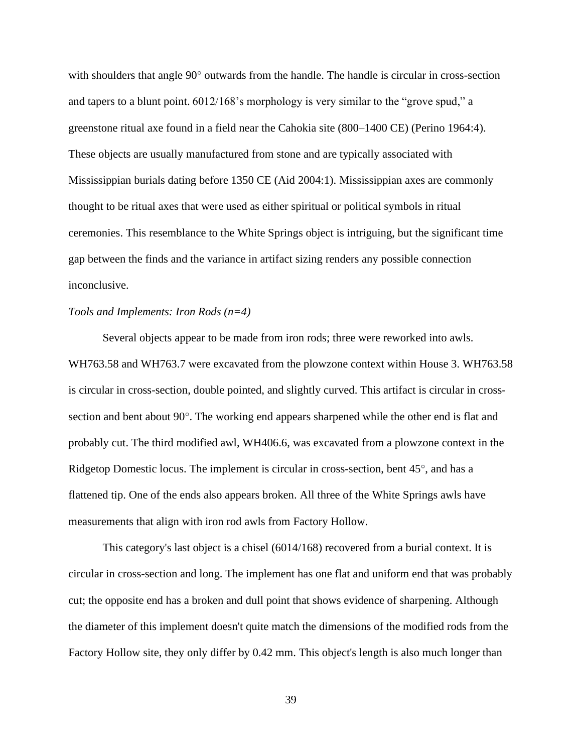with shoulders that angle 90° outwards from the handle. The handle is circular in cross-section and tapers to a blunt point. 6012/168's morphology is very similar to the "grove spud," a greenstone ritual axe found in a field near the Cahokia site (800–1400 CE) (Perino 1964:4). These objects are usually manufactured from stone and are typically associated with Mississippian burials dating before 1350 CE (Aid 2004:1). Mississippian axes are commonly thought to be ritual axes that were used as either spiritual or political symbols in ritual ceremonies. This resemblance to the White Springs object is intriguing, but the significant time gap between the finds and the variance in artifact sizing renders any possible connection inconclusive.

*Tools and Implements: Iron Rods (n=4)*

Several objects appear to be made from iron rods; three were reworked into awls. WH763.58 and WH763.7 were excavated from the plowzone context within House 3. WH763.58 is circular in cross-section, double pointed, and slightly curved. This artifact is circular in cross-section and bent about 90°. The working end appears sharpened while the other end is flat and probably cut. The third modified awl, WH406.6, was excavated from a plowzone context in the Ridgetop Domestic locus. The implement is circular in cross-section, bent 45°, and has a flattened tip. One of the ends also appears broken. All three of the White Springs awls have measurements that align with iron rod awls from Factory Hollow.

This category's last object is a chisel (6014/168) recovered from a burial context. It is circular in cross-section and long. The implement has one flat and uniform end that was probably cut; the opposite end has a broken and dull point that shows evidence of sharpening. Although the diameter of this implement doesn't quite match the dimensions of the modified rods from the Factory Hollow site, they only differ by 0.42 mm. This object's length is also much longer than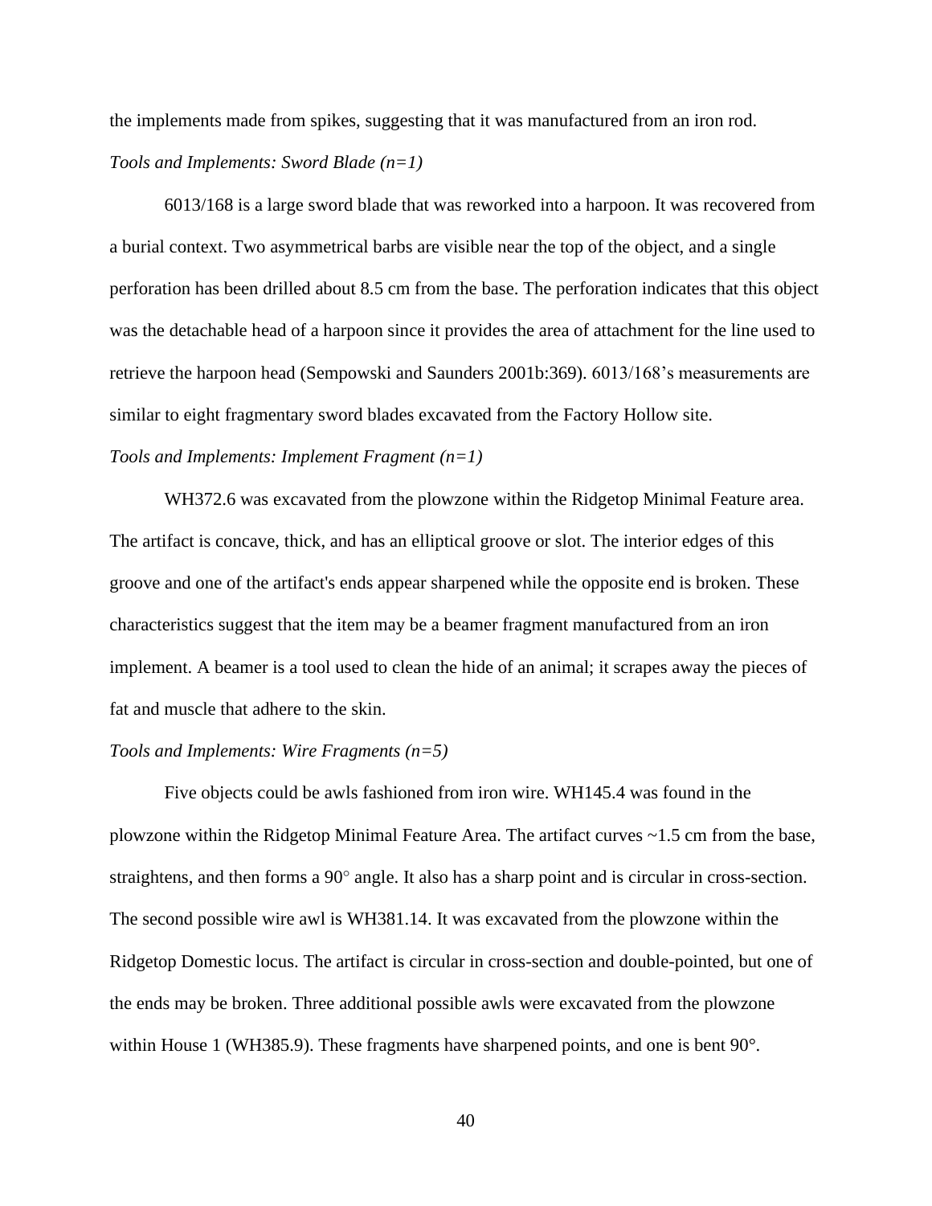the implements made from spikes, suggesting that it was manufactured from an iron rod.

*Tools and Implements: Sword Blade (n=1)*

6013/168 is a large sword blade that was reworked into a harpoon. It was recovered from a burial context. Two asymmetrical barbs are visible near the top of the object, and a single perforation has been drilled about 8.5 cm from the base. The perforation indicates that this object was the detachable head of a harpoon since it provides the area of attachment for the line used to retrieve the harpoon head (Sempowski and Saunders 2001b:369). 6013/168's measurements are similar to eight fragmentary sword blades excavated from the Factory Hollow site.

*Tools and Implements: Implement Fragment (n=1)*

WH372.6 was excavated from the plowzone within the Ridgetop Minimal Feature area. The artifact is concave, thick, and has an elliptical groove or slot. The interior edges of this groove and one of the artifact's ends appear sharpened while the opposite end is broken. These characteristics suggest that the item may be a beamer fragment manufactured from an iron implement. A beamer is a tool used to clean the hide of an animal; it scrapes away the pieces of fat and muscle that adhere to the skin.

*Tools and Implements: Wire Fragments (n=5)*

Five objects could be awls fashioned from iron wire. WH145.4 was found in the plowzone within the Ridgetop Minimal Feature Area. The artifact curves ~1.5 cm from the base, straightens, and then forms a 90° angle. It also has a sharp point and is circular in cross-section. The second possible wire awl is WH381.14. It was excavated from the plowzone within the Ridgetop Domestic locus. The artifact is circular in cross-section and double-pointed, but one of the ends may be broken. Three additional possible awls were excavated from the plowzone within House 1 (WH385.9). These fragments have sharpened points, and one is bent 90°.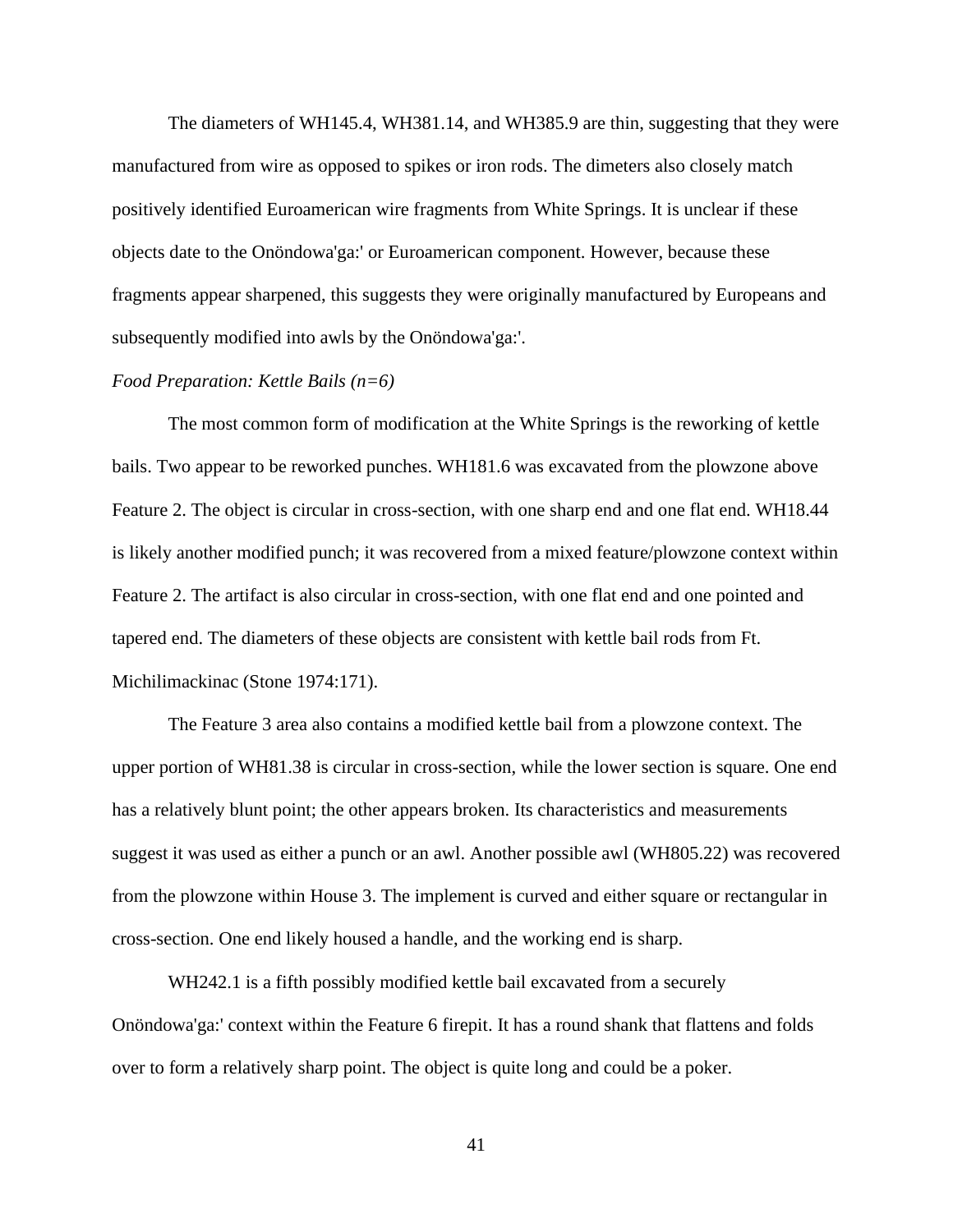The diameters of WH145.4, WH381.14, and WH385.9 are thin, suggesting that they were manufactured from wire as opposed to spikes or iron rods. The dimeters also closely match positively identified Euroamerican wire fragments from White Springs. It is unclear if these objects date to the Onöndowa'ga:' or Euroamerican component. However, because these fragments appear sharpened, this suggests they were originally manufactured by Europeans and subsequently modified into awls by the Onöndowa'ga:'.

*Food Preparation: Kettle Bails (n=6)*

The most common form of modification at the White Springs is the reworking of kettle bails. Two appear to be reworked punches. WH181.6 was excavated from the plowzone above Feature 2. The object is circular in cross-section, with one sharp end and one flat end. WH18.44 is likely another modified punch; it was recovered from a mixed feature/plowzone context within Feature 2. The artifact is also circular in cross-section, with one flat end and one pointed and tapered end. The diameters of these objects are consistent with kettle bail rods from Ft. Michilimackinac (Stone 1974:171).

The Feature 3 area also contains a modified kettle bail from a plowzone context. The upper portion of WH81.38 is circular in cross-section, while the lower section is square. One end has a relatively blunt point; the other appears broken. Its characteristics and measurements suggest it was used as either a punch or an awl. Another possible awl (WH805.22) was recovered from the plowzone within House 3. The implement is curved and either square or rectangular in cross-section. One end likely housed a handle, and the working end is sharp.

WH242.1 is a fifth possibly modified kettle bail excavated from a securely Onöndowa'ga:' context within the Feature 6 firepit. It has a round shank that flattens and folds over to form a relatively sharp point. The object is quite long and could be a poker.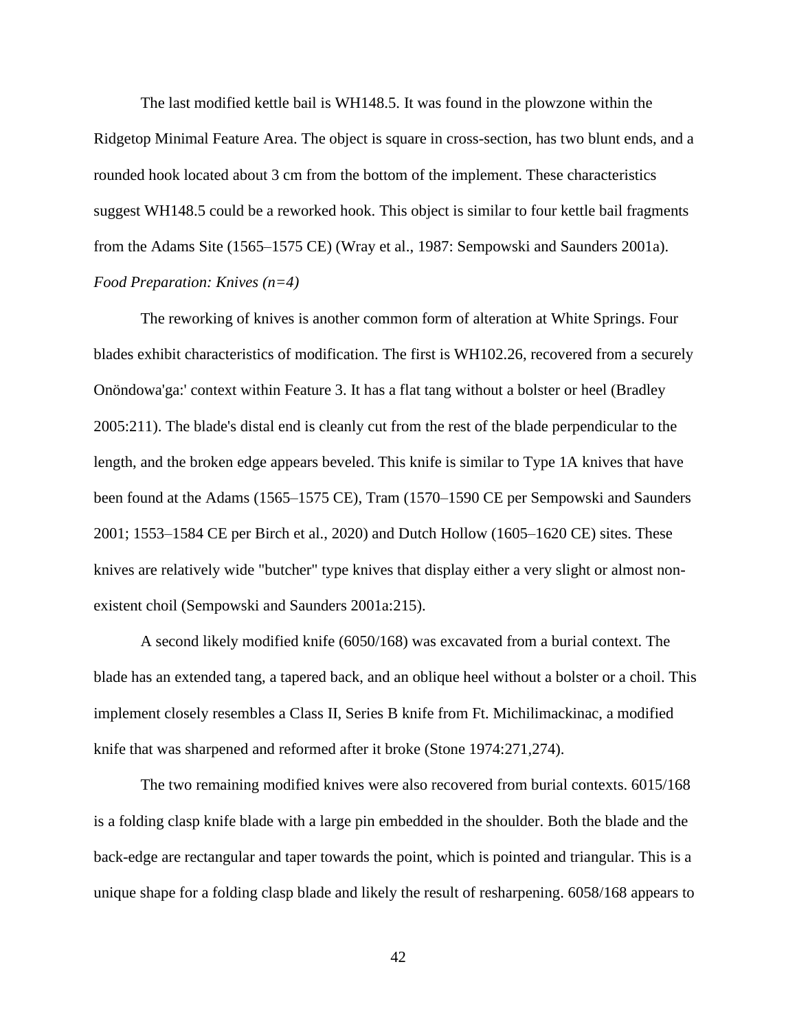The last modified kettle bail is WH148.5. It was found in the plowzone within the Ridgetop Minimal Feature Area. The object is square in cross-section, has two blunt ends, and a rounded hook located about 3 cm from the bottom of the implement. These characteristics suggest WH148.5 could be a reworked hook. This object is similar to four kettle bail fragments from the Adams Site (1565–1575 CE) (Wray et al., 1987: Sempowski and Saunders 2001a).

*Food Preparation: Knives (n=4)*

The reworking of knives is another common form of alteration at White Springs. Four blades exhibit characteristics of modification. The first is WH102.26, recovered from a securely Onöndowa'ga:' context within Feature 3. It has a flat tang without a bolster or heel (Bradley 2005:211). The blade's distal end is cleanly cut from the rest of the blade perpendicular to the length, and the broken edge appears beveled. This knife is similar to Type 1A knives that have been found at the Adams (1565–1575 CE), Tram (1570–1590 CE per Sempowski and Saunders 2001; 1553–1584 CE per Birch et al., 2020) and Dutch Hollow (1605–1620 CE) sites. These knives are relatively wide "butcher" type knives that display either a very slight or almost non-existent choil (Sempowski and Saunders 2001a:215).

A second likely modified knife (6050/168) was excavated from a burial context. The blade has an extended tang, a tapered back, and an oblique heel without a bolster or a choil. This implement closely resembles a Class II, Series B knife from Ft. Michilimackinac, a modified knife that was sharpened and reformed after it broke (Stone 1974:271,274).

The two remaining modified knives were also recovered from burial contexts. 6015/168 is a folding clasp knife blade with a large pin embedded in the shoulder. Both the blade and the back-edge are rectangular and taper towards the point, which is pointed and triangular. This is a unique shape for a folding clasp blade and likely the result of resharpening. 6058/168 appears to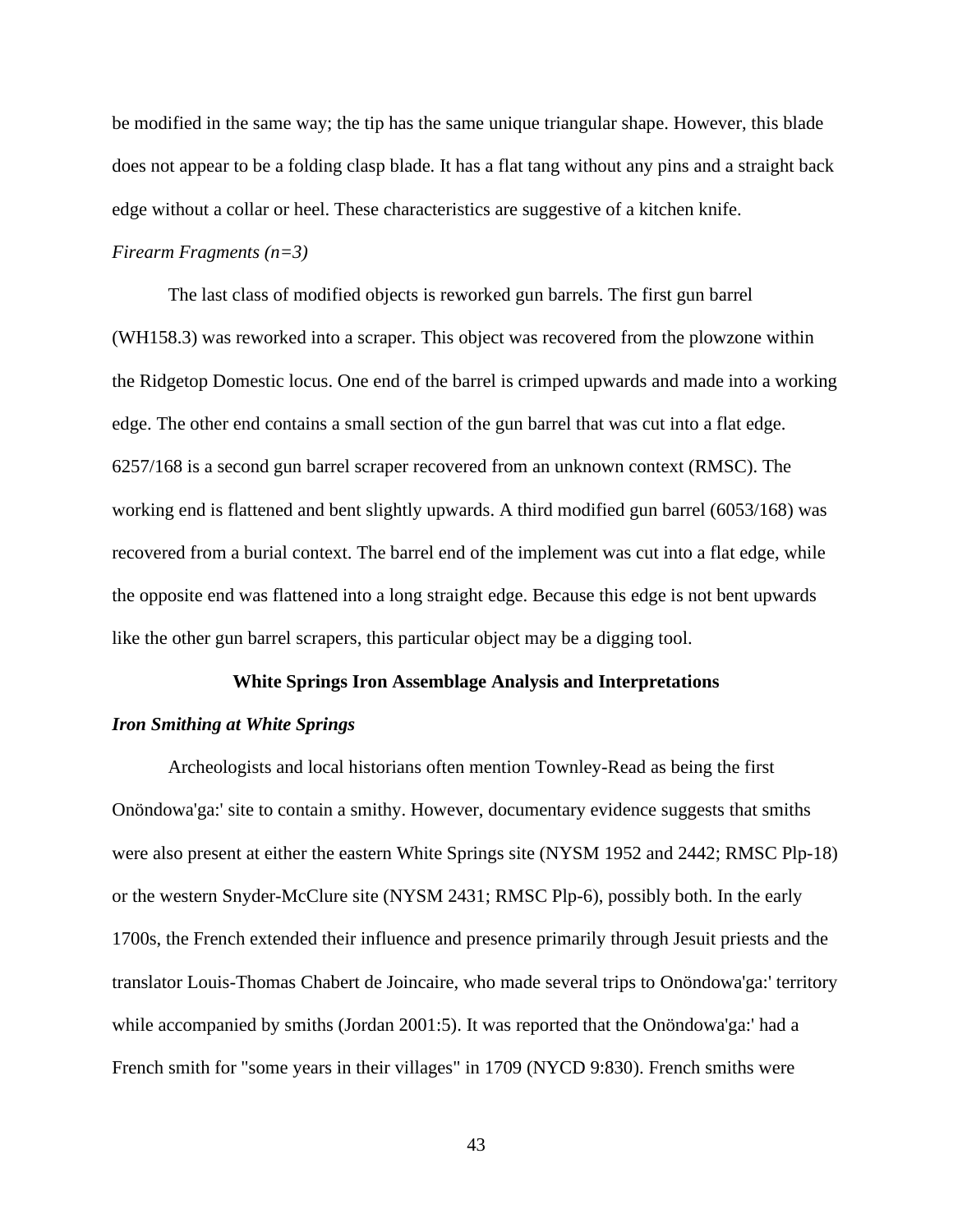be modified in the same way; the tip has the same unique triangular shape. However, this blade does not appear to be a folding clasp blade. It has a flat tang without any pins and a straight back edge without a collar or heel. These characteristics are suggestive of a kitchen knife.

*Firearm Fragments (n=3)*

The last class of modified objects is reworked gun barrels. The first gun barrel (WH158.3) was reworked into a scraper. This object was recovered from the plowzone within the Ridgetop Domestic locus. One end of the barrel is crimped upwards and made into a working edge. The other end contains a small section of the gun barrel that was cut into a flat edge. 6257/168 is a second gun barrel scraper recovered from an unknown context (RMSC). The working end is flattened and bent slightly upwards. A third modified gun barrel (6053/168) was recovered from a burial context. The barrel end of the implement was cut into a flat edge, while the opposite end was flattened into a long straight edge. Because this edge is not bent upwards like the other gun barrel scrapers, this particular object may be a digging tool.

## White Springs Iron Assemblage Analysis and Interpretations

### *Iron Smithing at White Springs*

Archeologists and local historians often mention Townley-Read as being the first Onöndowa'ga:' site to contain a smithy. However, documentary evidence suggests that smiths were also present at either the eastern White Springs site (NYSM 1952 and 2442; RMSC Plp-18) or the western Snyder-McClure site (NYSM 2431; RMSC Plp-6), possibly both. In the early 1700s, the French extended their influence and presence primarily through Jesuit priests and the translator Louis-Thomas Chabert de Joincaire, who made several trips to Onöndowa'ga:' territory while accompanied by smiths (Jordan 2001:5). It was reported that the Onöndowa'ga:' had a French smith for "some years in their villages" in 1709 (NYCD 9:830). French smiths were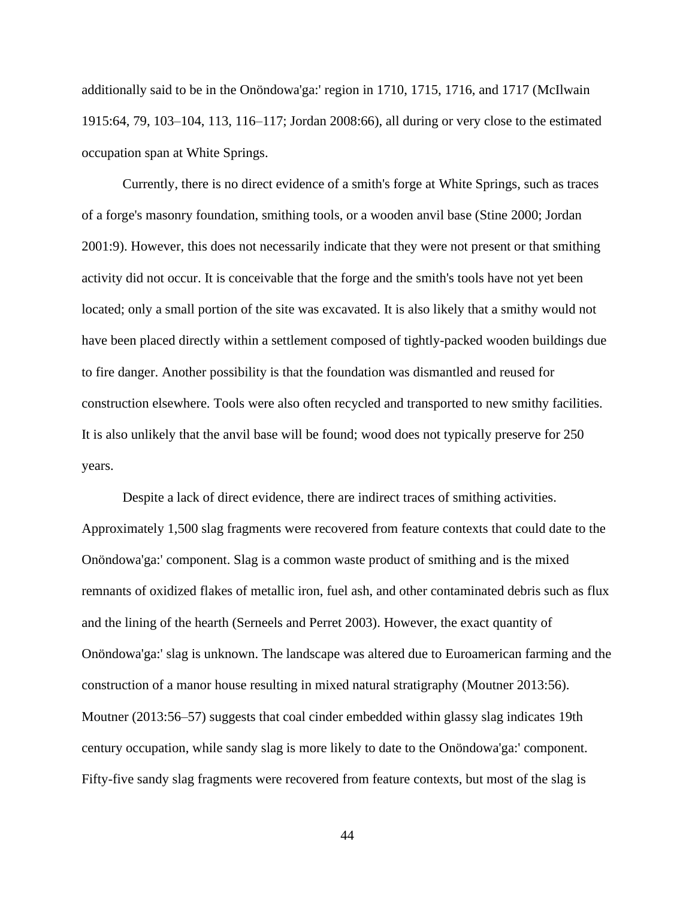additionally said to be in the Onöndowa'ga:' region in 1710, 1715, 1716, and 1717 (McIlwain 1915:64, 79, 103–104, 113, 116–117; Jordan 2008:66), all during or very close to the estimated occupation span at White Springs.

Currently, there is no direct evidence of a smith's forge at White Springs, such as traces of a forge's masonry foundation, smithing tools, or a wooden anvil base (Stine 2000; Jordan 2001:9). However, this does not necessarily indicate that they were not present or that smithing activity did not occur. It is conceivable that the forge and the smith's tools have not yet been located; only a small portion of the site was excavated. It is also likely that a smithy would not have been placed directly within a settlement composed of tightly-packed wooden buildings due to fire danger. Another possibility is that the foundation was dismantled and reused for construction elsewhere. Tools were also often recycled and transported to new smithy facilities. It is also unlikely that the anvil base will be found; wood does not typically preserve for 250 years.

Despite a lack of direct evidence, there are indirect traces of smithing activities. Approximately 1,500 slag fragments were recovered from feature contexts that could date to the Onöndowa'ga:' component. Slag is a common waste product of smithing and is the mixed remnants of oxidized flakes of metallic iron, fuel ash, and other contaminated debris such as flux and the lining of the hearth (Serneels and Perret 2003). However, the exact quantity of Onöndowa'ga:' slag is unknown. The landscape was altered due to Euroamerican farming and the construction of a manor house resulting in mixed natural stratigraphy (Moutner 2013:56). Moutner (2013:56–57) suggests that coal cinder embedded within glassy slag indicates 19th century occupation, while sandy slag is more likely to date to the Onöndowa'ga:' component. Fifty-five sandy slag fragments were recovered from feature contexts, but most of the slag is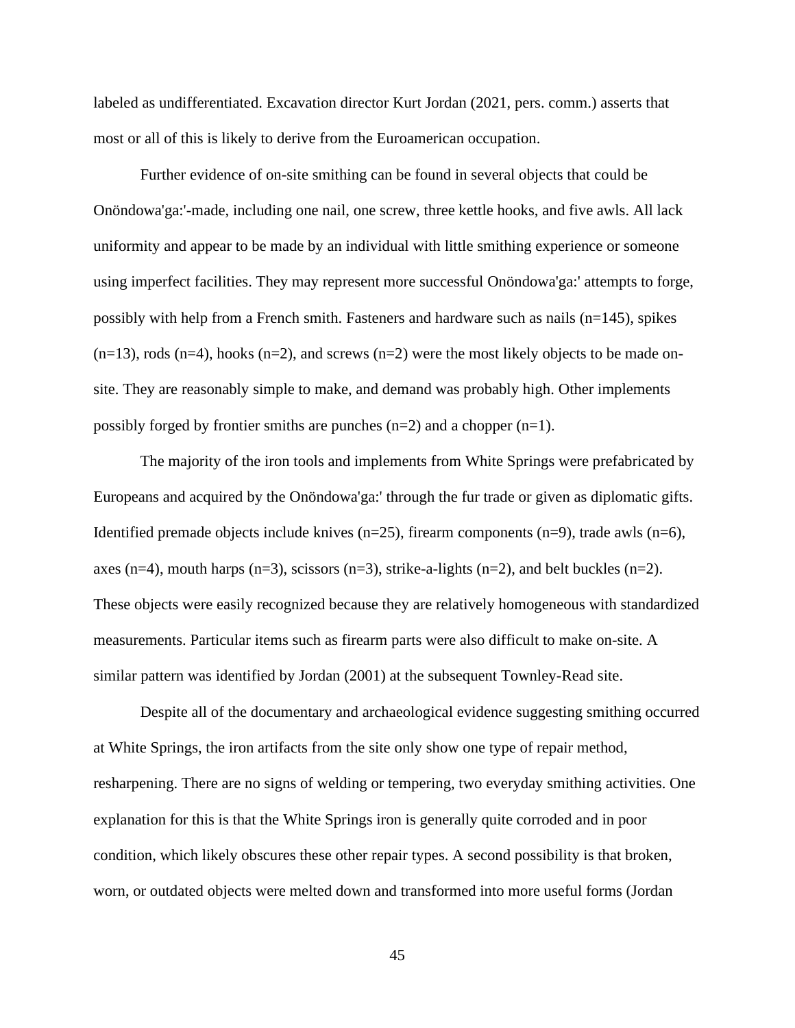labeled as undifferentiated. Excavation director Kurt Jordan (2021, pers. comm.) asserts that most or all of this is likely to derive from the Euroamerican occupation.

Further evidence of on-site smithing can be found in several objects that could be Onöndowa'ga:'-made, including one nail, one screw, three kettle hooks, and five awls. All lack uniformity and appear to be made by an individual with little smithing experience or someone using imperfect facilities. They may represent more successful Onöndowa'ga:' attempts to forge, possibly with help from a French smith. Fasteners and hardware such as nails (n=145), spikes (n=13), rods (n=4), hooks (n=2), and screws (n=2) were the most likely objects to be made on-site. They are reasonably simple to make, and demand was probably high. Other implements possibly forged by frontier smiths are punches (n=2) and a chopper (n=1).

The majority of the iron tools and implements from White Springs were prefabricated by Europeans and acquired by the Onöndowa'ga:' through the fur trade or given as diplomatic gifts. Identified premade objects include knives (n=25), firearm components (n=9), trade awls (n=6), axes (n=4), mouth harps (n=3), scissors (n=3), strike-a-lights (n=2), and belt buckles (n=2). These objects were easily recognized because they are relatively homogeneous with standardized measurements. Particular items such as firearm parts were also difficult to make on-site. A similar pattern was identified by Jordan (2001) at the subsequent Townley-Read site.

Despite all of the documentary and archaeological evidence suggesting smithing occurred at White Springs, the iron artifacts from the site only show one type of repair method, resharpening. There are no signs of welding or tempering, two everyday smithing activities. One explanation for this is that the White Springs iron is generally quite corroded and in poor condition, which likely obscures these other repair types. A second possibility is that broken, worn, or outdated objects were melted down and transformed into more useful forms (Jordan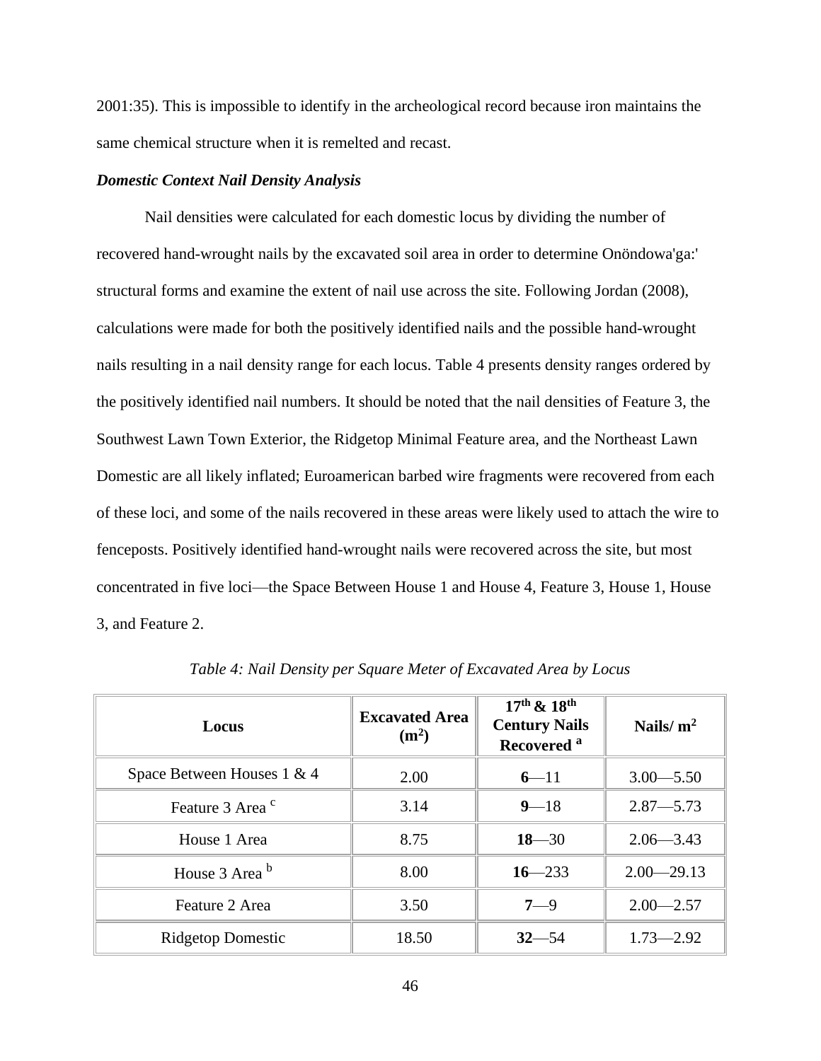2001:35). This is impossible to identify in the archeological record because iron maintains the same chemical structure when it is remelted and recast.

***Domestic Context Nail Density Analysis***

Nail densities were calculated for each domestic locus by dividing the number of recovered hand-wrought nails by the excavated soil area in order to determine Onöndowa'ga:' structural forms and examine the extent of nail use across the site. Following Jordan (2008), calculations were made for both the positively identified nails and the possible hand-wrought nails resulting in a nail density range for each locus. Table 4 presents density ranges ordered by the positively identified nail numbers. It should be noted that the nail densities of Feature 3, the Southwest Lawn Town Exterior, the Ridgetop Minimal Feature area, and the Northeast Lawn Domestic are all likely inflated; Euroamerican barbed wire fragments were recovered from each of these loci, and some of the nails recovered in these areas were likely used to attach the wire to fenceposts. Positively identified hand-wrought nails were recovered across the site, but most concentrated in five loci—the Space Between House 1 and House 4, Feature 3, House 1, House 3, and Feature 2.

*Table 4: Nail Density per Square Meter of Excavated Area by Locus*

| Locus | Excavated Area ($m^2$) | 17th & 18th Century Nails Recovered [a] | Nails/ $m^2$ |
|---|---|---|---|
| Space Between Houses 1 & 4 | 2.00 | **6**—11 | 3.00—5.50 |
| Feature 3 Area [c] | 3.14 | **9**—18 | 2.87—5.73 |
| House 1 Area | 8.75 | **18**—30 | 2.06—3.43 |
| House 3 Area [b] | 8.00 | **16**—233 | 2.00—29.13 |
| Feature 2 Area | 3.50 | **7**—9 | 2.00—2.57 |
| Ridgetop Domestic | 18.50 | **32**—54 | 1.73—2.92 |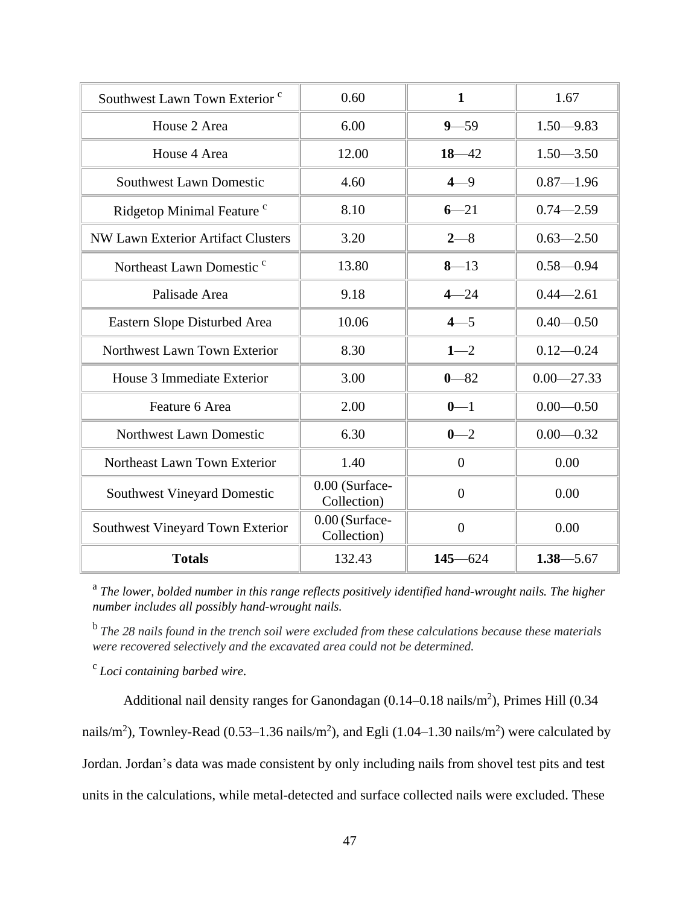| Southwest Lawn Town Exterior [c] | 0.60 | **1** | 1.67 |
|---|---|---|---|
| House 2 Area | 6.00 | **9**—59 | 1.50—9.83 |
| House 4 Area | 12.00 | **18**—42 | 1.50—3.50 |
| Southwest Lawn Domestic | 4.60 | **4**—9 | 0.87—1.96 |
| Ridgetop Minimal Feature [c] | 8.10 | **6**—21 | 0.74—2.59 |
| NW Lawn Exterior Artifact Clusters | 3.20 | **2**—8 | 0.63—2.50 |
| Northeast Lawn Domestic [c] | 13.80 | **8**—13 | 0.58—0.94 |
| Palisade Area | 9.18 | **4**—24 | 0.44—2.61 |
| Eastern Slope Disturbed Area | 10.06 | **4**—5 | 0.40—0.50 |
| Northwest Lawn Town Exterior | 8.30 | **1**—2 | 0.12—0.24 |
| House 3 Immediate Exterior | 3.00 | **0**—82 | 0.00—27.33 |
| Feature 6 Area | 2.00 | **0**—1 | 0.00—0.50 |
| Northwest Lawn Domestic | 6.30 | **0**—2 | 0.00—0.32 |
| Northeast Lawn Town Exterior | 1.40 | 0 | 0.00 |
| Southwest Vineyard Domestic | 0.00 (Surface-Collection) | 0 | 0.00 |
| Southwest Vineyard Town Exterior | 0.00 (Surface-Collection) | 0 | 0.00 |
| **Totals** | 132.43 | **145**—624 | **1.38**—5.67 |

[a] *The lower, bolded number in this range reflects positively identified hand-wrought nails. The higher number includes all possibly hand-wrought nails.*

[b] *The 28 nails found in the trench soil were excluded from these calculations because these materials were recovered selectively and the excavated area could not be determined.*

[c] *Loci containing barbed wire*.

Additional nail density ranges for Ganondagan (0.14–0.18 nails/$m^2$), Primes Hill (0.34 nails/$m^2$), Townley-Read (0.53–1.36 nails/$m^2$), and Egli (1.04–1.30 nails/$m^2$) were calculated by Jordan. Jordan's data was made consistent by only including nails from shovel test pits and test units in the calculations, while metal-detected and surface collected nails were excluded. These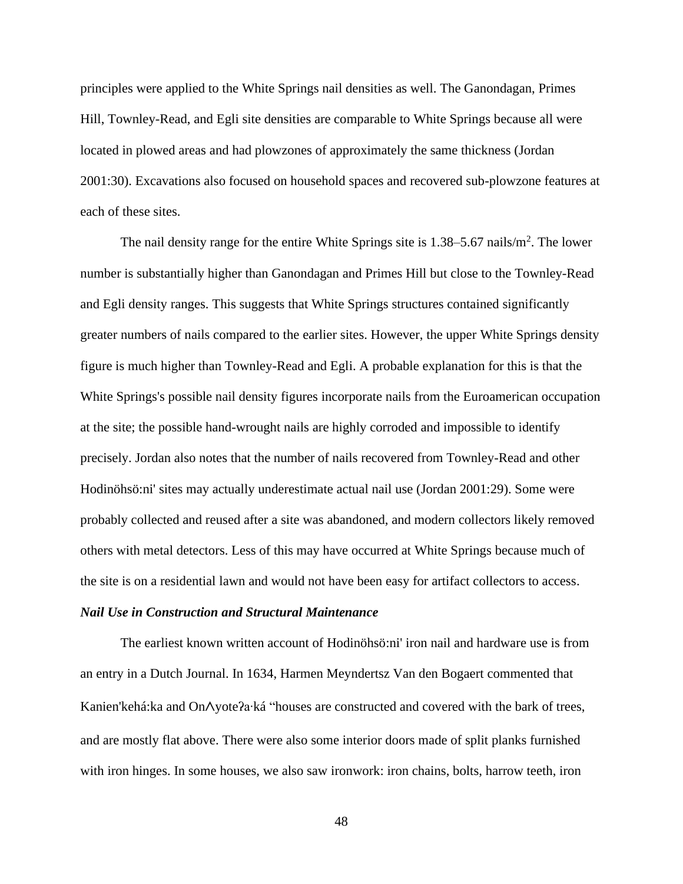principles were applied to the White Springs nail densities as well. The Ganondagan, Primes Hill, Townley-Read, and Egli site densities are comparable to White Springs because all were located in plowed areas and had plowzones of approximately the same thickness (Jordan 2001:30). Excavations also focused on household spaces and recovered sub-plowzone features at each of these sites.

The nail density range for the entire White Springs site is 1.38–5.67 nails/m$^2$. The lower number is substantially higher than Ganondagan and Primes Hill but close to the Townley-Read and Egli density ranges. This suggests that White Springs structures contained significantly greater numbers of nails compared to the earlier sites. However, the upper White Springs density figure is much higher than Townley-Read and Egli. A probable explanation for this is that the White Springs's possible nail density figures incorporate nails from the Euroamerican occupation at the site; the possible hand-wrought nails are highly corroded and impossible to identify precisely. Jordan also notes that the number of nails recovered from Townley-Read and other Hodinöhsö:ni' sites may actually underestimate actual nail use (Jordan 2001:29). Some were probably collected and reused after a site was abandoned, and modern collectors likely removed others with metal detectors. Less of this may have occurred at White Springs because much of the site is on a residential lawn and would not have been easy for artifact collectors to access.

***Nail Use in Construction and Structural Maintenance***

The earliest known written account of Hodinöhsö:ni' iron nail and hardware use is from an entry in a Dutch Journal. In 1634, Harmen Meyndertsz Van den Bogaert commented that Kanien'kehá:ka and Onʌyoteʔa·ká "houses are constructed and covered with the bark of trees, and are mostly flat above. There were also some interior doors made of split planks furnished with iron hinges. In some houses, we also saw ironwork: iron chains, bolts, harrow teeth, iron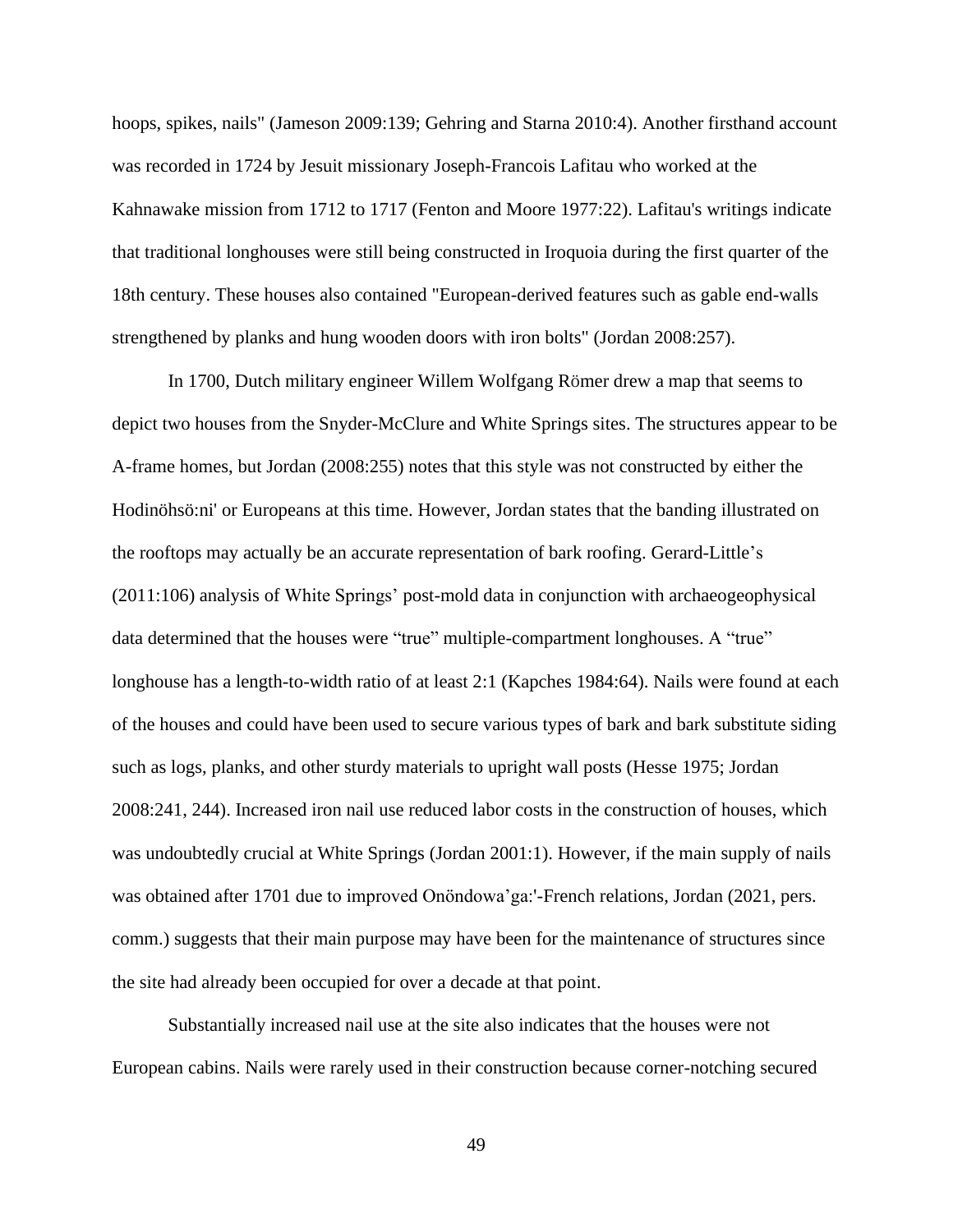hoops, spikes, nails" (Jameson 2009:139; Gehring and Starna 2010:4). Another firsthand account was recorded in 1724 by Jesuit missionary Joseph-Francois Lafitau who worked at the Kahnawake mission from 1712 to 1717 (Fenton and Moore 1977:22). Lafitau's writings indicate that traditional longhouses were still being constructed in Iroquoia during the first quarter of the 18th century. These houses also contained "European-derived features such as gable end-walls strengthened by planks and hung wooden doors with iron bolts" (Jordan 2008:257).

In 1700, Dutch military engineer Willem Wolfgang Römer drew a map that seems to depict two houses from the Snyder-McClure and White Springs sites. The structures appear to be A-frame homes, but Jordan (2008:255) notes that this style was not constructed by either the Hodinöhsö:ni' or Europeans at this time. However, Jordan states that the banding illustrated on the rooftops may actually be an accurate representation of bark roofing. Gerard-Little's (2011:106) analysis of White Springs' post-mold data in conjunction with archaeogeophysical data determined that the houses were "true" multiple-compartment longhouses. A "true" longhouse has a length-to-width ratio of at least 2:1 (Kapches 1984:64). Nails were found at each of the houses and could have been used to secure various types of bark and bark substitute siding such as logs, planks, and other sturdy materials to upright wall posts (Hesse 1975; Jordan 2008:241, 244). Increased iron nail use reduced labor costs in the construction of houses, which was undoubtedly crucial at White Springs (Jordan 2001:1). However, if the main supply of nails was obtained after 1701 due to improved Onöndowa'ga:'-French relations, Jordan (2021, pers. comm.) suggests that their main purpose may have been for the maintenance of structures since the site had already been occupied for over a decade at that point.

Substantially increased nail use at the site also indicates that the houses were not European cabins. Nails were rarely used in their construction because corner-notching secured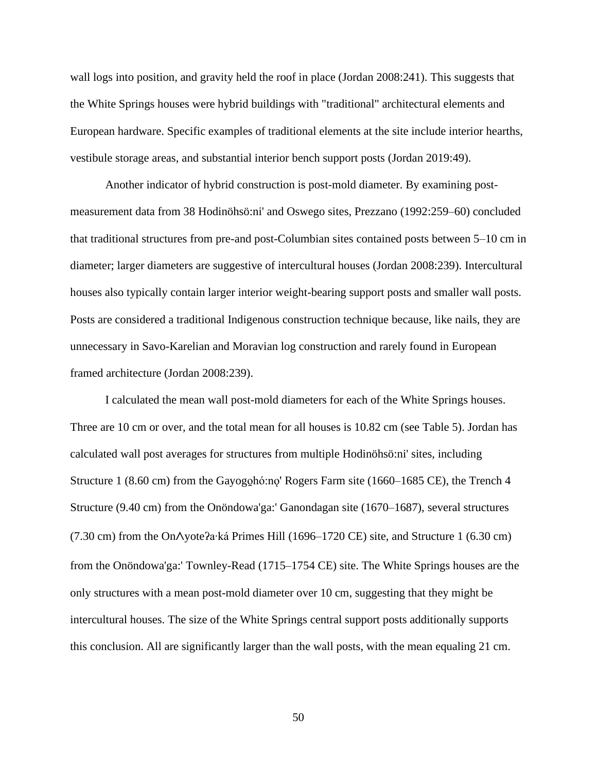wall logs into position, and gravity held the roof in place (Jordan 2008:241). This suggests that the White Springs houses were hybrid buildings with "traditional" architectural elements and European hardware. Specific examples of traditional elements at the site include interior hearths, vestibule storage areas, and substantial interior bench support posts (Jordan 2019:49).

Another indicator of hybrid construction is post-mold diameter. By examining post-measurement data from 38 Hodinöhsö:ni' and Oswego sites, Prezzano (1992:259–60) concluded that traditional structures from pre-and post-Columbian sites contained posts between 5–10 cm in diameter; larger diameters are suggestive of intercultural houses (Jordan 2008:239). Intercultural houses also typically contain larger interior weight-bearing support posts and smaller wall posts. Posts are considered a traditional Indigenous construction technique because, like nails, they are unnecessary in Savo-Karelian and Moravian log construction and rarely found in European framed architecture (Jordan 2008:239).

I calculated the mean wall post-mold diameters for each of the White Springs houses. Three are 10 cm or over, and the total mean for all houses is 10.82 cm (see Table 5). Jordan has calculated wall post averages for structures from multiple Hodinöhsö:ni' sites, including Structure 1 (8.60 cm) from the Gayogo̱hó:nǫ' Rogers Farm site (1660–1685 CE), the Trench 4 Structure (9.40 cm) from the Onöndowa'ga:' Ganondagan site (1670–1687), several structures (7.30 cm) from the OnɅyoteʔa·ká Primes Hill (1696–1720 CE) site, and Structure 1 (6.30 cm) from the Onöndowa'ga:' Townley-Read (1715–1754 CE) site. The White Springs houses are the only structures with a mean post-mold diameter over 10 cm, suggesting that they might be intercultural houses. The size of the White Springs central support posts additionally supports this conclusion. All are significantly larger than the wall posts, with the mean equaling 21 cm.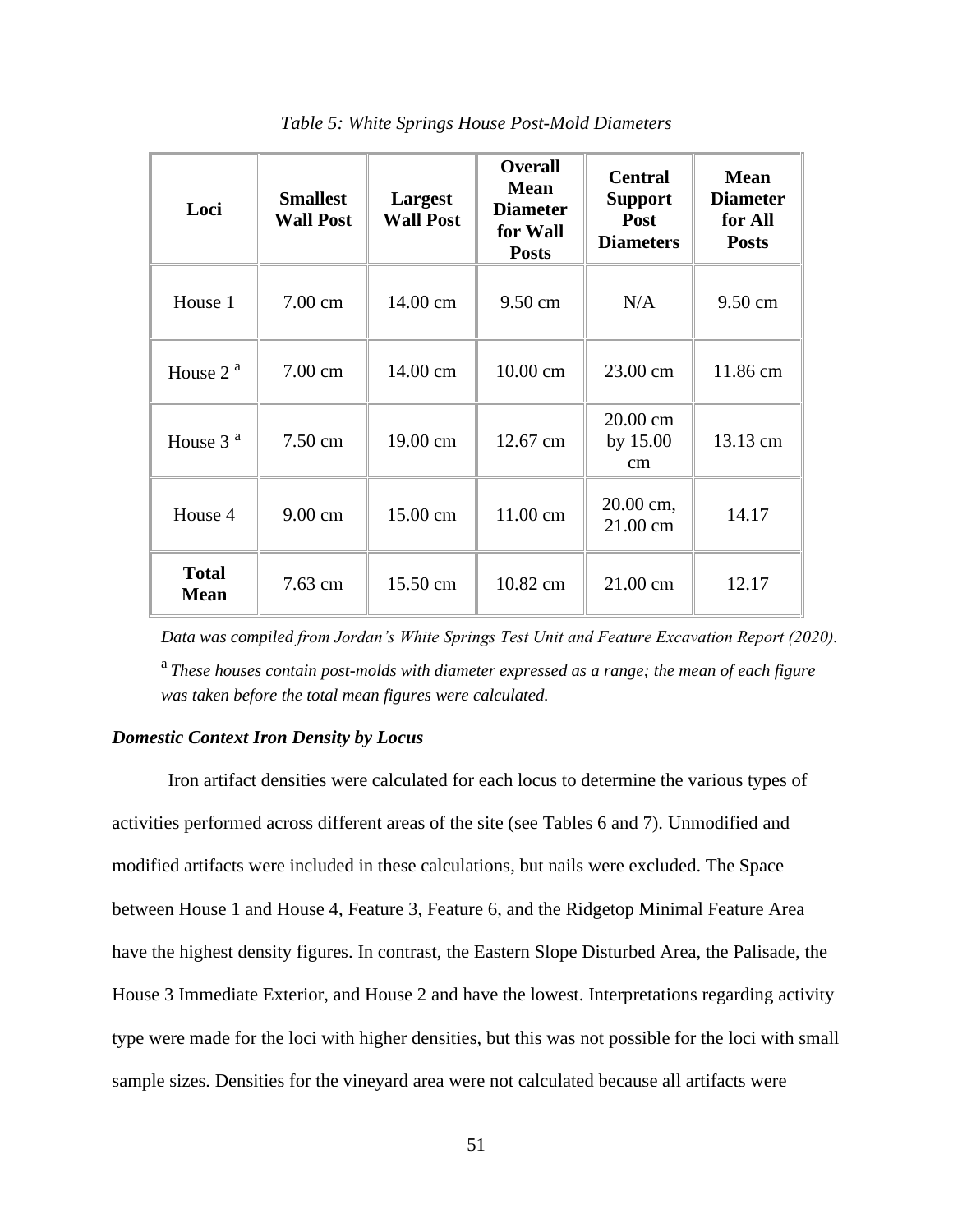*Table 5: White Springs House Post-Mold Diameters*

| Loci | Smallest Wall Post | Largest Wall Post | Overall Mean Diameter for Wall Posts | Central Support Post Diameters | Mean Diameter for All Posts |
|---|---|---|---|---|---|
| House 1 | 7.00 cm | 14.00 cm | 9.50 cm | N/A | 9.50 cm |
| House 2 [a] | 7.00 cm | 14.00 cm | 10.00 cm | 23.00 cm | 11.86 cm |
| House 3 [a] | 7.50 cm | 19.00 cm | 12.67 cm | 20.00 cm by 15.00 cm | 13.13 cm |
| House 4 | 9.00 cm | 15.00 cm | 11.00 cm | 20.00 cm, 21.00 cm | 14.17 |
| **Total Mean** | 7.63 cm | 15.50 cm | 10.82 cm | 21.00 cm | 12.17 |

*Data was compiled from Jordan's White Springs Test Unit and Feature Excavation Report (2020).*

[a] *These houses contain post-molds with diameter expressed as a range; the mean of each figure was taken before the total mean figures were calculated.*

### *Domestic Context Iron Density by Locus*

Iron artifact densities were calculated for each locus to determine the various types of activities performed across different areas of the site (see Tables 6 and 7). Unmodified and modified artifacts were included in these calculations, but nails were excluded. The Space between House 1 and House 4, Feature 3, Feature 6, and the Ridgetop Minimal Feature Area have the highest density figures. In contrast, the Eastern Slope Disturbed Area, the Palisade, the House 3 Immediate Exterior, and House 2 and have the lowest. Interpretations regarding activity type were made for the loci with higher densities, but this was not possible for the loci with small sample sizes. Densities for the vineyard area were not calculated because all artifacts were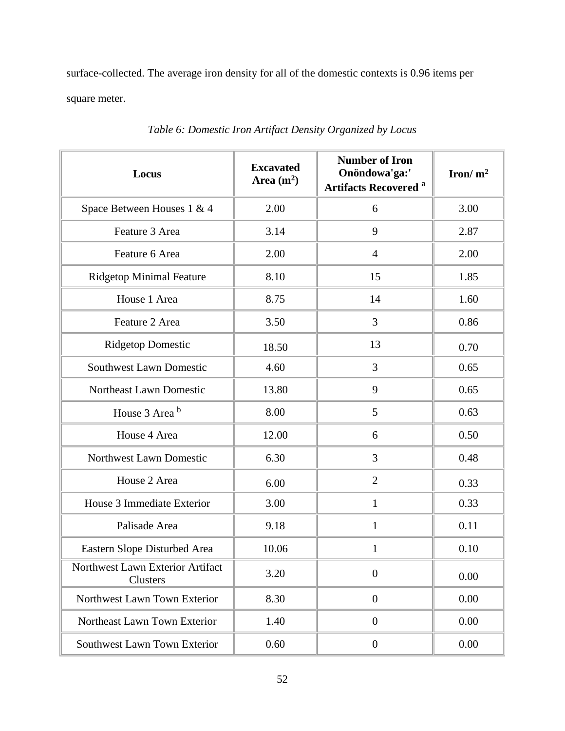surface-collected. The average iron density for all of the domestic contexts is 0.96 items per square meter.

*Table 6: Domestic Iron Artifact Density Organized by Locus*

| **Locus** | **Excavated Area ($m^2$)** | **Number of Iron Onöndowa'ga:' Artifacts Recovered [a]** | **Iron/ $m^2$** |
|---|---|---|---|
| Space Between Houses 1 & 4 | 2.00 | 6 | 3.00 |
| Feature 3 Area | 3.14 | 9 | 2.87 |
| Feature 6 Area | 2.00 | 4 | 2.00 |
| Ridgetop Minimal Feature | 8.10 | 15 | 1.85 |
| House 1 Area | 8.75 | 14 | 1.60 |
| Feature 2 Area | 3.50 | 3 | 0.86 |
| Ridgetop Domestic | 18.50 | 13 | 0.70 |
| Southwest Lawn Domestic | 4.60 | 3 | 0.65 |
| Northeast Lawn Domestic | 13.80 | 9 | 0.65 |
| House 3 Area [b] | 8.00 | 5 | 0.63 |
| House 4 Area | 12.00 | 6 | 0.50 |
| Northwest Lawn Domestic | 6.30 | 3 | 0.48 |
| House 2 Area | 6.00 | 2 | 0.33 |
| House 3 Immediate Exterior | 3.00 | 1 | 0.33 |
| Palisade Area | 9.18 | 1 | 0.11 |
| Eastern Slope Disturbed Area | 10.06 | 1 | 0.10 |
| Northwest Lawn Exterior Artifact Clusters | 3.20 | 0 | 0.00 |
| Northwest Lawn Town Exterior | 8.30 | 0 | 0.00 |
| Northeast Lawn Town Exterior | 1.40 | 0 | 0.00 |
| Southwest Lawn Town Exterior | 0.60 | 0 | 0.00 |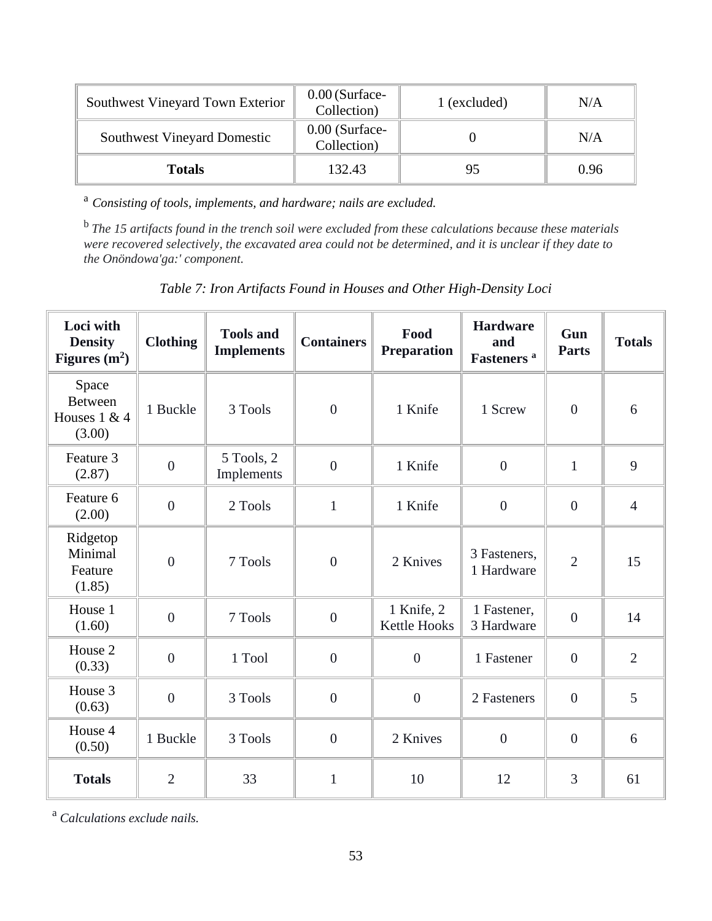| Southwest Vineyard Town Exterior | 0.00 (Surface-Collection) | 1 (excluded) | N/A |
|---|---|---|---|
| Southwest Vineyard Domestic | 0.00 (Surface-Collection) | 0 | N/A |
| **Totals** | 132.43 | 95 | 0.96 |

[a] *Consisting of tools, implements, and hardware; nails are excluded.*

[b] *The 15 artifacts found in the trench soil were excluded from these calculations because these materials were recovered selectively, the excavated area could not be determined, and it is unclear if they date to the Onöndowa'ga:' component.*

*Table 7: Iron Artifacts Found in Houses and Other High-Density Loci*

| Loci with Density Figures ($m^2$) | Clothing | Tools and Implements | Containers | Food Preparation | Hardware and Fasteners [a] | Gun Parts | Totals |
|---|---|---|---|---|---|---|---|
| Space Between Houses 1 & 4 (3.00) | 1 Buckle | 3 Tools | 0 | 1 Knife | 1 Screw | 0 | 6 |
| Feature 3 (2.87) | 0 | 5 Tools, 2 Implements | 0 | 1 Knife | 0 | 1 | 9 |
| Feature 6 (2.00) | 0 | 2 Tools | 1 | 1 Knife | 0 | 0 | 4 |
| Ridgetop Minimal Feature (1.85) | 0 | 7 Tools | 0 | 2 Knives | 3 Fasteners, 1 Hardware | 2 | 15 |
| House 1 (1.60) | 0 | 7 Tools | 0 | 1 Knife, 2 Kettle Hooks | 1 Fastener, 3 Hardware | 0 | 14 |
| House 2 (0.33) | 0 | 1 Tool | 0 | 0 | 1 Fastener | 0 | 2 |
| House 3 (0.63) | 0 | 3 Tools | 0 | 0 | 2 Fasteners | 0 | 5 |
| House 4 (0.50) | 1 Buckle | 3 Tools | 0 | 2 Knives | 0 | 0 | 6 |
| **Totals** | 2 | 33 | 1 | 10 | 12 | 3 | 61 |

[a] *Calculations exclude nails.*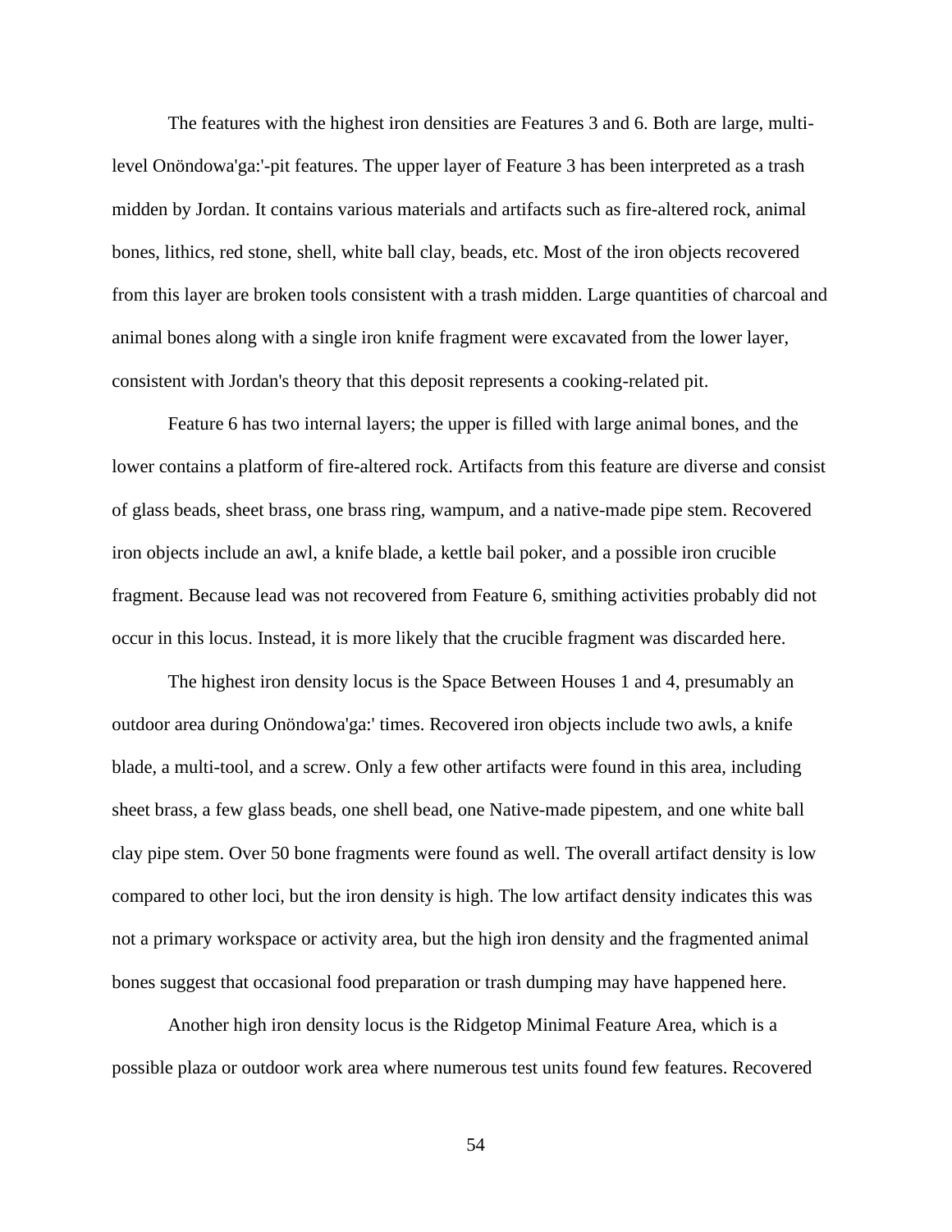The features with the highest iron densities are Features 3 and 6. Both are large, multi-level Onöndowa'ga:'-pit features. The upper layer of Feature 3 has been interpreted as a trash midden by Jordan. It contains various materials and artifacts such as fire-altered rock, animal bones, lithics, red stone, shell, white ball clay, beads, etc. Most of the iron objects recovered from this layer are broken tools consistent with a trash midden. Large quantities of charcoal and animal bones along with a single iron knife fragment were excavated from the lower layer, consistent with Jordan's theory that this deposit represents a cooking-related pit.

Feature 6 has two internal layers; the upper is filled with large animal bones, and the lower contains a platform of fire-altered rock. Artifacts from this feature are diverse and consist of glass beads, sheet brass, one brass ring, wampum, and a native-made pipe stem. Recovered iron objects include an awl, a knife blade, a kettle bail poker, and a possible iron crucible fragment. Because lead was not recovered from Feature 6, smithing activities probably did not occur in this locus. Instead, it is more likely that the crucible fragment was discarded here.

The highest iron density locus is the Space Between Houses 1 and 4, presumably an outdoor area during Onöndowa'ga:' times. Recovered iron objects include two awls, a knife blade, a multi-tool, and a screw. Only a few other artifacts were found in this area, including sheet brass, a few glass beads, one shell bead, one Native-made pipestem, and one white ball clay pipe stem. Over 50 bone fragments were found as well. The overall artifact density is low compared to other loci, but the iron density is high. The low artifact density indicates this was not a primary workspace or activity area, but the high iron density and the fragmented animal bones suggest that occasional food preparation or trash dumping may have happened here.

Another high iron density locus is the Ridgetop Minimal Feature Area, which is a possible plaza or outdoor work area where numerous test units found few features. Recovered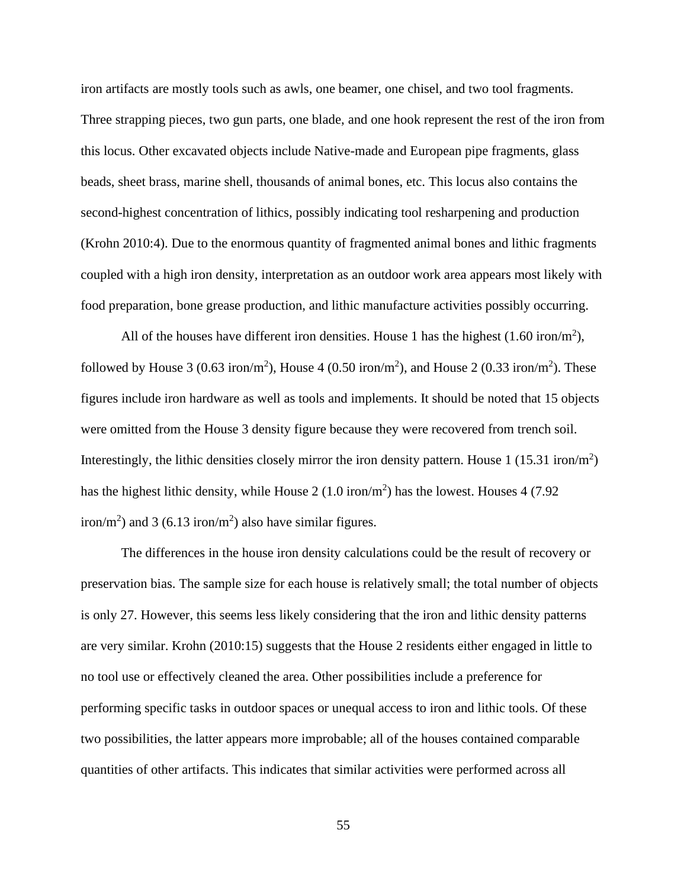iron artifacts are mostly tools such as awls, one beamer, one chisel, and two tool fragments. Three strapping pieces, two gun parts, one blade, and one hook represent the rest of the iron from this locus. Other excavated objects include Native-made and European pipe fragments, glass beads, sheet brass, marine shell, thousands of animal bones, etc. This locus also contains the second-highest concentration of lithics, possibly indicating tool resharpening and production (Krohn 2010:4). Due to the enormous quantity of fragmented animal bones and lithic fragments coupled with a high iron density, interpretation as an outdoor work area appears most likely with food preparation, bone grease production, and lithic manufacture activities possibly occurring.

All of the houses have different iron densities. House 1 has the highest (1.60 iron/$m^2$), followed by House 3 (0.63 iron/$m^2$), House 4 (0.50 iron/$m^2$), and House 2 (0.33 iron/$m^2$). These figures include iron hardware as well as tools and implements. It should be noted that 15 objects were omitted from the House 3 density figure because they were recovered from trench soil. Interestingly, the lithic densities closely mirror the iron density pattern. House 1 (15.31 iron/$m^2$) has the highest lithic density, while House 2 (1.0 iron/$m^2$) has the lowest. Houses 4 (7.92 iron/$m^2$) and 3 (6.13 iron/$m^2$) also have similar figures.

The differences in the house iron density calculations could be the result of recovery or preservation bias. The sample size for each house is relatively small; the total number of objects is only 27. However, this seems less likely considering that the iron and lithic density patterns are very similar. Krohn (2010:15) suggests that the House 2 residents either engaged in little to no tool use or effectively cleaned the area. Other possibilities include a preference for performing specific tasks in outdoor spaces or unequal access to iron and lithic tools. Of these two possibilities, the latter appears more improbable; all of the houses contained comparable quantities of other artifacts. This indicates that similar activities were performed across all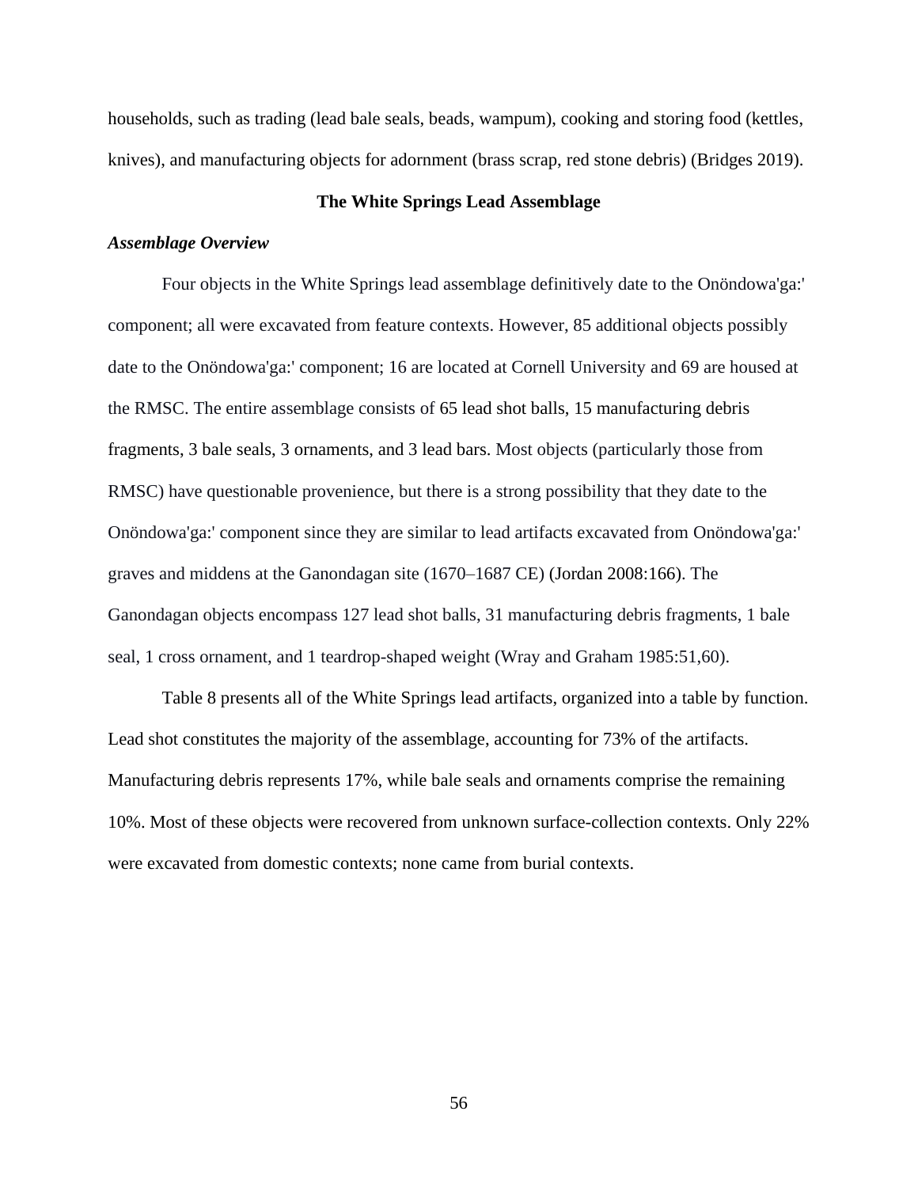households, such as trading (lead bale seals, beads, wampum), cooking and storing food (kettles, knives), and manufacturing objects for adornment (brass scrap, red stone debris) (Bridges 2019).

## The White Springs Lead Assemblage

### *Assemblage Overview*

Four objects in the White Springs lead assemblage definitively date to the Onöndowa'ga:' component; all were excavated from feature contexts. However, 85 additional objects possibly date to the Onöndowa'ga:' component; 16 are located at Cornell University and 69 are housed at the RMSC. The entire assemblage consists of 65 lead shot balls, 15 manufacturing debris fragments, 3 bale seals, 3 ornaments, and 3 lead bars. Most objects (particularly those from RMSC) have questionable provenience, but there is a strong possibility that they date to the Onöndowa'ga:' component since they are similar to lead artifacts excavated from Onöndowa'ga:' graves and middens at the Ganondagan site (1670–1687 CE) (Jordan 2008:166). The Ganondagan objects encompass 127 lead shot balls, 31 manufacturing debris fragments, 1 bale seal, 1 cross ornament, and 1 teardrop-shaped weight (Wray and Graham 1985:51,60).

Table 8 presents all of the White Springs lead artifacts, organized into a table by function. Lead shot constitutes the majority of the assemblage, accounting for 73% of the artifacts. Manufacturing debris represents 17%, while bale seals and ornaments comprise the remaining 10%. Most of these objects were recovered from unknown surface-collection contexts. Only 22% were excavated from domestic contexts; none came from burial contexts.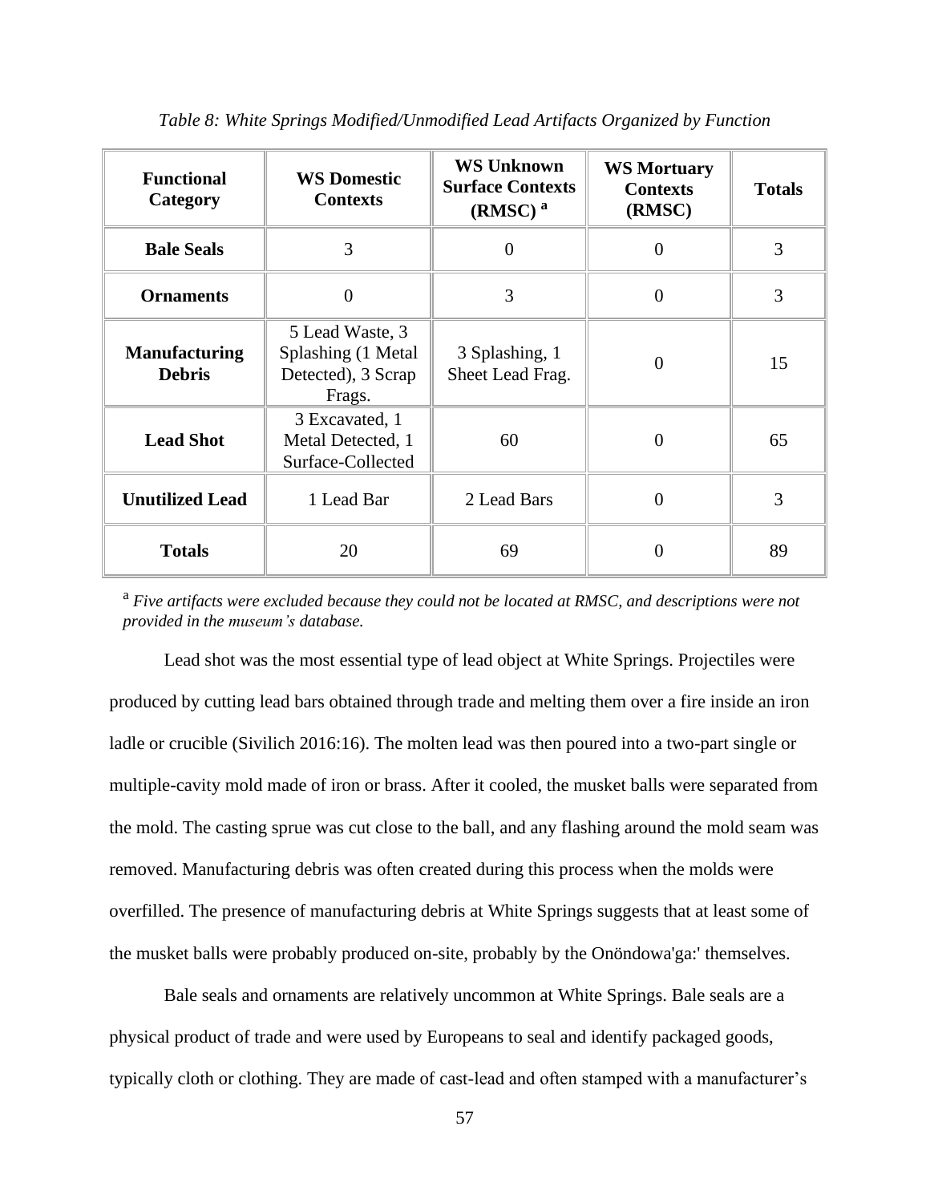*Table 8: White Springs Modified/Unmodified Lead Artifacts Organized by Function*

| Functional Category | WS Domestic Contexts | WS Unknown Surface Contexts (RMSC) [a] | WS Mortuary Contexts (RMSC) | Totals |
|---|---|---|---|---|
| **Bale Seals** | 3 | 0 | 0 | 3 |
| **Ornaments** | 0 | 3 | 0 | 3 |
| **Manufacturing Debris** | 5 Lead Waste, 3 Splashing (1 Metal Detected), 3 Scrap Frags. | 3 Splashing, 1 Sheet Lead Frag. | 0 | 15 |
| **Lead Shot** | 3 Excavated, 1 Metal Detected, 1 Surface-Collected | 60 | 0 | 65 |
| **Unutilized Lead** | 1 Lead Bar | 2 Lead Bars | 0 | 3 |
| **Totals** | 20 | 69 | 0 | 89 |

[a] *Five artifacts were excluded because they could not be located at RMSC, and descriptions were not provided in the museum's database.*

Lead shot was the most essential type of lead object at White Springs. Projectiles were produced by cutting lead bars obtained through trade and melting them over a fire inside an iron ladle or crucible (Sivilich 2016:16). The molten lead was then poured into a two-part single or multiple-cavity mold made of iron or brass. After it cooled, the musket balls were separated from the mold. The casting sprue was cut close to the ball, and any flashing around the mold seam was removed. Manufacturing debris was often created during this process when the molds were overfilled. The presence of manufacturing debris at White Springs suggests that at least some of the musket balls were probably produced on-site, probably by the Onöndowa'ga:' themselves.

Bale seals and ornaments are relatively uncommon at White Springs. Bale seals are a physical product of trade and were used by Europeans to seal and identify packaged goods, typically cloth or clothing. They are made of cast-lead and often stamped with a manufacturer's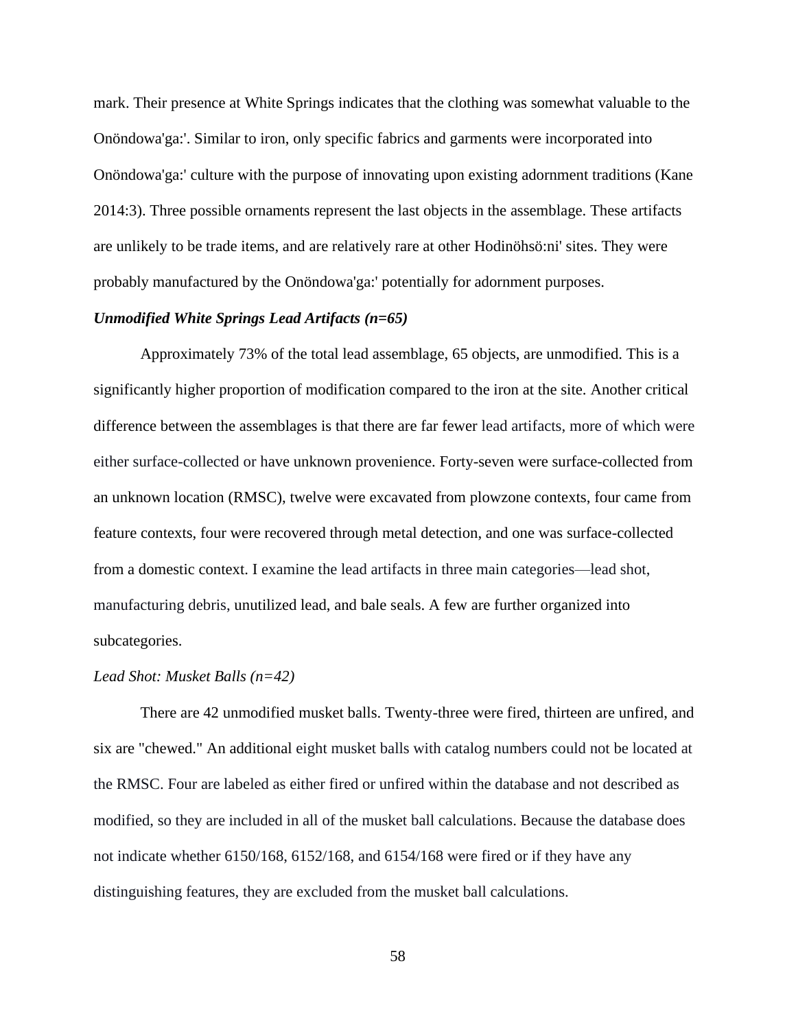mark. Their presence at White Springs indicates that the clothing was somewhat valuable to the Onöndowa'ga:'. Similar to iron, only specific fabrics and garments were incorporated into Onöndowa'ga:' culture with the purpose of innovating upon existing adornment traditions (Kane 2014:3). Three possible ornaments represent the last objects in the assemblage. These artifacts are unlikely to be trade items, and are relatively rare at other Hodinöhsö:ni' sites. They were probably manufactured by the Onöndowa'ga:' potentially for adornment purposes.

***Unmodified White Springs Lead Artifacts (n=65)***

Approximately 73% of the total lead assemblage, 65 objects, are unmodified. This is a significantly higher proportion of modification compared to the iron at the site. Another critical difference between the assemblages is that there are far fewer lead artifacts, more of which were either surface-collected or have unknown provenience. Forty-seven were surface-collected from an unknown location (RMSC), twelve were excavated from plowzone contexts, four came from feature contexts, four were recovered through metal detection, and one was surface-collected from a domestic context. I examine the lead artifacts in three main categories—lead shot, manufacturing debris, unutilized lead, and bale seals. A few are further organized into subcategories.

*Lead Shot: Musket Balls (n=42)*

There are 42 unmodified musket balls. Twenty-three were fired, thirteen are unfired, and six are "chewed." An additional eight musket balls with catalog numbers could not be located at the RMSC. Four are labeled as either fired or unfired within the database and not described as modified, so they are included in all of the musket ball calculations. Because the database does not indicate whether 6150/168, 6152/168, and 6154/168 were fired or if they have any distinguishing features, they are excluded from the musket ball calculations.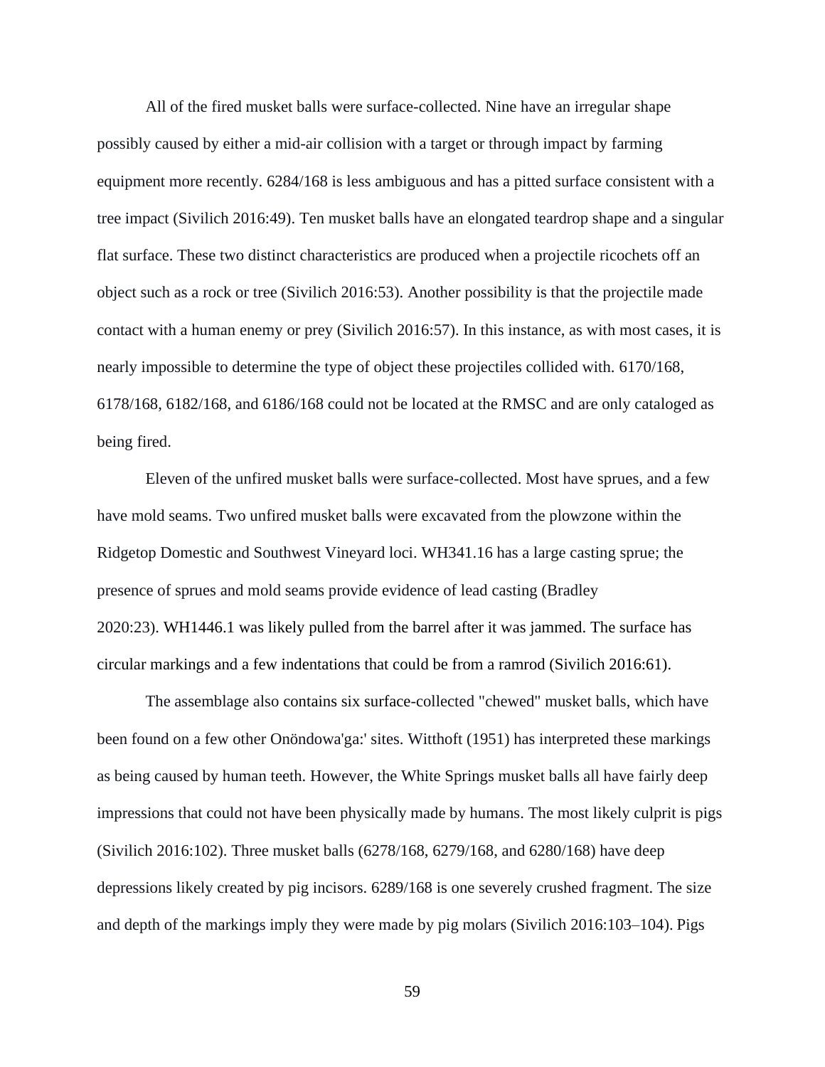All of the fired musket balls were surface-collected. Nine have an irregular shape possibly caused by either a mid-air collision with a target or through impact by farming equipment more recently. 6284/168 is less ambiguous and has a pitted surface consistent with a tree impact (Sivilich 2016:49). Ten musket balls have an elongated teardrop shape and a singular flat surface. These two distinct characteristics are produced when a projectile ricochets off an object such as a rock or tree (Sivilich 2016:53). Another possibility is that the projectile made contact with a human enemy or prey (Sivilich 2016:57). In this instance, as with most cases, it is nearly impossible to determine the type of object these projectiles collided with. 6170/168, 6178/168, 6182/168, and 6186/168 could not be located at the RMSC and are only cataloged as being fired.

Eleven of the unfired musket balls were surface-collected. Most have sprues, and a few have mold seams. Two unfired musket balls were excavated from the plowzone within the Ridgetop Domestic and Southwest Vineyard loci. WH341.16 has a large casting sprue; the presence of sprues and mold seams provide evidence of lead casting (Bradley 2020:23). WH1446.1 was likely pulled from the barrel after it was jammed. The surface has circular markings and a few indentations that could be from a ramrod (Sivilich 2016:61).

The assemblage also contains six surface-collected "chewed" musket balls, which have been found on a few other Onöndowa'ga:' sites. Witthoft (1951) has interpreted these markings as being caused by human teeth. However, the White Springs musket balls all have fairly deep impressions that could not have been physically made by humans. The most likely culprit is pigs (Sivilich 2016:102). Three musket balls (6278/168, 6279/168, and 6280/168) have deep depressions likely created by pig incisors. 6289/168 is one severely crushed fragment. The size and depth of the markings imply they were made by pig molars (Sivilich 2016:103–104). Pigs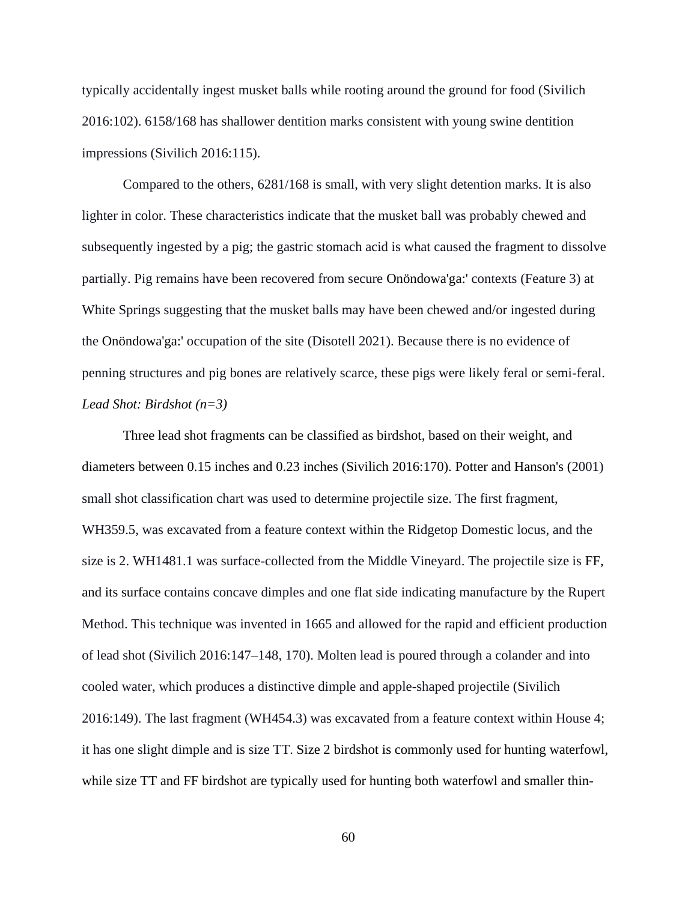typically accidentally ingest musket balls while rooting around the ground for food (Sivilich 2016:102). 6158/168 has shallower dentition marks consistent with young swine dentition impressions (Sivilich 2016:115).

Compared to the others, 6281/168 is small, with very slight detention marks. It is also lighter in color. These characteristics indicate that the musket ball was probably chewed and subsequently ingested by a pig; the gastric stomach acid is what caused the fragment to dissolve partially. Pig remains have been recovered from secure Onöndowa'ga:' contexts (Feature 3) at White Springs suggesting that the musket balls may have been chewed and/or ingested during the Onöndowa'ga:' occupation of the site (Disotell 2021). Because there is no evidence of penning structures and pig bones are relatively scarce, these pigs were likely feral or semi-feral.

*Lead Shot: Birdshot (n=3)*

Three lead shot fragments can be classified as birdshot, based on their weight, and diameters between 0.15 inches and 0.23 inches (Sivilich 2016:170). Potter and Hanson's (2001) small shot classification chart was used to determine projectile size. The first fragment, WH359.5, was excavated from a feature context within the Ridgetop Domestic locus, and the size is 2. WH1481.1 was surface-collected from the Middle Vineyard. The projectile size is FF, and its surface contains concave dimples and one flat side indicating manufacture by the Rupert Method. This technique was invented in 1665 and allowed for the rapid and efficient production of lead shot (Sivilich 2016:147–148, 170). Molten lead is poured through a colander and into cooled water, which produces a distinctive dimple and apple-shaped projectile (Sivilich 2016:149). The last fragment (WH454.3) was excavated from a feature context within House 4; it has one slight dimple and is size TT. Size 2 birdshot is commonly used for hunting waterfowl, while size TT and FF birdshot are typically used for hunting both waterfowl and smaller thin-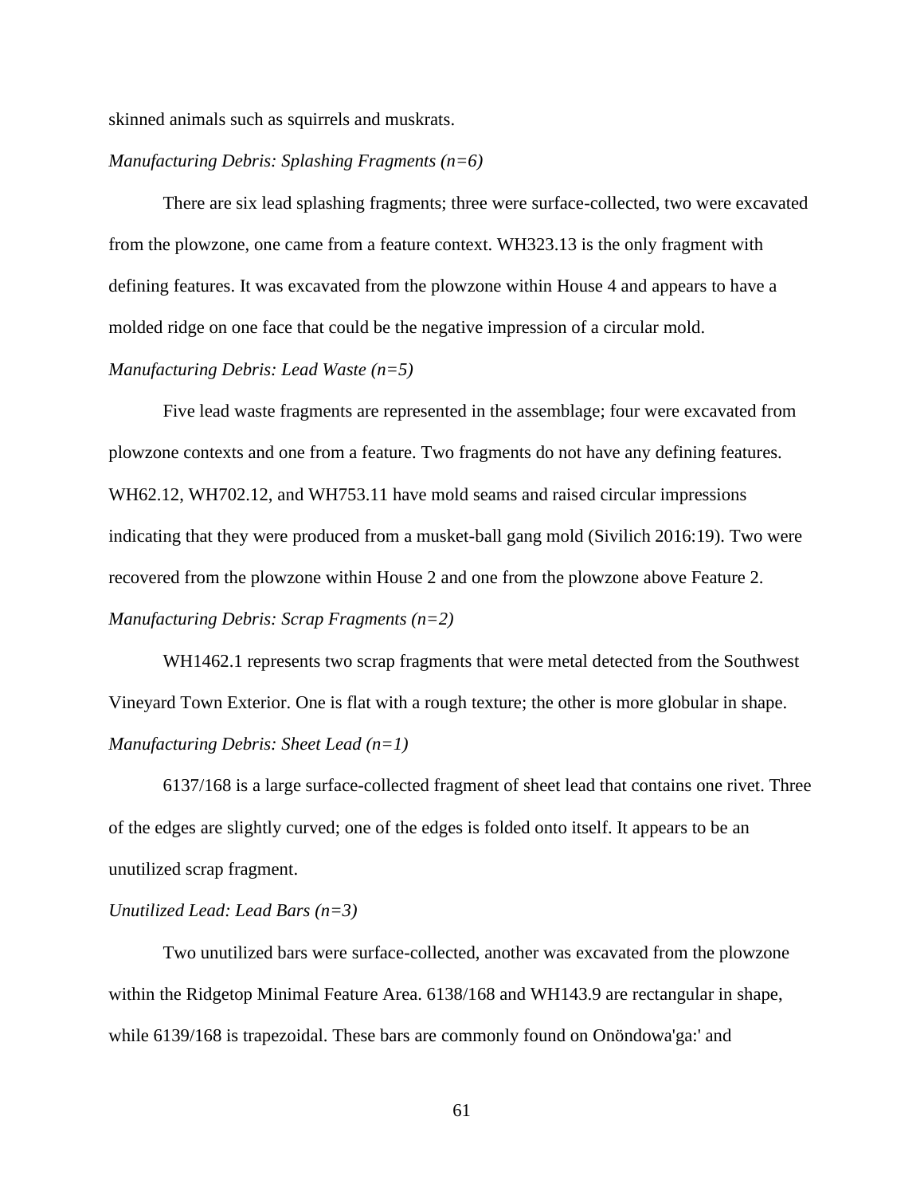skinned animals such as squirrels and muskrats.

*Manufacturing Debris: Splashing Fragments (n=6)*

There are six lead splashing fragments; three were surface-collected, two were excavated from the plowzone, one came from a feature context. WH323.13 is the only fragment with defining features. It was excavated from the plowzone within House 4 and appears to have a molded ridge on one face that could be the negative impression of a circular mold.

*Manufacturing Debris: Lead Waste (n=5)*

Five lead waste fragments are represented in the assemblage; four were excavated from plowzone contexts and one from a feature. Two fragments do not have any defining features. WH62.12, WH702.12, and WH753.11 have mold seams and raised circular impressions indicating that they were produced from a musket-ball gang mold (Sivilich 2016:19). Two were recovered from the plowzone within House 2 and one from the plowzone above Feature 2.

*Manufacturing Debris: Scrap Fragments (n=2)*

WH1462.1 represents two scrap fragments that were metal detected from the Southwest Vineyard Town Exterior. One is flat with a rough texture; the other is more globular in shape.

*Manufacturing Debris: Sheet Lead (n=1)*

6137/168 is a large surface-collected fragment of sheet lead that contains one rivet. Three of the edges are slightly curved; one of the edges is folded onto itself. It appears to be an unutilized scrap fragment.

*Unutilized Lead: Lead Bars (n=3)*

Two unutilized bars were surface-collected, another was excavated from the plowzone within the Ridgetop Minimal Feature Area. 6138/168 and WH143.9 are rectangular in shape, while 6139/168 is trapezoidal. These bars are commonly found on Onöndowa'ga:' and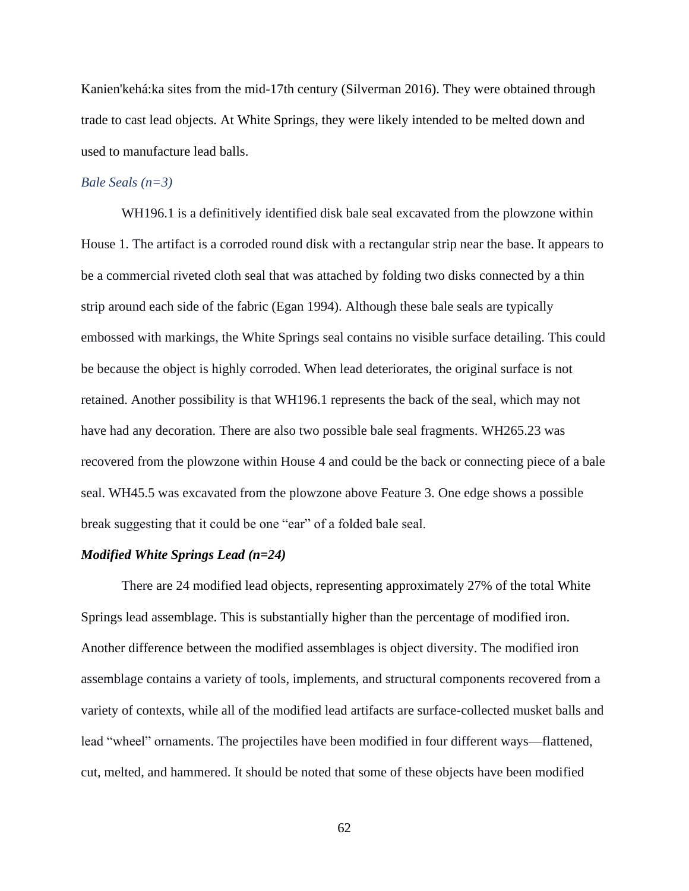Kanien'kehá:ka sites from the mid-17th century (Silverman 2016). They were obtained through trade to cast lead objects. At White Springs, they were likely intended to be melted down and used to manufacture lead balls.

### *Bale Seals (n=3)*

WH196.1 is a definitively identified disk bale seal excavated from the plowzone within House 1. The artifact is a corroded round disk with a rectangular strip near the base. It appears to be a commercial riveted cloth seal that was attached by folding two disks connected by a thin strip around each side of the fabric (Egan 1994). Although these bale seals are typically embossed with markings, the White Springs seal contains no visible surface detailing. This could be because the object is highly corroded. When lead deteriorates, the original surface is not retained. Another possibility is that WH196.1 represents the back of the seal, which may not have had any decoration. There are also two possible bale seal fragments. WH265.23 was recovered from the plowzone within House 4 and could be the back or connecting piece of a bale seal. WH45.5 was excavated from the plowzone above Feature 3. One edge shows a possible break suggesting that it could be one "ear" of a folded bale seal.

### ***Modified White Springs Lead (n=24)***

There are 24 modified lead objects, representing approximately 27% of the total White Springs lead assemblage. This is substantially higher than the percentage of modified iron. Another difference between the modified assemblages is object diversity. The modified iron assemblage contains a variety of tools, implements, and structural components recovered from a variety of contexts, while all of the modified lead artifacts are surface-collected musket balls and lead "wheel" ornaments. The projectiles have been modified in four different ways—flattened, cut, melted, and hammered. It should be noted that some of these objects have been modified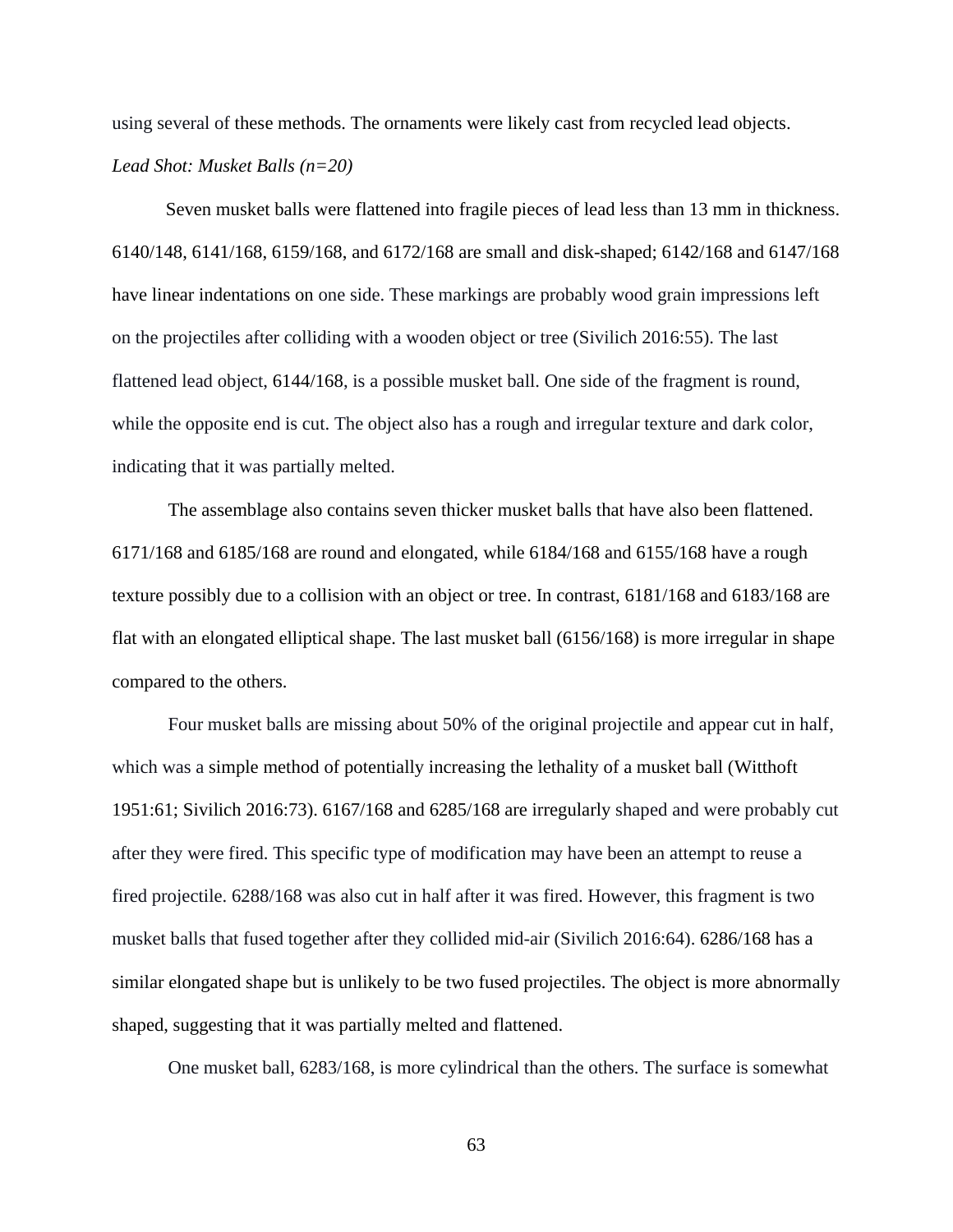using several of these methods. The ornaments were likely cast from recycled lead objects.

*Lead Shot: Musket Balls (n=20)*

Seven musket balls were flattened into fragile pieces of lead less than 13 mm in thickness. 6140/148, 6141/168, 6159/168, and 6172/168 are small and disk-shaped; 6142/168 and 6147/168 have linear indentations on one side. These markings are probably wood grain impressions left on the projectiles after colliding with a wooden object or tree (Sivilich 2016:55). The last flattened lead object, 6144/168, is a possible musket ball. One side of the fragment is round, while the opposite end is cut. The object also has a rough and irregular texture and dark color, indicating that it was partially melted.

The assemblage also contains seven thicker musket balls that have also been flattened. 6171/168 and 6185/168 are round and elongated, while 6184/168 and 6155/168 have a rough texture possibly due to a collision with an object or tree. In contrast, 6181/168 and 6183/168 are flat with an elongated elliptical shape. The last musket ball (6156/168) is more irregular in shape compared to the others.

Four musket balls are missing about 50% of the original projectile and appear cut in half, which was a simple method of potentially increasing the lethality of a musket ball (Witthoft 1951:61; Sivilich 2016:73). 6167/168 and 6285/168 are irregularly shaped and were probably cut after they were fired. This specific type of modification may have been an attempt to reuse a fired projectile. 6288/168 was also cut in half after it was fired. However, this fragment is two musket balls that fused together after they collided mid-air (Sivilich 2016:64). 6286/168 has a similar elongated shape but is unlikely to be two fused projectiles. The object is more abnormally shaped, suggesting that it was partially melted and flattened.

One musket ball, 6283/168, is more cylindrical than the others. The surface is somewhat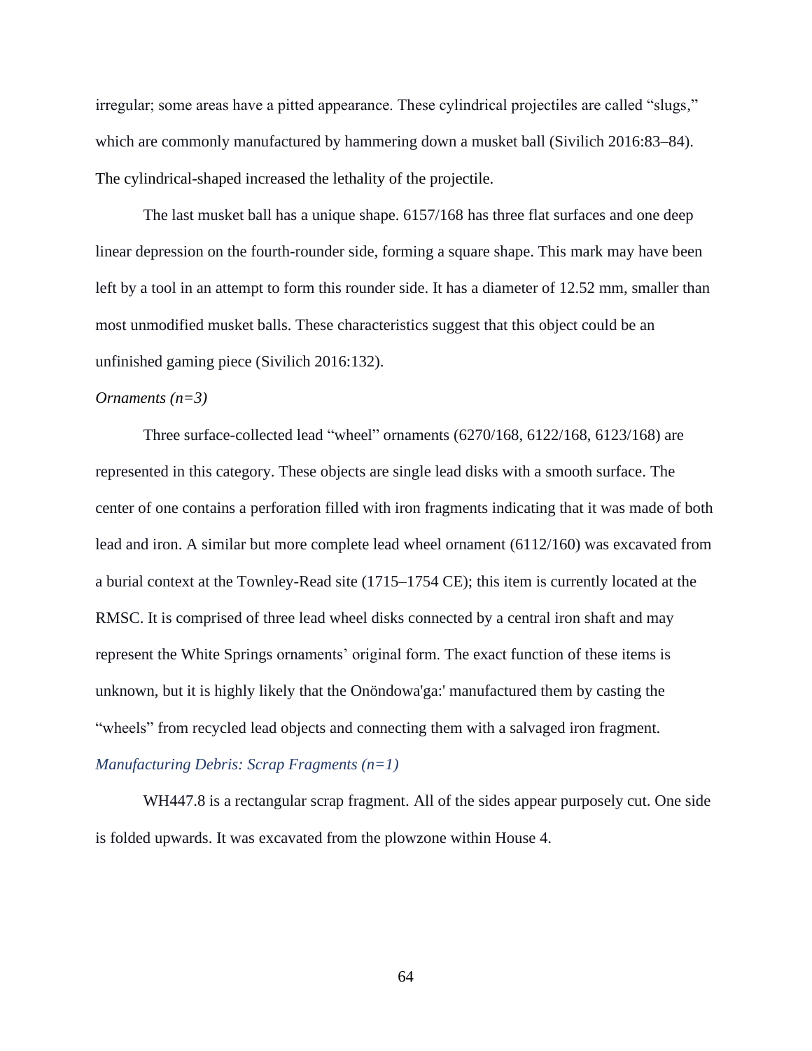irregular; some areas have a pitted appearance. These cylindrical projectiles are called "slugs," which are commonly manufactured by hammering down a musket ball (Sivilich 2016:83–84). The cylindrical-shaped increased the lethality of the projectile.

The last musket ball has a unique shape. 6157/168 has three flat surfaces and one deep linear depression on the fourth-rounder side, forming a square shape. This mark may have been left by a tool in an attempt to form this rounder side. It has a diameter of 12.52 mm, smaller than most unmodified musket balls. These characteristics suggest that this object could be an unfinished gaming piece (Sivilich 2016:132).

*Ornaments (n=3)*

Three surface-collected lead "wheel" ornaments (6270/168, 6122/168, 6123/168) are represented in this category. These objects are single lead disks with a smooth surface. The center of one contains a perforation filled with iron fragments indicating that it was made of both lead and iron. A similar but more complete lead wheel ornament (6112/160) was excavated from a burial context at the Townley-Read site (1715–1754 CE); this item is currently located at the RMSC. It is comprised of three lead wheel disks connected by a central iron shaft and may represent the White Springs ornaments' original form. The exact function of these items is unknown, but it is highly likely that the Onöndowa'ga:' manufactured them by casting the "wheels" from recycled lead objects and connecting them with a salvaged iron fragment.

*Manufacturing Debris: Scrap Fragments (n=1)*

WH447.8 is a rectangular scrap fragment. All of the sides appear purposely cut. One side is folded upwards. It was excavated from the plowzone within House 4.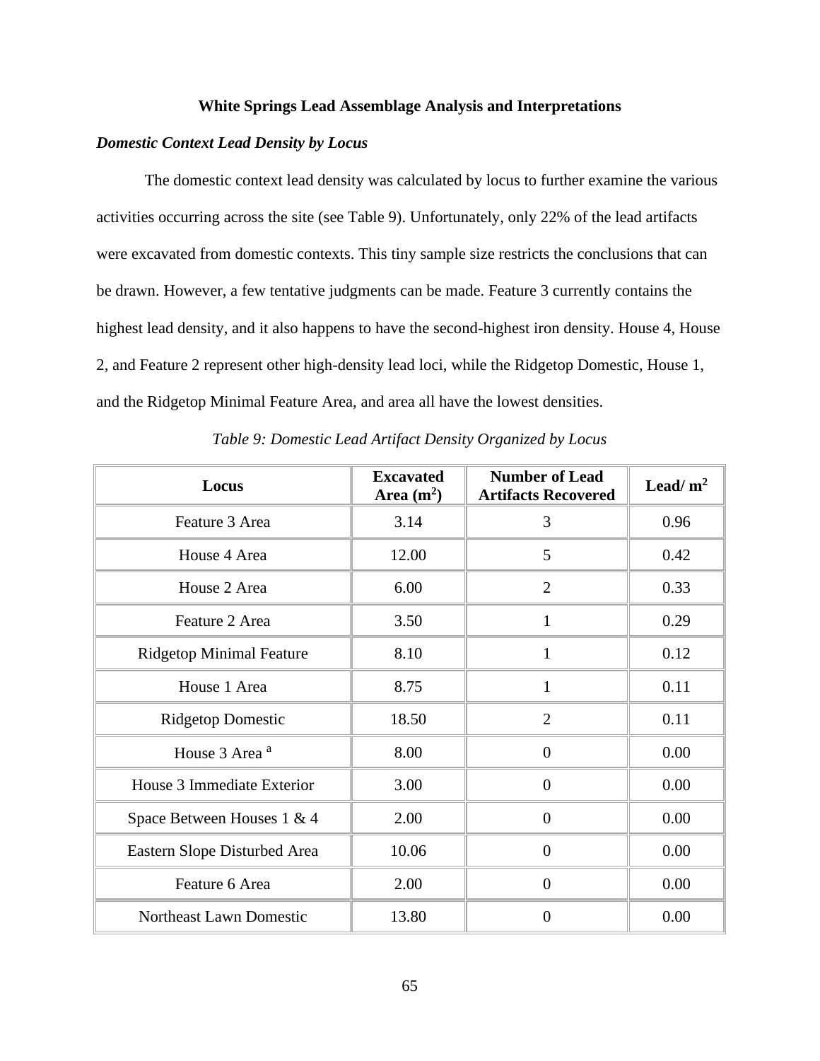## White Springs Lead Assemblage Analysis and Interpretations

### *Domestic Context Lead Density by Locus*

The domestic context lead density was calculated by locus to further examine the various activities occurring across the site (see Table 9). Unfortunately, only 22% of the lead artifacts were excavated from domestic contexts. This tiny sample size restricts the conclusions that can be drawn. However, a few tentative judgments can be made. Feature 3 currently contains the highest lead density, and it also happens to have the second-highest iron density. House 4, House 2, and Feature 2 represent other high-density lead loci, while the Ridgetop Domestic, House 1, and the Ridgetop Minimal Feature Area, and area all have the lowest densities.

*Table 9: Domestic Lead Artifact Density Organized by Locus*

| Locus | Excavated Area ($m^2$) | Number of Lead Artifacts Recovered | Lead/ $m^2$ |
|---|---|---|---|
| Feature 3 Area | 3.14 | 3 | 0.96 |
| House 4 Area | 12.00 | 5 | 0.42 |
| House 2 Area | 6.00 | 2 | 0.33 |
| Feature 2 Area | 3.50 | 1 | 0.29 |
| Ridgetop Minimal Feature | 8.10 | 1 | 0.12 |
| House 1 Area | 8.75 | 1 | 0.11 |
| Ridgetop Domestic | 18.50 | 2 | 0.11 |
| House 3 Area [a] | 8.00 | 0 | 0.00 |
| House 3 Immediate Exterior | 3.00 | 0 | 0.00 |
| Space Between Houses 1 & 4 | 2.00 | 0 | 0.00 |
| Eastern Slope Disturbed Area | 10.06 | 0 | 0.00 |
| Feature 6 Area | 2.00 | 0 | 0.00 |
| Northeast Lawn Domestic | 13.80 | 0 | 0.00 |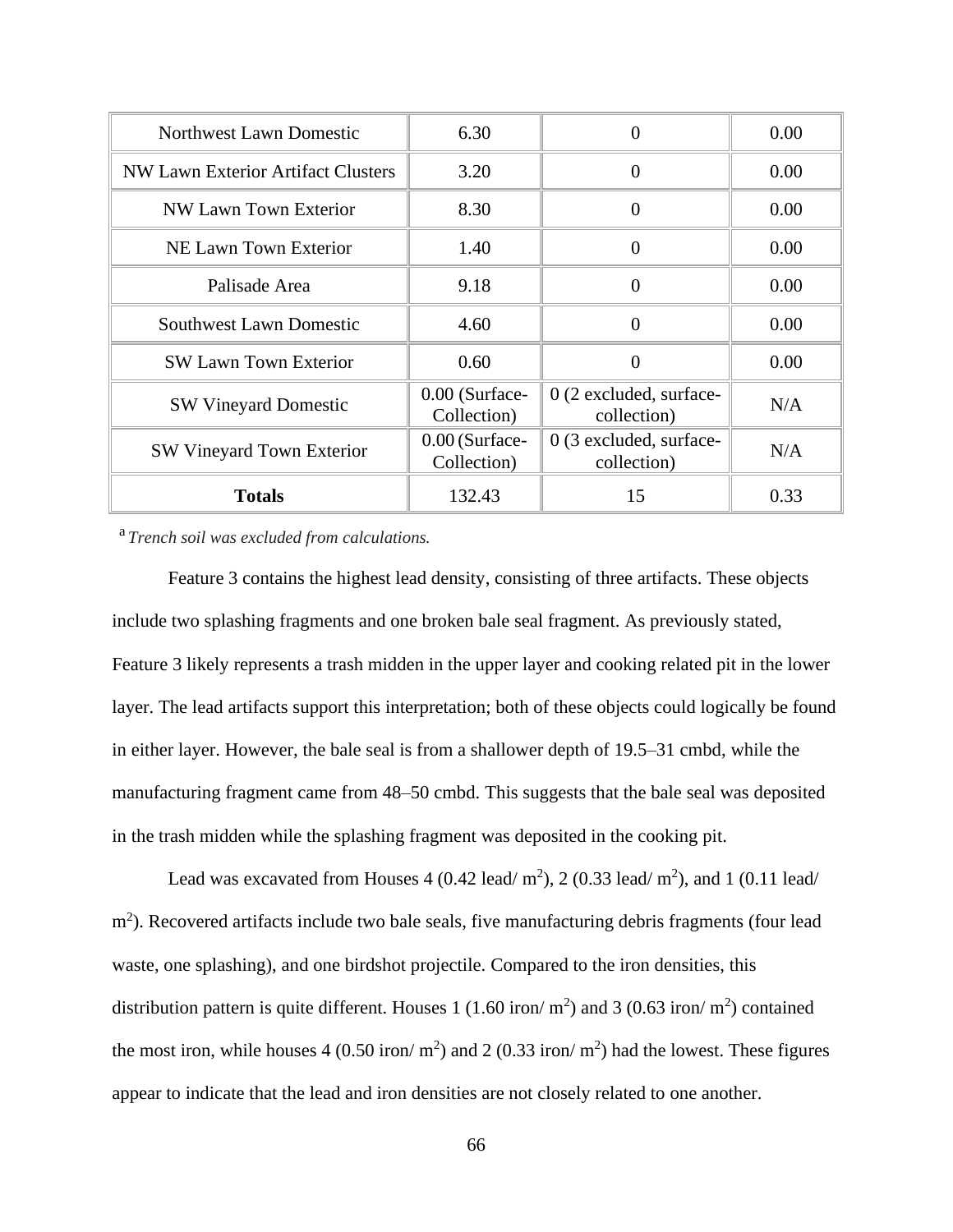| Northwest Lawn Domestic | 6.30 | 0 | 0.00 |
| --- | --- | --- | --- |
| NW Lawn Exterior Artifact Clusters | 3.20 | 0 | 0.00 |
| NW Lawn Town Exterior | 8.30 | 0 | 0.00 |
| NE Lawn Town Exterior | 1.40 | 0 | 0.00 |
| Palisade Area | 9.18 | 0 | 0.00 |
| Southwest Lawn Domestic | 4.60 | 0 | 0.00 |
| SW Lawn Town Exterior | 0.60 | 0 | 0.00 |
| SW Vineyard Domestic | 0.00 (Surface-Collection) | 0 (2 excluded, surface-collection) | N/A |
| SW Vineyard Town Exterior | 0.00 (Surface-Collection) | 0 (3 excluded, surface-collection) | N/A |
| **Totals** | 132.43 | 15 | 0.33 |

[a] *Trench soil was excluded from calculations.*

Feature 3 contains the highest lead density, consisting of three artifacts. These objects include two splashing fragments and one broken bale seal fragment. As previously stated, Feature 3 likely represents a trash midden in the upper layer and cooking related pit in the lower layer. The lead artifacts support this interpretation; both of these objects could logically be found in either layer. However, the bale seal is from a shallower depth of 19.5–31 cmbd, while the manufacturing fragment came from 48–50 cmbd. This suggests that the bale seal was deposited in the trash midden while the splashing fragment was deposited in the cooking pit.

Lead was excavated from Houses 4 (0.42 lead/ $m^2$), 2 (0.33 lead/ $m^2$), and 1 (0.11 lead/ $m^2$). Recovered artifacts include two bale seals, five manufacturing debris fragments (four lead waste, one splashing), and one birdshot projectile. Compared to the iron densities, this distribution pattern is quite different. Houses 1 (1.60 iron/ $m^2$) and 3 (0.63 iron/ $m^2$) contained the most iron, while houses 4 (0.50 iron/ $m^2$) and 2 (0.33 iron/ $m^2$) had the lowest. These figures appear to indicate that the lead and iron densities are not closely related to one another.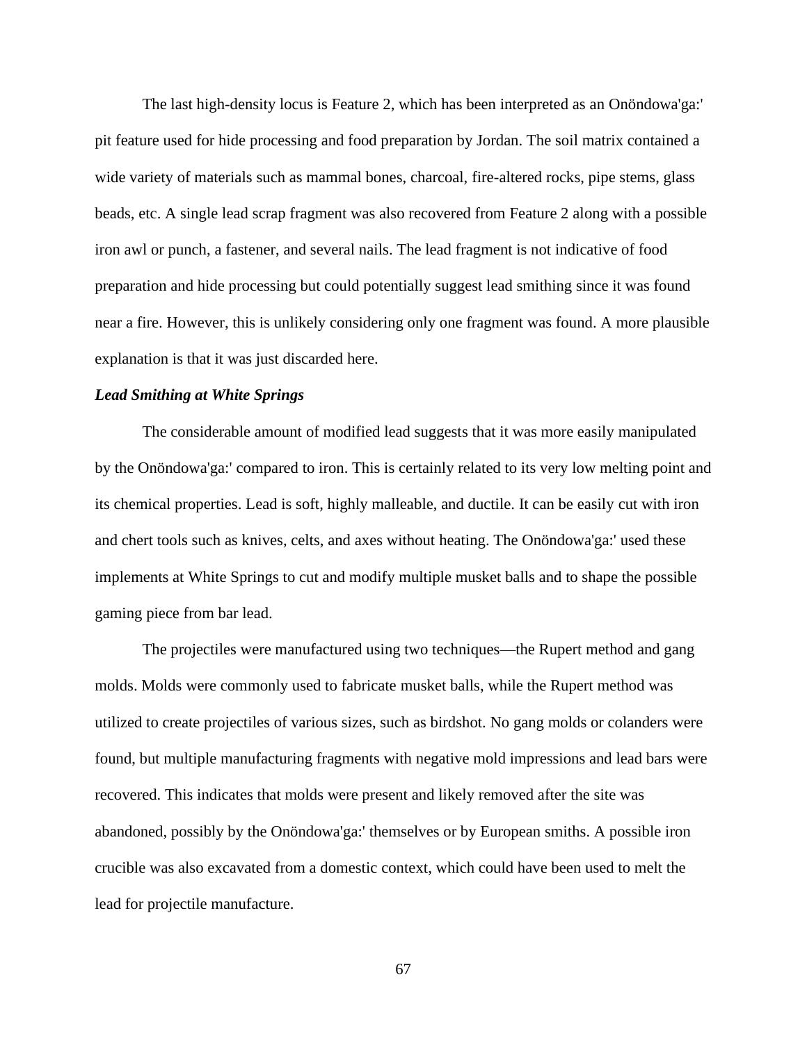The last high-density locus is Feature 2, which has been interpreted as an Onöndowa'ga:' pit feature used for hide processing and food preparation by Jordan. The soil matrix contained a wide variety of materials such as mammal bones, charcoal, fire-altered rocks, pipe stems, glass beads, etc. A single lead scrap fragment was also recovered from Feature 2 along with a possible iron awl or punch, a fastener, and several nails. The lead fragment is not indicative of food preparation and hide processing but could potentially suggest lead smithing since it was found near a fire. However, this is unlikely considering only one fragment was found. A more plausible explanation is that it was just discarded here.

***Lead Smithing at White Springs***

The considerable amount of modified lead suggests that it was more easily manipulated by the Onöndowa'ga:' compared to iron. This is certainly related to its very low melting point and its chemical properties. Lead is soft, highly malleable, and ductile. It can be easily cut with iron and chert tools such as knives, celts, and axes without heating. The Onöndowa'ga:' used these implements at White Springs to cut and modify multiple musket balls and to shape the possible gaming piece from bar lead.

The projectiles were manufactured using two techniques—the Rupert method and gang molds. Molds were commonly used to fabricate musket balls, while the Rupert method was utilized to create projectiles of various sizes, such as birdshot. No gang molds or colanders were found, but multiple manufacturing fragments with negative mold impressions and lead bars were recovered. This indicates that molds were present and likely removed after the site was abandoned, possibly by the Onöndowa'ga:' themselves or by European smiths. A possible iron crucible was also excavated from a domestic context, which could have been used to melt the lead for projectile manufacture.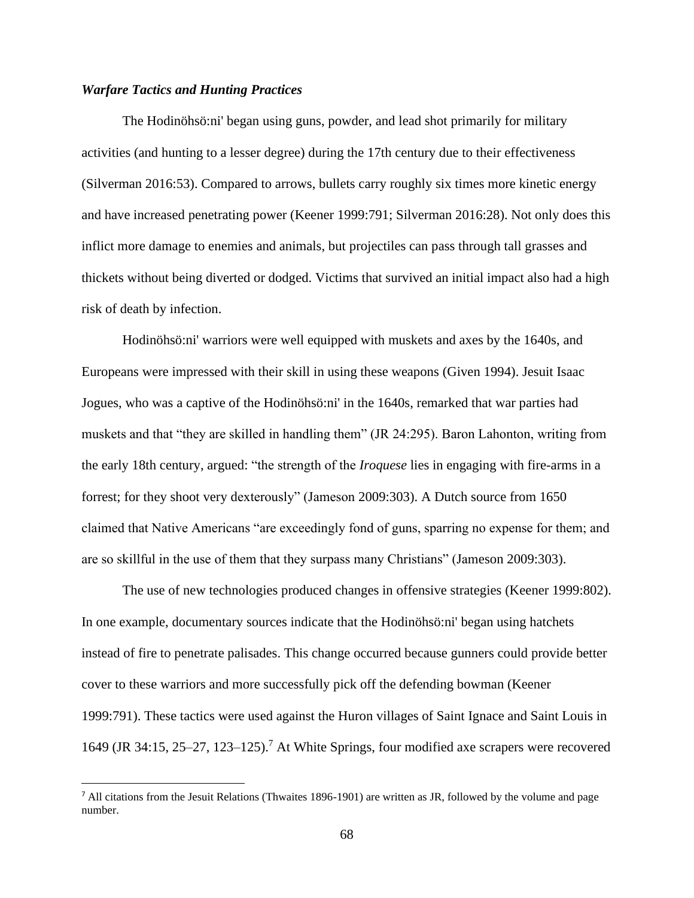### *Warfare Tactics and Hunting Practices*

The Hodinöhsö:ni' began using guns, powder, and lead shot primarily for military activities (and hunting to a lesser degree) during the 17th century due to their effectiveness (Silverman 2016:53). Compared to arrows, bullets carry roughly six times more kinetic energy and have increased penetrating power (Keener 1999:791; Silverman 2016:28). Not only does this inflict more damage to enemies and animals, but projectiles can pass through tall grasses and thickets without being diverted or dodged. Victims that survived an initial impact also had a high risk of death by infection.

Hodinöhsö:ni' warriors were well equipped with muskets and axes by the 1640s, and Europeans were impressed with their skill in using these weapons (Given 1994). Jesuit Isaac Jogues, who was a captive of the Hodinöhsö:ni' in the 1640s, remarked that war parties had muskets and that "they are skilled in handling them" (JR 24:295). Baron Lahonton, writing from the early 18th century, argued: "the strength of the *Iroquese* lies in engaging with fire-arms in a forrest; for they shoot very dexterously" (Jameson 2009:303). A Dutch source from 1650 claimed that Native Americans "are exceedingly fond of guns, sparring no expense for them; and are so skillful in the use of them that they surpass many Christians" (Jameson 2009:303).

The use of new technologies produced changes in offensive strategies (Keener 1999:802). In one example, documentary sources indicate that the Hodinöhsö:ni' began using hatchets instead of fire to penetrate palisades. This change occurred because gunners could provide better cover to these warriors and more successfully pick off the defending bowman (Keener 1999:791). These tactics were used against the Huron villages of Saint Ignace and Saint Louis in 1649 (JR 34:15, 25–27, 123–125).[7] At White Springs, four modified axe scrapers were recovered

[7] All citations from the Jesuit Relations (Thwaites 1896-1901) are written as JR, followed by the volume and page number.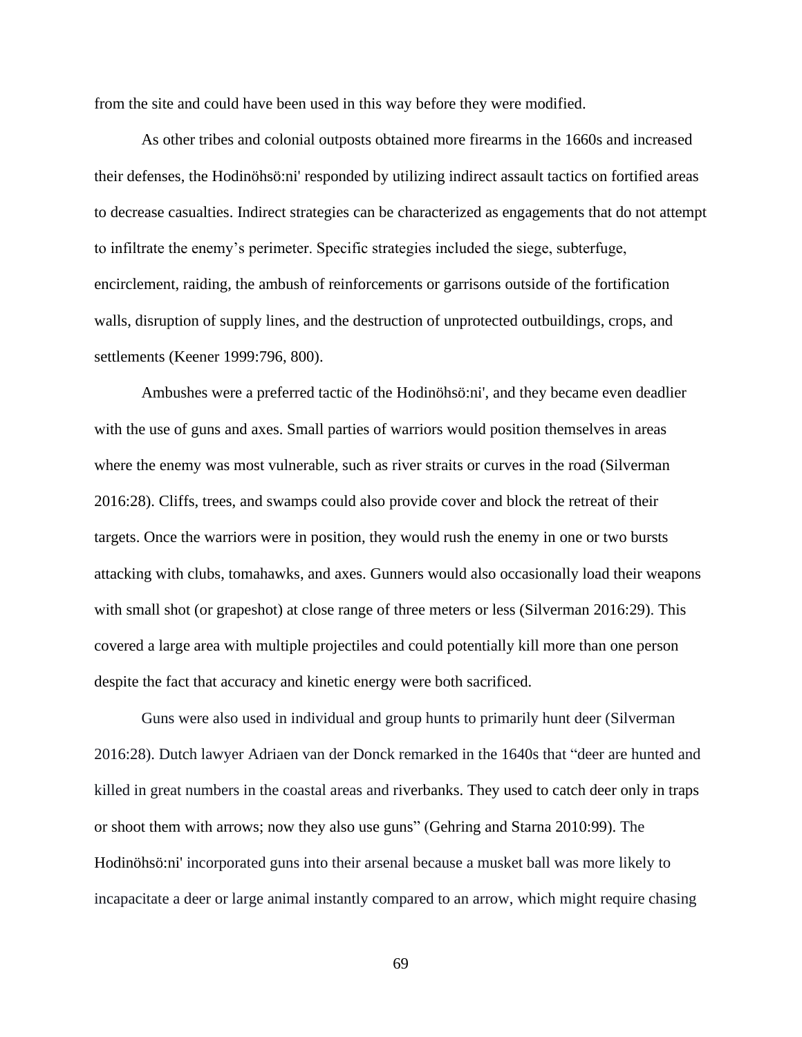from the site and could have been used in this way before they were modified.

As other tribes and colonial outposts obtained more firearms in the 1660s and increased their defenses, the Hodinöhsö:ni' responded by utilizing indirect assault tactics on fortified areas to decrease casualties. Indirect strategies can be characterized as engagements that do not attempt to infiltrate the enemy's perimeter. Specific strategies included the siege, subterfuge, encirclement, raiding, the ambush of reinforcements or garrisons outside of the fortification walls, disruption of supply lines, and the destruction of unprotected outbuildings, crops, and settlements (Keener 1999:796, 800).

Ambushes were a preferred tactic of the Hodinöhsö:ni', and they became even deadlier with the use of guns and axes. Small parties of warriors would position themselves in areas where the enemy was most vulnerable, such as river straits or curves in the road (Silverman 2016:28). Cliffs, trees, and swamps could also provide cover and block the retreat of their targets. Once the warriors were in position, they would rush the enemy in one or two bursts attacking with clubs, tomahawks, and axes. Gunners would also occasionally load their weapons with small shot (or grapeshot) at close range of three meters or less (Silverman 2016:29). This covered a large area with multiple projectiles and could potentially kill more than one person despite the fact that accuracy and kinetic energy were both sacrificed.

Guns were also used in individual and group hunts to primarily hunt deer (Silverman 2016:28). Dutch lawyer Adriaen van der Donck remarked in the 1640s that "deer are hunted and killed in great numbers in the coastal areas and riverbanks. They used to catch deer only in traps or shoot them with arrows; now they also use guns" (Gehring and Starna 2010:99). The Hodinöhsö:ni' incorporated guns into their arsenal because a musket ball was more likely to incapacitate a deer or large animal instantly compared to an arrow, which might require chasing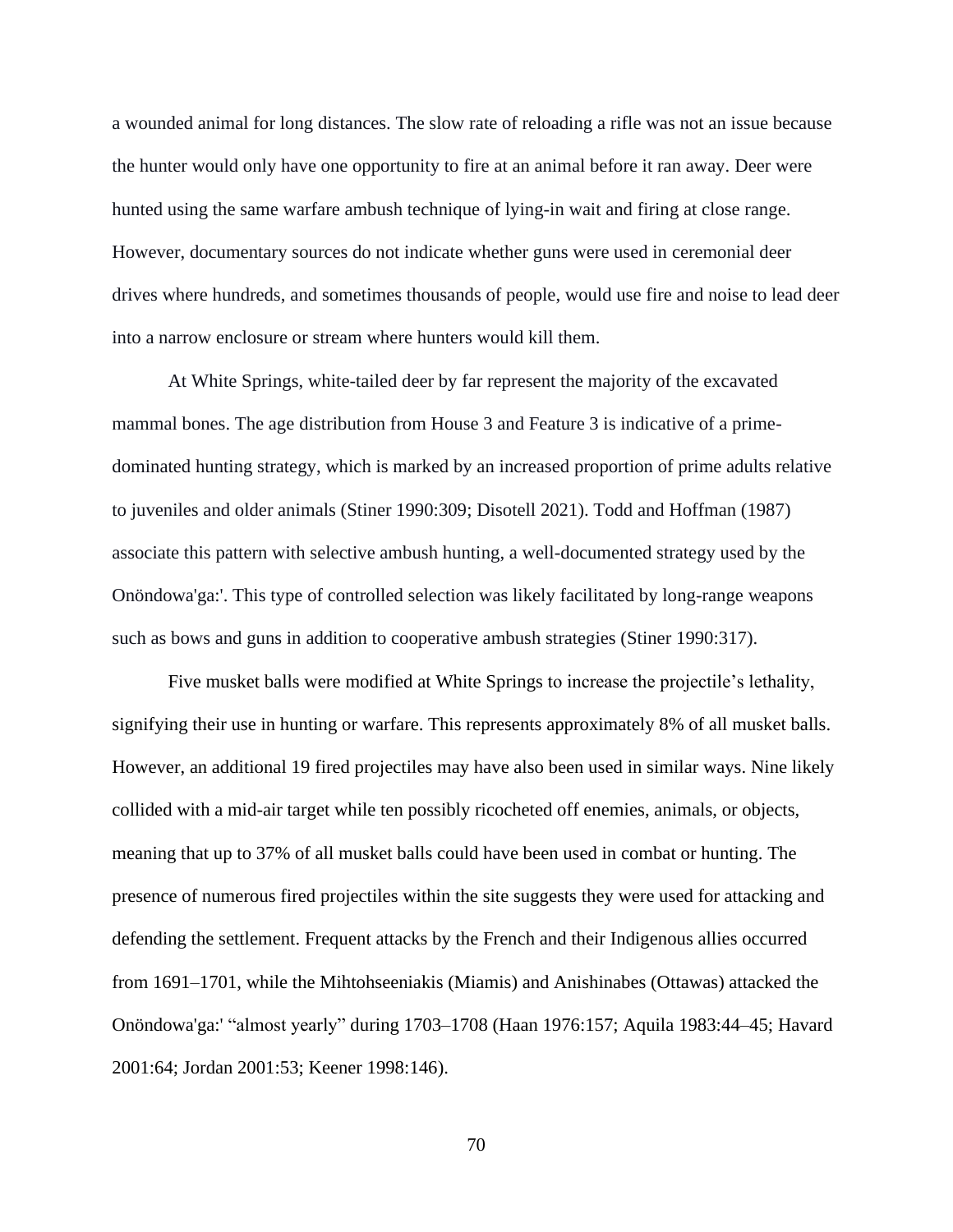a wounded animal for long distances. The slow rate of reloading a rifle was not an issue because the hunter would only have one opportunity to fire at an animal before it ran away. Deer were hunted using the same warfare ambush technique of lying-in wait and firing at close range. However, documentary sources do not indicate whether guns were used in ceremonial deer drives where hundreds, and sometimes thousands of people, would use fire and noise to lead deer into a narrow enclosure or stream where hunters would kill them.

At White Springs, white-tailed deer by far represent the majority of the excavated mammal bones. The age distribution from House 3 and Feature 3 is indicative of a prime-dominated hunting strategy, which is marked by an increased proportion of prime adults relative to juveniles and older animals (Stiner 1990:309; Disotell 2021). Todd and Hoffman (1987) associate this pattern with selective ambush hunting, a well-documented strategy used by the Onöndowa'ga:'. This type of controlled selection was likely facilitated by long-range weapons such as bows and guns in addition to cooperative ambush strategies (Stiner 1990:317).

Five musket balls were modified at White Springs to increase the projectile's lethality, signifying their use in hunting or warfare. This represents approximately 8% of all musket balls. However, an additional 19 fired projectiles may have also been used in similar ways. Nine likely collided with a mid-air target while ten possibly ricocheted off enemies, animals, or objects, meaning that up to 37% of all musket balls could have been used in combat or hunting. The presence of numerous fired projectiles within the site suggests they were used for attacking and defending the settlement. Frequent attacks by the French and their Indigenous allies occurred from 1691–1701, while the Mihtohseeniakis (Miamis) and Anishinabes (Ottawas) attacked the Onöndowa'ga:' "almost yearly" during 1703–1708 (Haan 1976:157; Aquila 1983:44–45; Havard 2001:64; Jordan 2001:53; Keener 1998:146).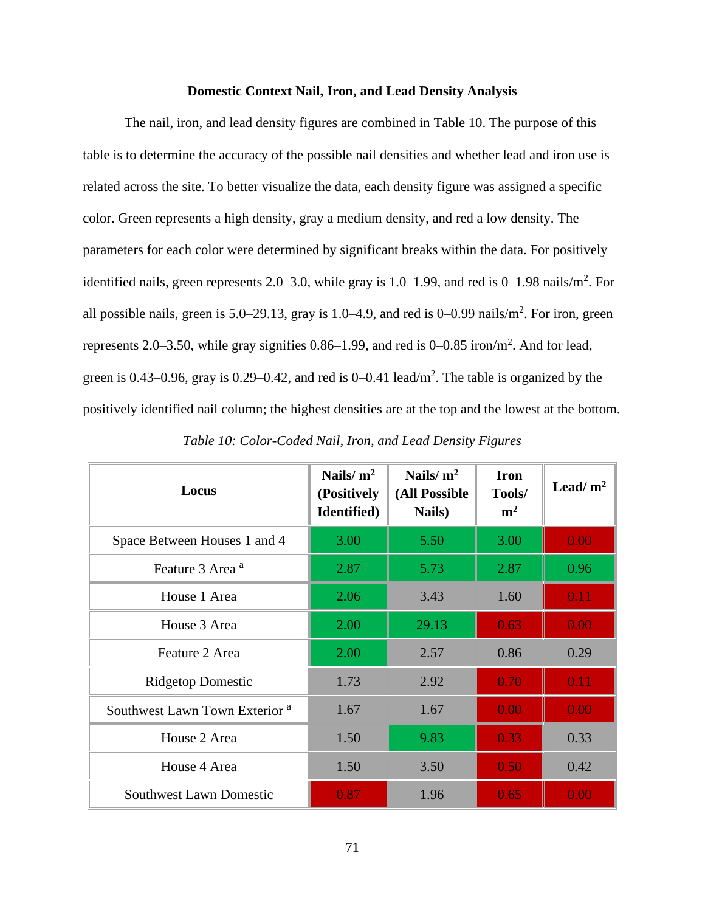### Domestic Context Nail, Iron, and Lead Density Analysis

The nail, iron, and lead density figures are combined in Table 10. The purpose of this table is to determine the accuracy of the possible nail densities and whether lead and iron use is related across the site. To better visualize the data, each density figure was assigned a specific color. Green represents a high density, gray a medium density, and red a low density. The parameters for each color were determined by significant breaks within the data. For positively identified nails, green represents 2.0–3.0, while gray is 1.0–1.99, and red is 0–1.98 nails/$m^2$. For all possible nails, green is 5.0–29.13, gray is 1.0–4.9, and red is 0–0.99 nails/$m^2$. For iron, green represents 2.0–3.50, while gray signifies 0.86–1.99, and red is 0–0.85 iron/$m^2$. And for lead, green is 0.43–0.96, gray is 0.29–0.42, and red is 0–0.41 lead/$m^2$. The table is organized by the positively identified nail column; the highest densities are at the top and the lowest at the bottom.

*Table 10: Color-Coded Nail, Iron, and Lead Density Figures*

| Locus | Nails/ $m^2$ (Positively Identified) | Nails/ $m^2$ (All Possible Nails) | Iron Tools/ $m^2$ | Lead/ $m^2$ |
|---|---|---|---|---|
| Space Between Houses 1 and 4 | 3.00 | 5.50 | 3.00 | 0.00 |
| Feature 3 Area [a] | 2.87 | 5.73 | 2.87 | 0.96 |
| House 1 Area | 2.06 | 3.43 | 1.60 | 0.11 |
| House 3 Area | 2.00 | 29.13 | 0.63 | 0.00 |
| Feature 2 Area | 2.00 | 2.57 | 0.86 | 0.29 |
| Ridgetop Domestic | 1.73 | 2.92 | 0.70 | 0.11 |
| Southwest Lawn Town Exterior [a] | 1.67 | 1.67 | 0.00 | 0.00 |
| House 2 Area | 1.50 | 9.83 | 0.33 | 0.33 |
| House 4 Area | 1.50 | 3.50 | 0.50 | 0.42 |
| Southwest Lawn Domestic | 0.87 | 1.96 | 0.65 | 0.00 |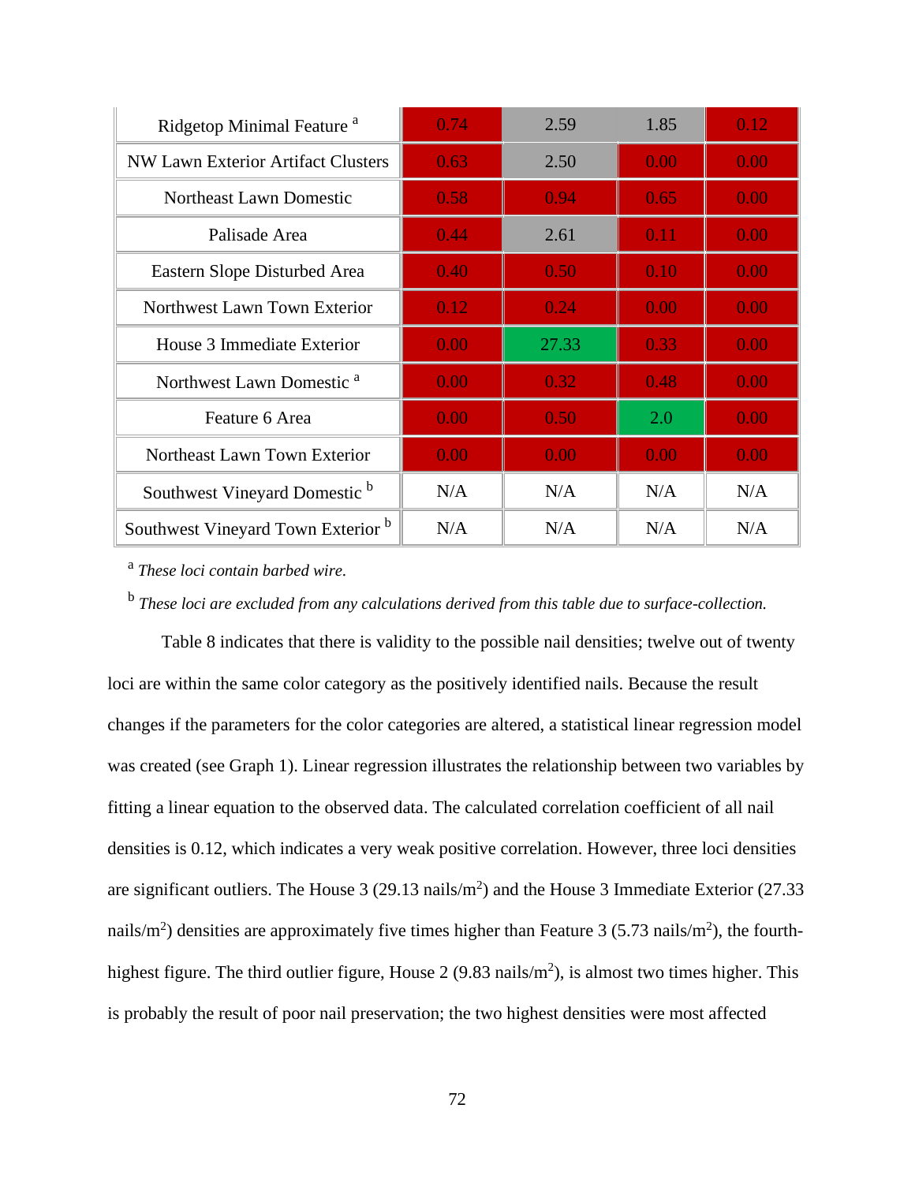| | | | | |
|---|---|---|---|---|
| Ridgetop Minimal Feature [a] | 0.74 | 2.59 | 1.85 | 0.12 |
| NW Lawn Exterior Artifact Clusters | 0.63 | 2.50 | 0.00 | 0.00 |
| Northeast Lawn Domestic | 0.58 | 0.94 | 0.65 | 0.00 |
| Palisade Area | 0.44 | 2.61 | 0.11 | 0.00 |
| Eastern Slope Disturbed Area | 0.40 | 0.50 | 0.10 | 0.00 |
| Northwest Lawn Town Exterior | 0.12 | 0.24 | 0.00 | 0.00 |
| House 3 Immediate Exterior | 0.00 | 27.33 | 0.33 | 0.00 |
| Northwest Lawn Domestic [a] | 0.00 | 0.32 | 0.48 | 0.00 |
| Feature 6 Area | 0.00 | 0.50 | 2.0 | 0.00 |
| Northeast Lawn Town Exterior | 0.00 | 0.00 | 0.00 | 0.00 |
| Southwest Vineyard Domestic [b] | N/A | N/A | N/A | N/A |
| Southwest Vineyard Town Exterior [b] | N/A | N/A | N/A | N/A |

[a] *These loci contain barbed wire.*

[b] *These loci are excluded from any calculations derived from this table due to surface-collection.*

Table 8 indicates that there is validity to the possible nail densities; twelve out of twenty loci are within the same color category as the positively identified nails. Because the result changes if the parameters for the color categories are altered, a statistical linear regression model was created (see Graph 1). Linear regression illustrates the relationship between two variables by fitting a linear equation to the observed data. The calculated correlation coefficient of all nail densities is 0.12, which indicates a very weak positive correlation. However, three loci densities are significant outliers. The House 3 (29.13 nails/$m^2$) and the House 3 Immediate Exterior (27.33 nails/$m^2$) densities are approximately five times higher than Feature 3 (5.73 nails/$m^2$), the fourth-highest figure. The third outlier figure, House 2 (9.83 nails/$m^2$), is almost two times higher. This is probably the result of poor nail preservation; the two highest densities were most affected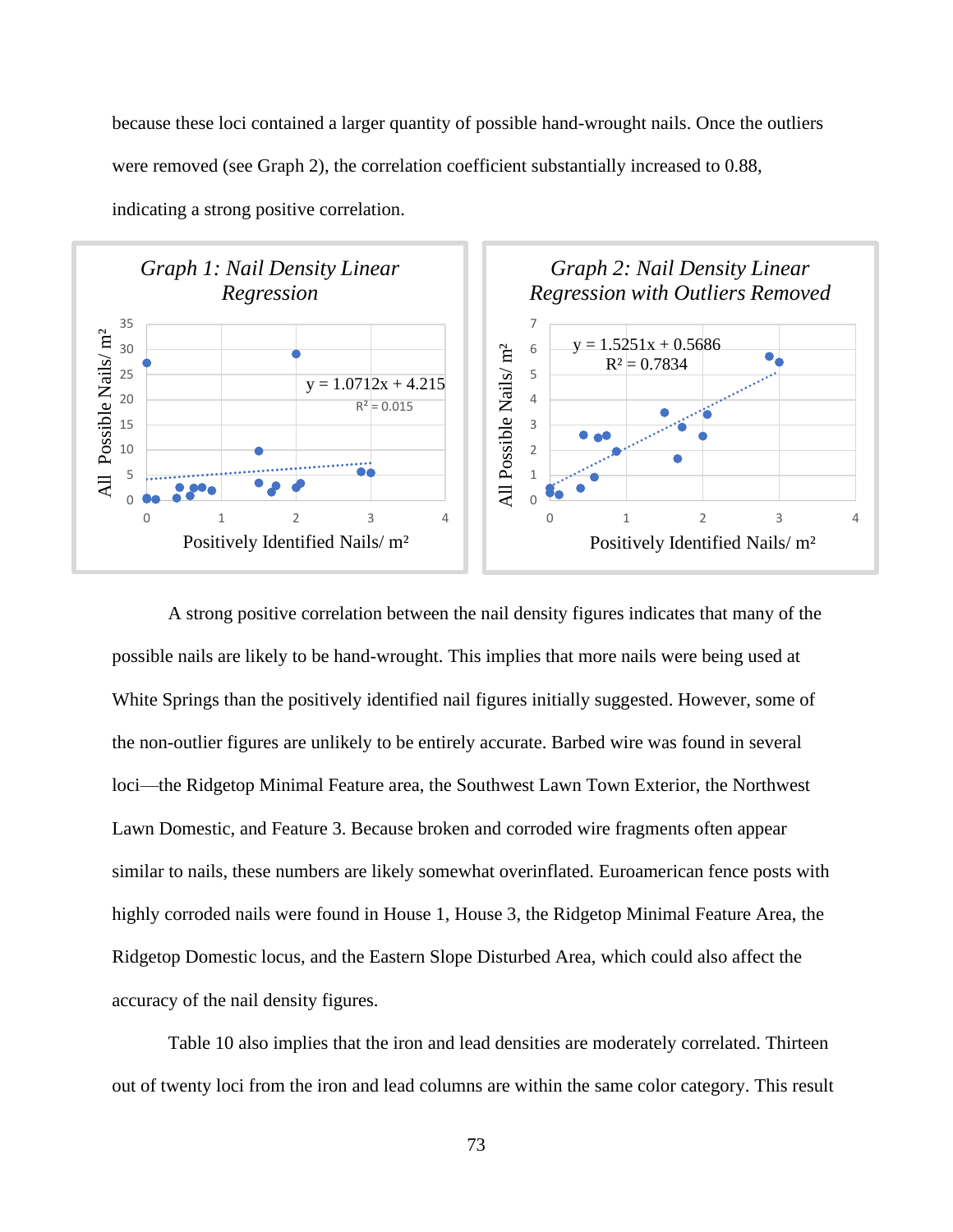because these loci contained a larger quantity of possible hand-wrought nails. Once the outliers were removed (see Graph 2), the correlation coefficient substantially increased to 0.88, indicating a strong positive correlation.

*Graph 1: Nail Density Linear Regression*

$y = 1.0712x + 4.215$

$R^2 = 0.015$

*Graph 2: Nail Density Linear Regression with Outliers Removed*

$y = 1.5251x + 0.5686$

$R^2 = 0.7834$

A strong positive correlation between the nail density figures indicates that many of the possible nails are likely to be hand-wrought. This implies that more nails were being used at White Springs than the positively identified nail figures initially suggested. However, some of the non-outlier figures are unlikely to be entirely accurate. Barbed wire was found in several loci—the Ridgetop Minimal Feature area, the Southwest Lawn Town Exterior, the Northwest Lawn Domestic, and Feature 3. Because broken and corroded wire fragments often appear similar to nails, these numbers are likely somewhat overinflated. Euroamerican fence posts with highly corroded nails were found in House 1, House 3, the Ridgetop Minimal Feature Area, the Ridgetop Domestic locus, and the Eastern Slope Disturbed Area, which could also affect the accuracy of the nail density figures.

Table 10 also implies that the iron and lead densities are moderately correlated. Thirteen out of twenty loci from the iron and lead columns are within the same color category. This result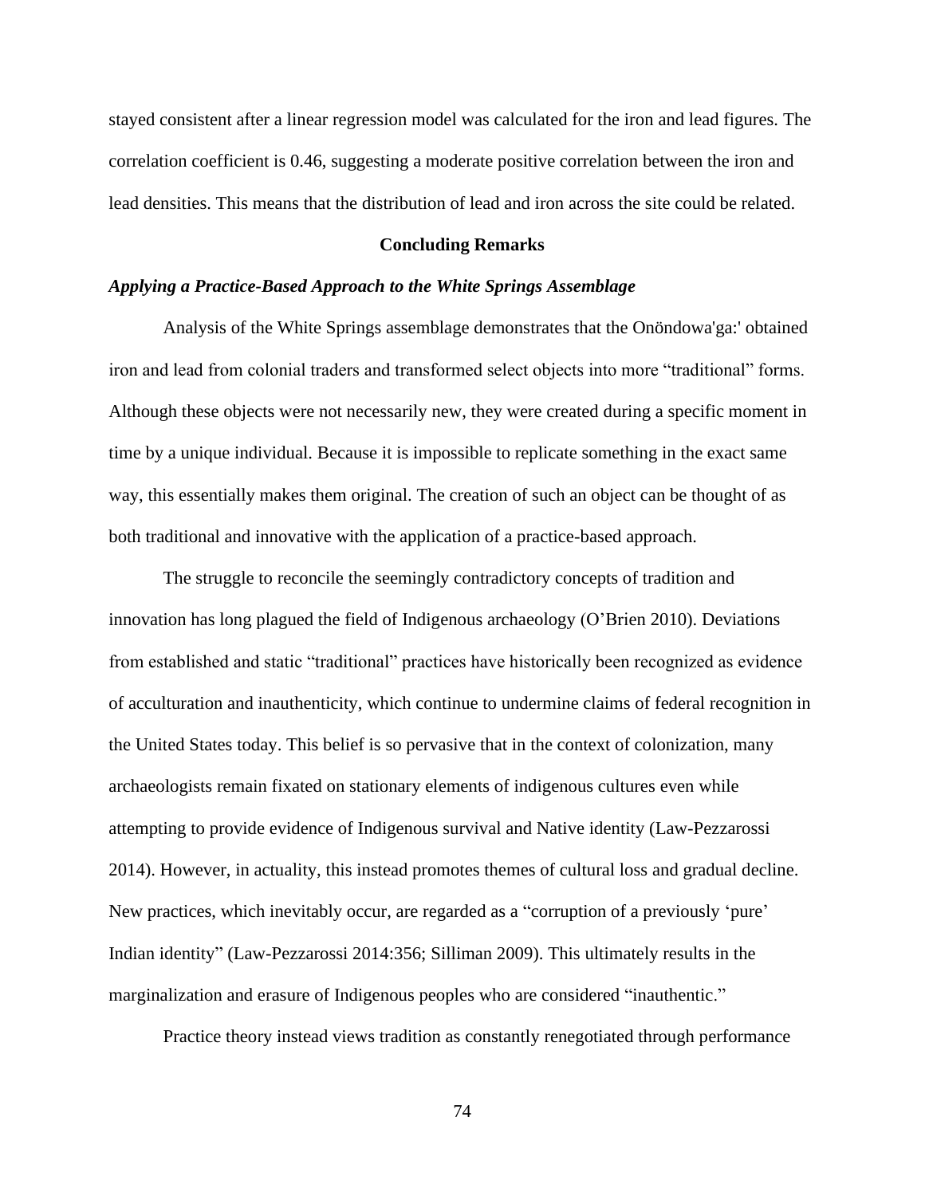stayed consistent after a linear regression model was calculated for the iron and lead figures. The correlation coefficient is 0.46, suggesting a moderate positive correlation between the iron and lead densities. This means that the distribution of lead and iron across the site could be related.

## Concluding Remarks

### *Applying a Practice-Based Approach to the White Springs Assemblage*

Analysis of the White Springs assemblage demonstrates that the Onöndowa'ga:' obtained iron and lead from colonial traders and transformed select objects into more "traditional" forms. Although these objects were not necessarily new, they were created during a specific moment in time by a unique individual. Because it is impossible to replicate something in the exact same way, this essentially makes them original. The creation of such an object can be thought of as both traditional and innovative with the application of a practice-based approach.

The struggle to reconcile the seemingly contradictory concepts of tradition and innovation has long plagued the field of Indigenous archaeology (O'Brien 2010). Deviations from established and static "traditional" practices have historically been recognized as evidence of acculturation and inauthenticity, which continue to undermine claims of federal recognition in the United States today. This belief is so pervasive that in the context of colonization, many archaeologists remain fixated on stationary elements of indigenous cultures even while attempting to provide evidence of Indigenous survival and Native identity (Law-Pezzarossi 2014). However, in actuality, this instead promotes themes of cultural loss and gradual decline. New practices, which inevitably occur, are regarded as a "corruption of a previously 'pure' Indian identity" (Law-Pezzarossi 2014:356; Silliman 2009). This ultimately results in the marginalization and erasure of Indigenous peoples who are considered "inauthentic."

Practice theory instead views tradition as constantly renegotiated through performance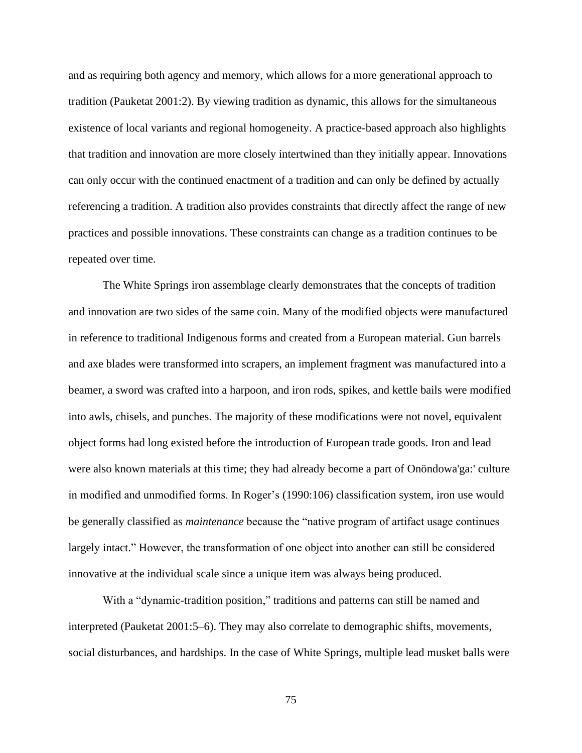and as requiring both agency and memory, which allows for a more generational approach to tradition (Pauketat 2001:2). By viewing tradition as dynamic, this allows for the simultaneous existence of local variants and regional homogeneity. A practice-based approach also highlights that tradition and innovation are more closely intertwined than they initially appear. Innovations can only occur with the continued enactment of a tradition and can only be defined by actually referencing a tradition. A tradition also provides constraints that directly affect the range of new practices and possible innovations. These constraints can change as a tradition continues to be repeated over time.

The White Springs iron assemblage clearly demonstrates that the concepts of tradition and innovation are two sides of the same coin. Many of the modified objects were manufactured in reference to traditional Indigenous forms and created from a European material. Gun barrels and axe blades were transformed into scrapers, an implement fragment was manufactured into a beamer, a sword was crafted into a harpoon, and iron rods, spikes, and kettle bails were modified into awls, chisels, and punches. The majority of these modifications were not novel, equivalent object forms had long existed before the introduction of European trade goods. Iron and lead were also known materials at this time; they had already become a part of Onöndowa'ga:' culture in modified and unmodified forms. In Roger's (1990:106) classification system, iron use would be generally classified as *maintenance* because the "native program of artifact usage continues largely intact." However, the transformation of one object into another can still be considered innovative at the individual scale since a unique item was always being produced.

With a "dynamic-tradition position," traditions and patterns can still be named and interpreted (Pauketat 2001:5–6). They may also correlate to demographic shifts, movements, social disturbances, and hardships. In the case of White Springs, multiple lead musket balls were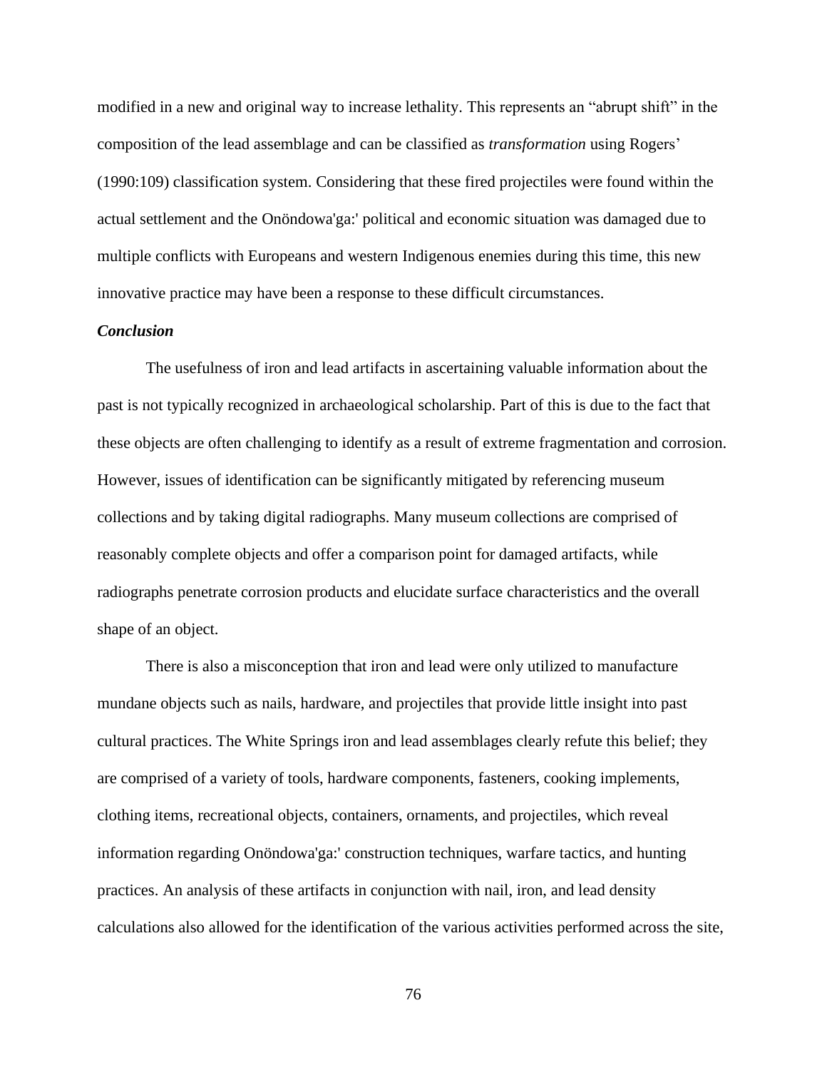modified in a new and original way to increase lethality. This represents an "abrupt shift" in the composition of the lead assemblage and can be classified as *transformation* using Rogers' (1990:109) classification system. Considering that these fired projectiles were found within the actual settlement and the Onöndowa'ga:' political and economic situation was damaged due to multiple conflicts with Europeans and western Indigenous enemies during this time, this new innovative practice may have been a response to these difficult circumstances.

***Conclusion***

The usefulness of iron and lead artifacts in ascertaining valuable information about the past is not typically recognized in archaeological scholarship. Part of this is due to the fact that these objects are often challenging to identify as a result of extreme fragmentation and corrosion. However, issues of identification can be significantly mitigated by referencing museum collections and by taking digital radiographs. Many museum collections are comprised of reasonably complete objects and offer a comparison point for damaged artifacts, while radiographs penetrate corrosion products and elucidate surface characteristics and the overall shape of an object.

There is also a misconception that iron and lead were only utilized to manufacture mundane objects such as nails, hardware, and projectiles that provide little insight into past cultural practices. The White Springs iron and lead assemblages clearly refute this belief; they are comprised of a variety of tools, hardware components, fasteners, cooking implements, clothing items, recreational objects, containers, ornaments, and projectiles, which reveal information regarding Onöndowa'ga:' construction techniques, warfare tactics, and hunting practices. An analysis of these artifacts in conjunction with nail, iron, and lead density calculations also allowed for the identification of the various activities performed across the site,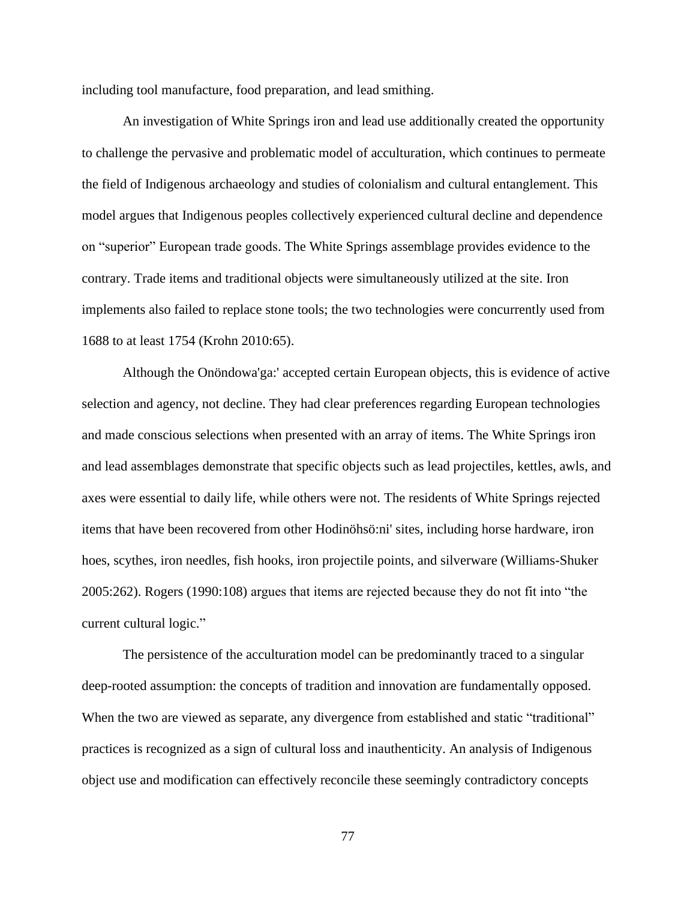including tool manufacture, food preparation, and lead smithing.

An investigation of White Springs iron and lead use additionally created the opportunity to challenge the pervasive and problematic model of acculturation, which continues to permeate the field of Indigenous archaeology and studies of colonialism and cultural entanglement. This model argues that Indigenous peoples collectively experienced cultural decline and dependence on "superior" European trade goods. The White Springs assemblage provides evidence to the contrary. Trade items and traditional objects were simultaneously utilized at the site. Iron implements also failed to replace stone tools; the two technologies were concurrently used from 1688 to at least 1754 (Krohn 2010:65).

Although the Onöndowa'ga:' accepted certain European objects, this is evidence of active selection and agency, not decline. They had clear preferences regarding European technologies and made conscious selections when presented with an array of items. The White Springs iron and lead assemblages demonstrate that specific objects such as lead projectiles, kettles, awls, and axes were essential to daily life, while others were not. The residents of White Springs rejected items that have been recovered from other Hodinöhsö:ni' sites, including horse hardware, iron hoes, scythes, iron needles, fish hooks, iron projectile points, and silverware (Williams-Shuker 2005:262). Rogers (1990:108) argues that items are rejected because they do not fit into "the current cultural logic."

The persistence of the acculturation model can be predominantly traced to a singular deep-rooted assumption: the concepts of tradition and innovation are fundamentally opposed. When the two are viewed as separate, any divergence from established and static "traditional" practices is recognized as a sign of cultural loss and inauthenticity. An analysis of Indigenous object use and modification can effectively reconcile these seemingly contradictory concepts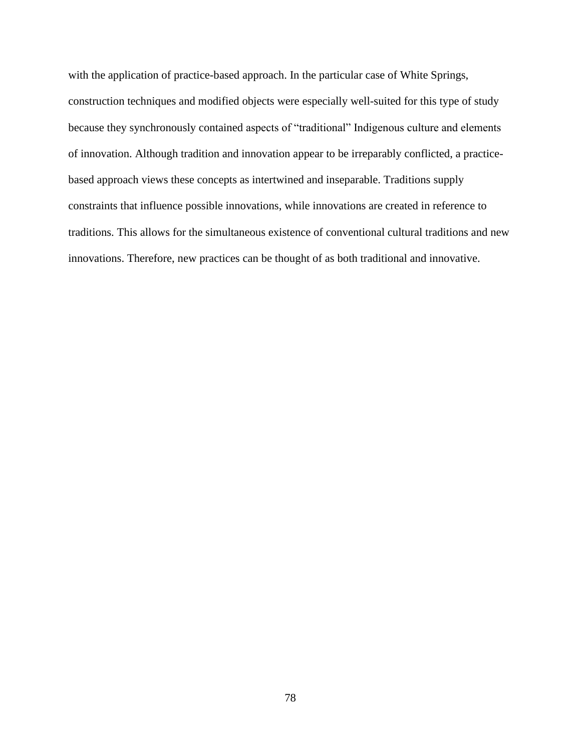with the application of practice-based approach. In the particular case of White Springs, construction techniques and modified objects were especially well-suited for this type of study because they synchronously contained aspects of "traditional" Indigenous culture and elements of innovation. Although tradition and innovation appear to be irreparably conflicted, a practice-based approach views these concepts as intertwined and inseparable. Traditions supply constraints that influence possible innovations, while innovations are created in reference to traditions. This allows for the simultaneous existence of conventional cultural traditions and new innovations. Therefore, new practices can be thought of as both traditional and innovative.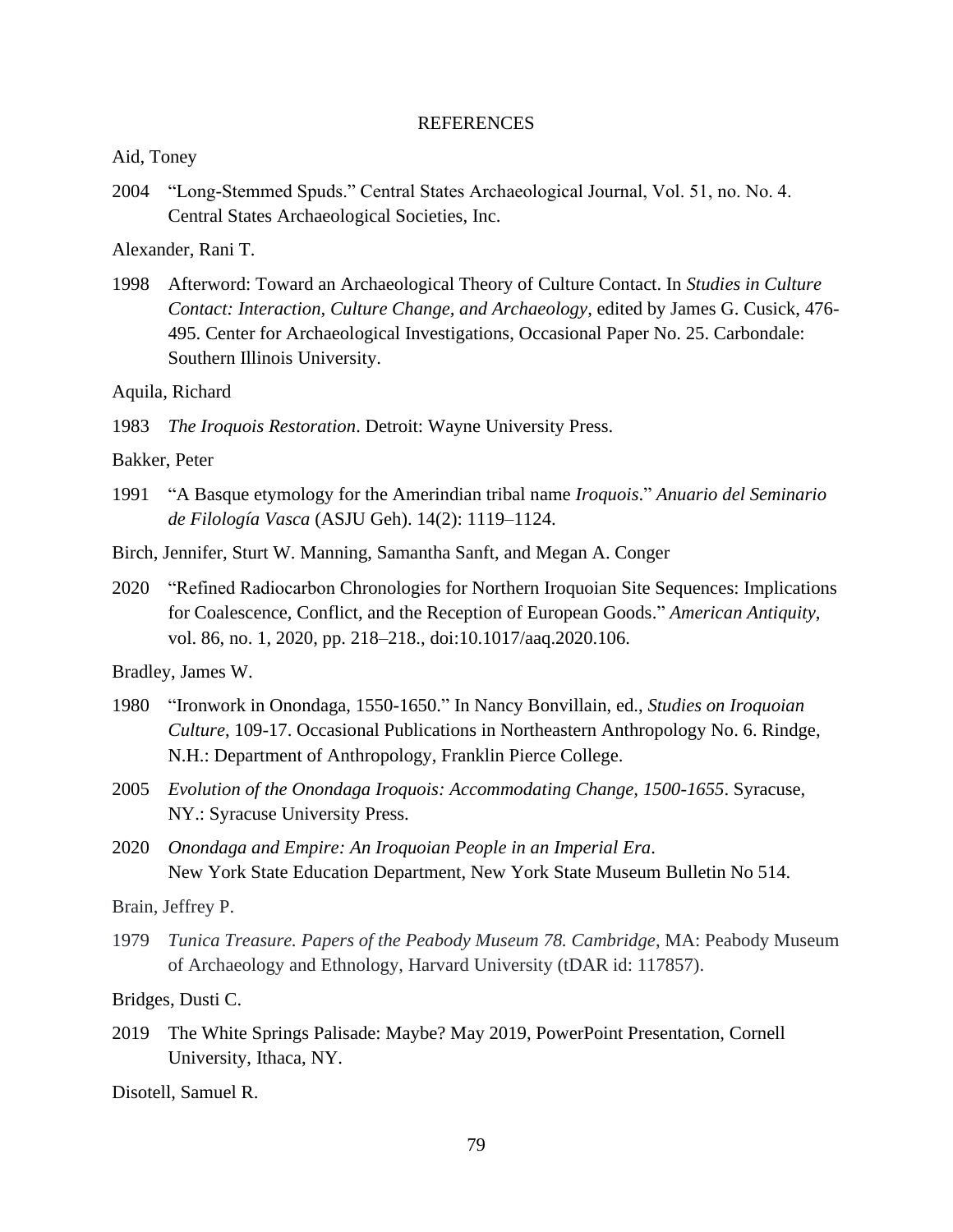## REFERENCES

Aid, Toney

2004 "Long-Stemmed Spuds." Central States Archaeological Journal, Vol. 51, no. No. 4. Central States Archaeological Societies, Inc.

Alexander, Rani T.

1998 Afterword: Toward an Archaeological Theory of Culture Contact. In *Studies in Culture Contact: Interaction, Culture Change, and Archaeology*, edited by James G. Cusick, 476-495. Center for Archaeological Investigations, Occasional Paper No. 25. Carbondale: Southern Illinois University.

Aquila, Richard

1983 *The Iroquois Restoration*. Detroit: Wayne University Press.

Bakker, Peter

1991 "A Basque etymology for the Amerindian tribal name *Iroquois*." *Anuario del Seminario de Filología Vasca* (ASJU Geh). 14(2): 1119–1124.

Birch, Jennifer, Sturt W. Manning, Samantha Sanft, and Megan A. Conger

2020 "Refined Radiocarbon Chronologies for Northern Iroquoian Site Sequences: Implications for Coalescence, Conflict, and the Reception of European Goods." *American Antiquity*, vol. 86, no. 1, 2020, pp. 218–218., doi:10.1017/aaq.2020.106.

Bradley, James W.

1980 "Ironwork in Onondaga, 1550-1650." In Nancy Bonvillain, ed., *Studies on Iroquoian Culture*, 109-17. Occasional Publications in Northeastern Anthropology No. 6. Rindge, N.H.: Department of Anthropology, Franklin Pierce College.

2005 *Evolution of the Onondaga Iroquois: Accommodating Change, 1500-1655*. Syracuse, NY.: Syracuse University Press.

2020 *Onondaga and Empire: An Iroquoian People in an Imperial Era*. New York State Education Department, New York State Museum Bulletin No 514.

Brain, Jeffrey P.

1979 *Tunica Treasure. Papers of the Peabody Museum 78. Cambridge*, MA: Peabody Museum of Archaeology and Ethnology, Harvard University (tDAR id: 117857).

Bridges, Dusti C.

2019 The White Springs Palisade: Maybe? May 2019, PowerPoint Presentation, Cornell University, Ithaca, NY.

Disotell, Samuel R.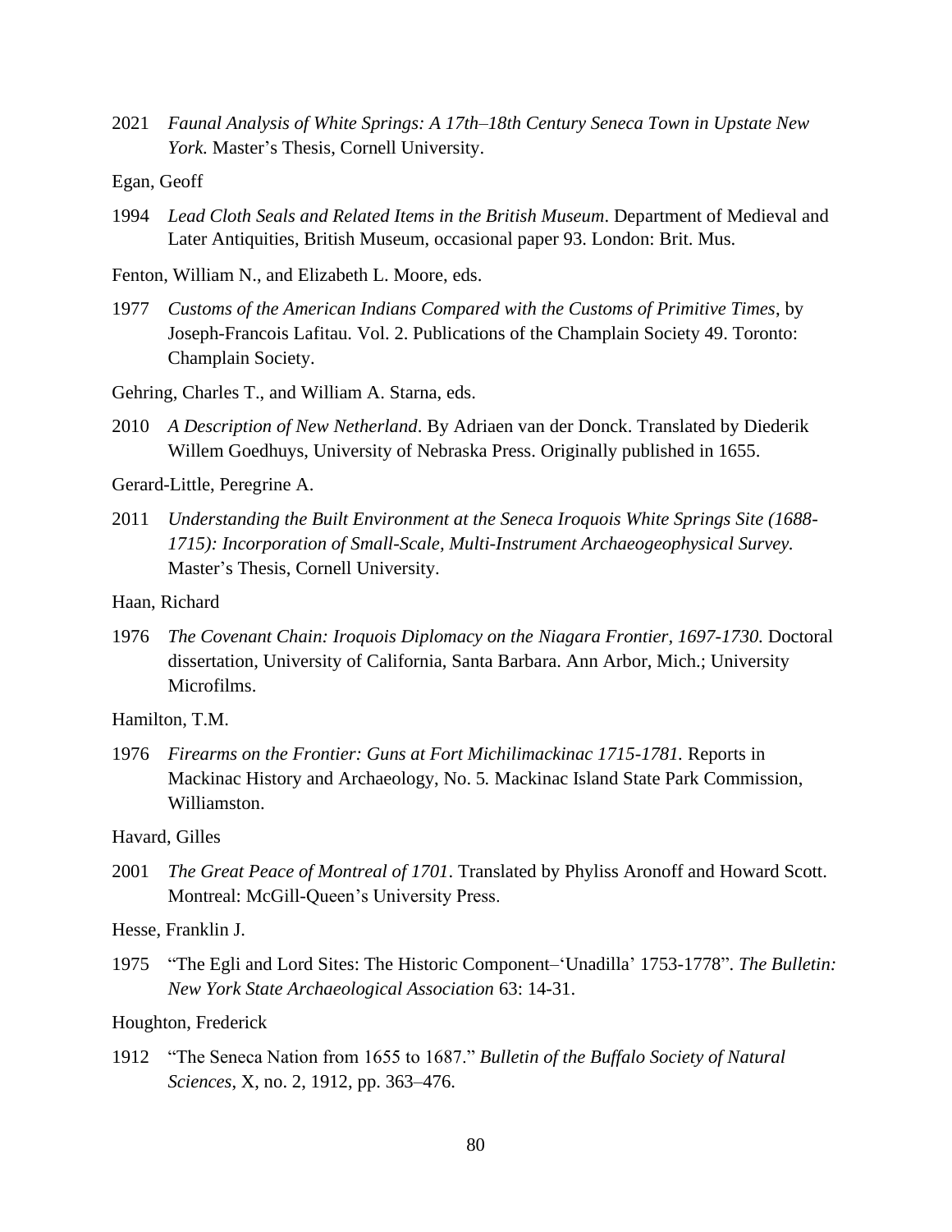2021 *Faunal Analysis of White Springs: A 17th–18th Century Seneca Town in Upstate New York*. Master's Thesis, Cornell University.

Egan, Geoff

1994 *Lead Cloth Seals and Related Items in the British Museum*. Department of Medieval and Later Antiquities, British Museum, occasional paper 93. London: Brit. Mus.

Fenton, William N., and Elizabeth L. Moore, eds.

1977 *Customs of the American Indians Compared with the Customs of Primitive Times*, by Joseph-Francois Lafitau. Vol. 2. Publications of the Champlain Society 49. Toronto: Champlain Society.

Gehring, Charles T., and William A. Starna, eds.

2010 *A Description of New Netherland*. By Adriaen van der Donck. Translated by Diederik Willem Goedhuys, University of Nebraska Press. Originally published in 1655.

Gerard-Little, Peregrine A.

2011 *Understanding the Built Environment at the Seneca Iroquois White Springs Site (1688-1715): Incorporation of Small-Scale, Multi-Instrument Archaeogeophysical Survey.* Master's Thesis, Cornell University.

Haan, Richard

1976 *The Covenant Chain: Iroquois Diplomacy on the Niagara Frontier, 1697-1730.* Doctoral dissertation, University of California, Santa Barbara. Ann Arbor, Mich.; University Microfilms.

Hamilton, T.M.

1976 *Firearms on the Frontier: Guns at Fort Michilimackinac 1715-1781.* Reports in Mackinac History and Archaeology, No. 5. Mackinac Island State Park Commission, Williamston.

Havard, Gilles

2001 *The Great Peace of Montreal of 1701*. Translated by Phyliss Aronoff and Howard Scott. Montreal: McGill-Queen's University Press.

Hesse, Franklin J.

1975 "The Egli and Lord Sites: The Historic Component–'Unadilla' 1753-1778". *The Bulletin: New York State Archaeological Association* 63: 14-31.

Houghton, Frederick

1912 "The Seneca Nation from 1655 to 1687." *Bulletin of the Buffalo Society of Natural Sciences*, X, no. 2, 1912, pp. 363–476.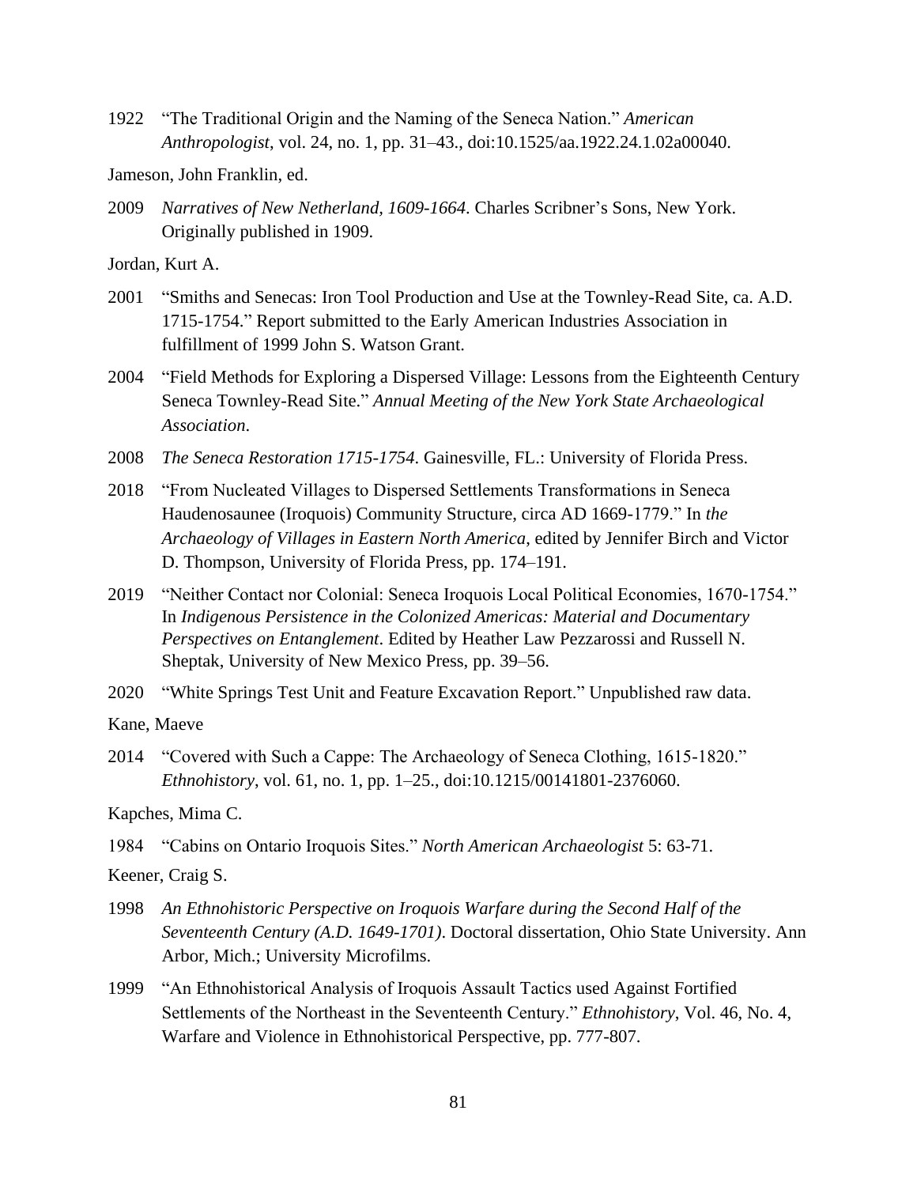1922 "The Traditional Origin and the Naming of the Seneca Nation." *American Anthropologist*, vol. 24, no. 1, pp. 31–43., doi:10.1525/aa.1922.24.1.02a00040.

Jameson, John Franklin, ed.

2009 *Narratives of New Netherland, 1609-1664*. Charles Scribner's Sons, New York. Originally published in 1909.

Jordan, Kurt A.

2001 "Smiths and Senecas: Iron Tool Production and Use at the Townley-Read Site, ca. A.D. 1715-1754." Report submitted to the Early American Industries Association in fulfillment of 1999 John S. Watson Grant.

2004 "Field Methods for Exploring a Dispersed Village: Lessons from the Eighteenth Century Seneca Townley-Read Site." *Annual Meeting of the New York State Archaeological Association.*

2008 *The Seneca Restoration 1715-1754*. Gainesville, FL.: University of Florida Press.

2018 "From Nucleated Villages to Dispersed Settlements Transformations in Seneca Haudenosaunee (Iroquois) Community Structure, circa AD 1669-1779." In *the Archaeology of Villages in Eastern North America*, edited by Jennifer Birch and Victor D. Thompson, University of Florida Press, pp. 174–191.

2019 "Neither Contact nor Colonial: Seneca Iroquois Local Political Economies, 1670-1754." In *Indigenous Persistence in the Colonized Americas: Material and Documentary Perspectives on Entanglement*. Edited by Heather Law Pezzarossi and Russell N. Sheptak, University of New Mexico Press, pp. 39–56.

2020 "White Springs Test Unit and Feature Excavation Report." Unpublished raw data.

Kane, Maeve

2014 "Covered with Such a Cappe: The Archaeology of Seneca Clothing, 1615-1820." *Ethnohistory*, vol. 61, no. 1, pp. 1–25., doi:10.1215/00141801-2376060.

Kapches, Mima C.

1984 "Cabins on Ontario Iroquois Sites." *North American Archaeologist* 5: 63-71.

Keener, Craig S.

1998 *An Ethnohistoric Perspective on Iroquois Warfare during the Second Half of the Seventeenth Century (A.D. 1649-1701)*. Doctoral dissertation, Ohio State University. Ann Arbor, Mich.; University Microfilms.

1999 "An Ethnohistorical Analysis of Iroquois Assault Tactics used Against Fortified Settlements of the Northeast in the Seventeenth Century." *Ethnohistory*, Vol. 46, No. 4, Warfare and Violence in Ethnohistorical Perspective, pp. 777-807.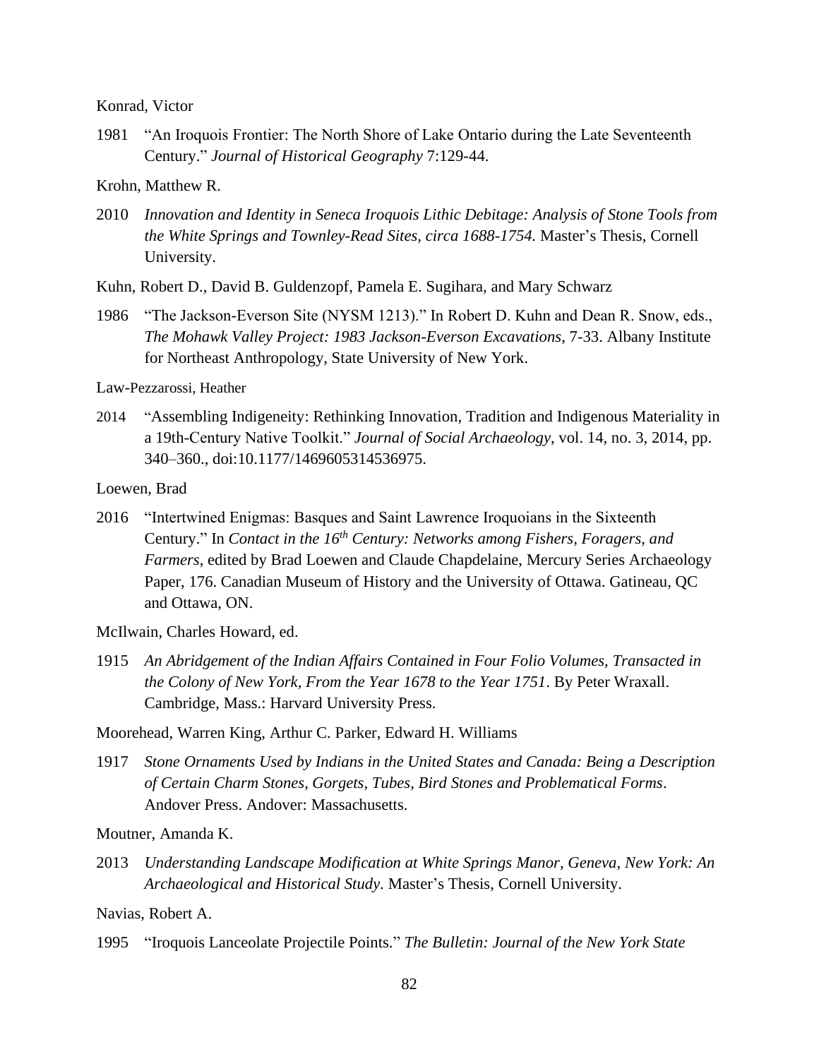Konrad, Victor

1981 "An Iroquois Frontier: The North Shore of Lake Ontario during the Late Seventeenth Century." *Journal of Historical Geography* 7:129-44.

Krohn, Matthew R.

2010 *Innovation and Identity in Seneca Iroquois Lithic Debitage: Analysis of Stone Tools from the White Springs and Townley-Read Sites, circa 1688-1754.* Master's Thesis, Cornell University.

Kuhn, Robert D., David B. Guldenzopf, Pamela E. Sugihara, and Mary Schwarz

1986 "The Jackson-Everson Site (NYSM 1213)." In Robert D. Kuhn and Dean R. Snow, eds., *The Mohawk Valley Project: 1983 Jackson-Everson Excavations*, 7-33. Albany Institute for Northeast Anthropology, State University of New York.

Law-Pezzarossi, Heather

2014 "Assembling Indigeneity: Rethinking Innovation, Tradition and Indigenous Materiality in a 19th-Century Native Toolkit." *Journal of Social Archaeology*, vol. 14, no. 3, 2014, pp. 340–360., doi:10.1177/1469605314536975.

Loewen, Brad

2016 "Intertwined Enigmas: Basques and Saint Lawrence Iroquoians in the Sixteenth Century." In *Contact in the 16th Century: Networks among Fishers, Foragers, and Farmers*, edited by Brad Loewen and Claude Chapdelaine, Mercury Series Archaeology Paper, 176. Canadian Museum of History and the University of Ottawa. Gatineau, QC and Ottawa, ON.

McIlwain, Charles Howard, ed.

1915 *An Abridgement of the Indian Affairs Contained in Four Folio Volumes, Transacted in the Colony of New York, From the Year 1678 to the Year 1751*. By Peter Wraxall. Cambridge, Mass.: Harvard University Press.

Moorehead, Warren King, Arthur C. Parker, Edward H. Williams

1917 *Stone Ornaments Used by Indians in the United States and Canada: Being a Description of Certain Charm Stones, Gorgets, Tubes, Bird Stones and Problematical Forms*. Andover Press. Andover: Massachusetts.

Moutner, Amanda K.

2013 *Understanding Landscape Modification at White Springs Manor, Geneva, New York: An Archaeological and Historical Study.* Master's Thesis, Cornell University.

Navias, Robert A.

1995 "Iroquois Lanceolate Projectile Points." *The Bulletin: Journal of the New York State*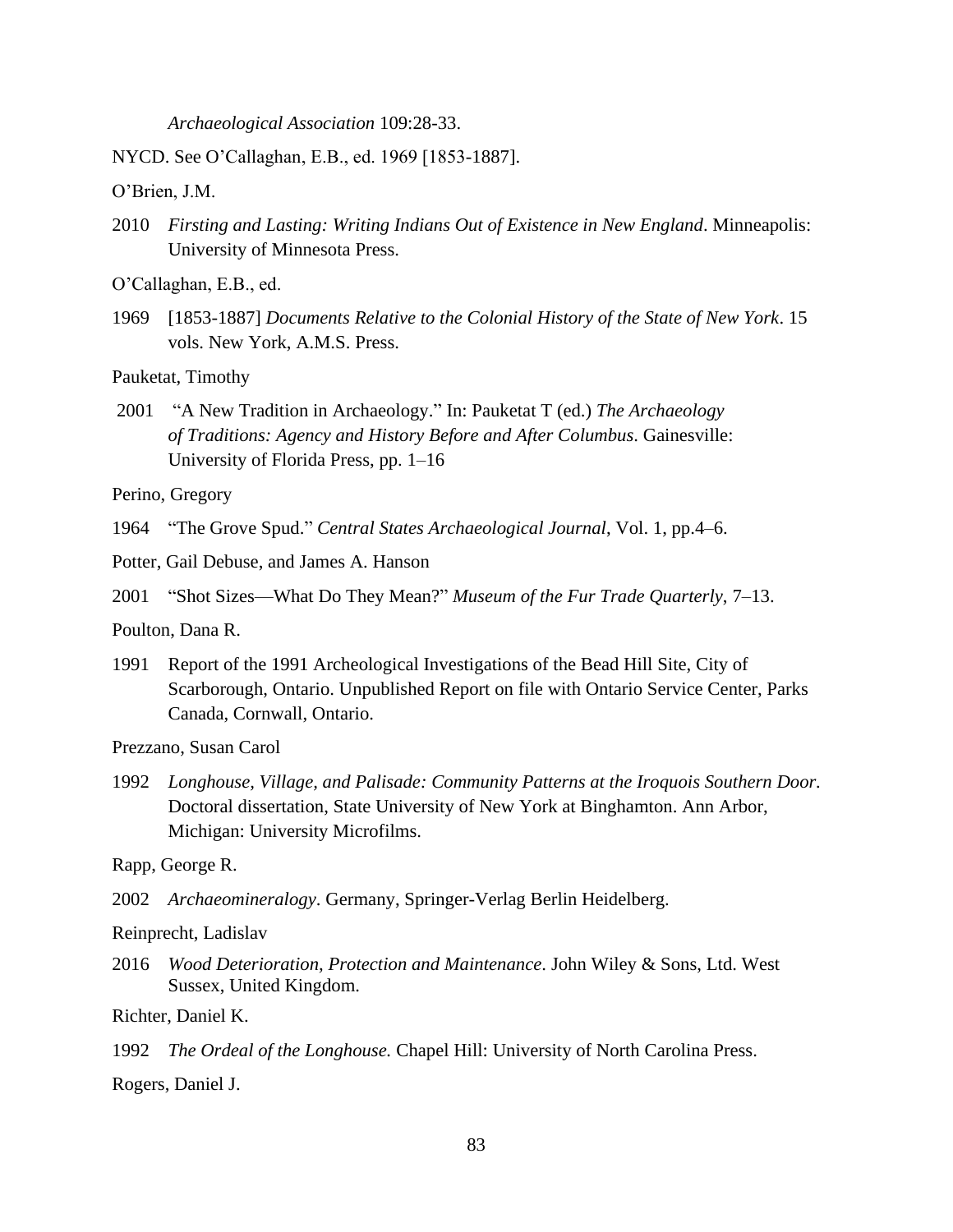*Archaeological Association* 109:28-33.

NYCD. See O'Callaghan, E.B., ed. 1969 [1853-1887].

O'Brien, J.M.

2010 *Firsting and Lasting: Writing Indians Out of Existence in New England*. Minneapolis: University of Minnesota Press.

O'Callaghan, E.B., ed.

1969 [1853-1887] *Documents Relative to the Colonial History of the State of New York*. 15 vols. New York, A.M.S. Press.

Pauketat, Timothy

2001 "A New Tradition in Archaeology." In: Pauketat T (ed.) *The Archaeology of Traditions: Agency and History Before and After Columbus*. Gainesville: University of Florida Press, pp. 1–16

Perino, Gregory

1964 "The Grove Spud." *Central States Archaeological Journal*, Vol. 1, pp.4–6.

Potter, Gail Debuse, and James A. Hanson

2001 "Shot Sizes—What Do They Mean?" *Museum of the Fur Trade Quarterly*, 7–13.

Poulton, Dana R.

1991 Report of the 1991 Archeological Investigations of the Bead Hill Site, City of Scarborough, Ontario. Unpublished Report on file with Ontario Service Center, Parks Canada, Cornwall, Ontario.

Prezzano, Susan Carol

1992 *Longhouse, Village, and Palisade: Community Patterns at the Iroquois Southern Door.* Doctoral dissertation, State University of New York at Binghamton. Ann Arbor, Michigan: University Microfilms.

Rapp, George R.

2002 *Archaeomineralogy*. Germany, Springer-Verlag Berlin Heidelberg.

Reinprecht, Ladislav

2016 *Wood Deterioration, Protection and Maintenance*. John Wiley & Sons, Ltd. West Sussex, United Kingdom.

Richter, Daniel K.

1992 *The Ordeal of the Longhouse.* Chapel Hill: University of North Carolina Press.

Rogers, Daniel J.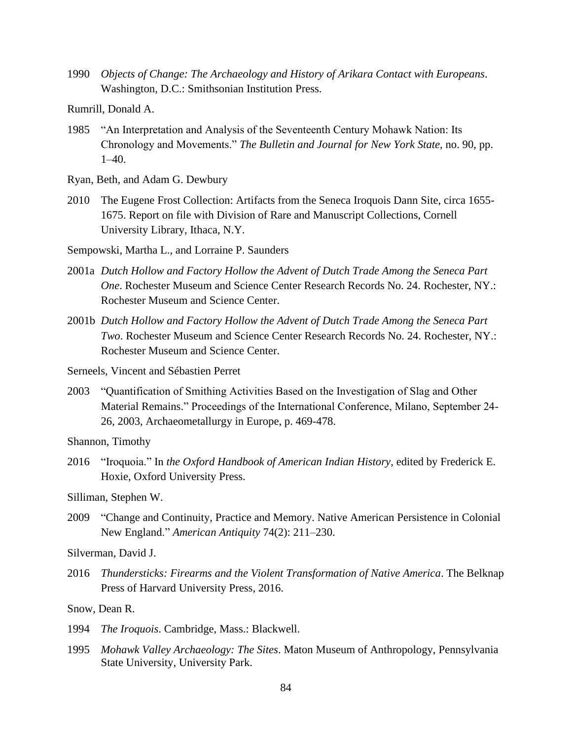1990 *Objects of Change: The Archaeology and History of Arikara Contact with Europeans*. Washington, D.C.: Smithsonian Institution Press.

Rumrill, Donald A.

1985 "An Interpretation and Analysis of the Seventeenth Century Mohawk Nation: Its Chronology and Movements." *The Bulletin and Journal for New York State*, no. 90, pp. 1–40.

Ryan, Beth, and Adam G. Dewbury

2010 The Eugene Frost Collection: Artifacts from the Seneca Iroquois Dann Site, circa 1655-1675. Report on file with Division of Rare and Manuscript Collections, Cornell University Library, Ithaca, N.Y.

Sempowski, Martha L., and Lorraine P. Saunders

2001a *Dutch Hollow and Factory Hollow the Advent of Dutch Trade Among the Seneca Part One*. Rochester Museum and Science Center Research Records No. 24. Rochester, NY.: Rochester Museum and Science Center.

2001b *Dutch Hollow and Factory Hollow the Advent of Dutch Trade Among the Seneca Part Two*. Rochester Museum and Science Center Research Records No. 24. Rochester, NY.: Rochester Museum and Science Center.

Serneels, Vincent and Sébastien Perret

2003 "Quantification of Smithing Activities Based on the Investigation of Slag and Other Material Remains." Proceedings of the International Conference, Milano, September 24-26, 2003, Archaeometallurgy in Europe, p. 469-478.

Shannon, Timothy

2016 "Iroquoia." In *the Oxford Handbook of American Indian History*, edited by Frederick E. Hoxie, Oxford University Press.

Silliman, Stephen W.

2009 "Change and Continuity, Practice and Memory. Native American Persistence in Colonial New England." *American Antiquity* 74(2): 211–230.

Silverman, David J.

2016 *Thundersticks: Firearms and the Violent Transformation of Native America*. The Belknap Press of Harvard University Press, 2016.

Snow, Dean R.

1994 *The Iroquois*. Cambridge, Mass.: Blackwell.

1995 *Mohawk Valley Archaeology: The Sites*. Maton Museum of Anthropology, Pennsylvania State University, University Park.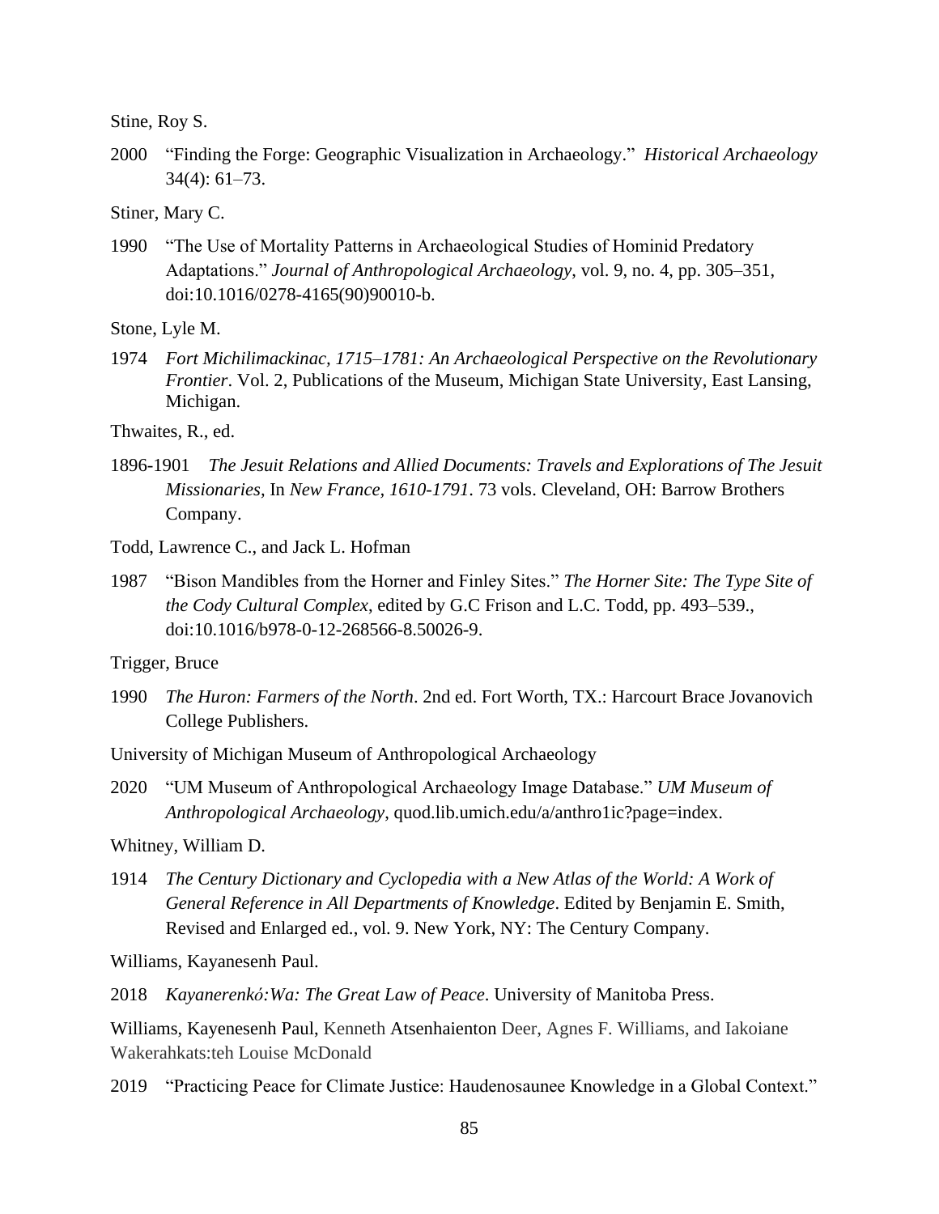Stine, Roy S.

2000 "Finding the Forge: Geographic Visualization in Archaeology." *Historical Archaeology* 34(4): 61–73.

Stiner, Mary C.

1990 "The Use of Mortality Patterns in Archaeological Studies of Hominid Predatory Adaptations." *Journal of Anthropological Archaeology*, vol. 9, no. 4, pp. 305–351, doi:10.1016/0278-4165(90)90010-b.

Stone, Lyle M.

1974 *Fort Michilimackinac, 1715–1781: An Archaeological Perspective on the Revolutionary Frontier*. Vol. 2, Publications of the Museum, Michigan State University, East Lansing, Michigan.

Thwaites, R., ed.

1896-1901 *The Jesuit Relations and Allied Documents: Travels and Explorations of The Jesuit Missionaries,* In *New France, 1610-1791*. 73 vols. Cleveland, OH: Barrow Brothers Company.

Todd, Lawrence C., and Jack L. Hofman

1987 "Bison Mandibles from the Horner and Finley Sites." *The Horner Site: The Type Site of the Cody Cultural Complex*, edited by G.C Frison and L.C. Todd, pp. 493–539., doi:10.1016/b978-0-12-268566-8.50026-9.

Trigger, Bruce

1990 *The Huron: Farmers of the North*. 2nd ed. Fort Worth, TX.: Harcourt Brace Jovanovich College Publishers.

University of Michigan Museum of Anthropological Archaeology

2020 "UM Museum of Anthropological Archaeology Image Database." *UM Museum of Anthropological Archaeology*, quod.lib.umich.edu/a/anthro1ic?page=index.

Whitney, William D.

1914 *The Century Dictionary and Cyclopedia with a New Atlas of the World: A Work of General Reference in All Departments of Knowledge*. Edited by Benjamin E. Smith, Revised and Enlarged ed., vol. 9. New York, NY: The Century Company.

Williams, Kayanesenh Paul.

2018 *Kayanerenkó:Wa: The Great Law of Peace*. University of Manitoba Press.

Williams, Kayenesenh Paul, Kenneth Atsenhaienton Deer, Agnes F. Williams, and Iakoiane Wakerahkats:teh Louise McDonald

2019 "Practicing Peace for Climate Justice: Haudenosaunee Knowledge in a Global Context."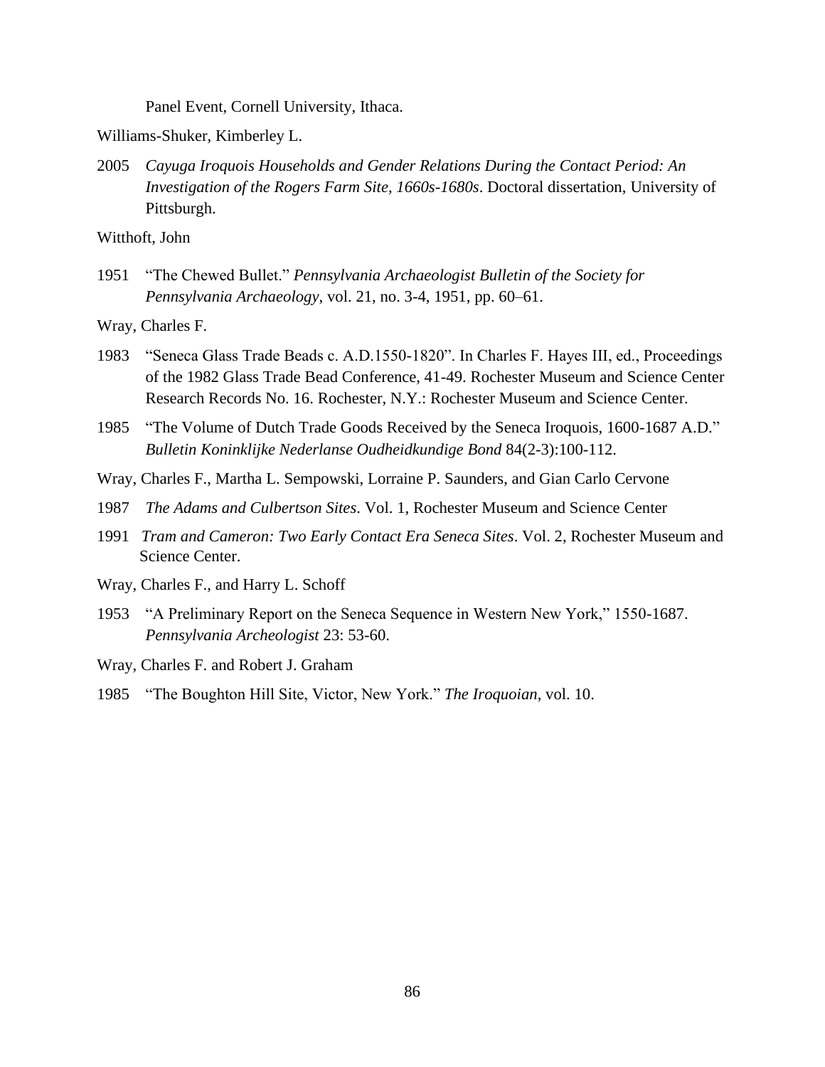Panel Event, Cornell University, Ithaca.

Williams-Shuker, Kimberley L.

2005 *Cayuga Iroquois Households and Gender Relations During the Contact Period: An Investigation of the Rogers Farm Site, 1660s-1680s*. Doctoral dissertation, University of Pittsburgh.

Witthoft, John

1951 "The Chewed Bullet." *Pennsylvania Archaeologist Bulletin of the Society for Pennsylvania Archaeology*, vol. 21, no. 3-4, 1951, pp. 60–61.

Wray, Charles F.

1983 "Seneca Glass Trade Beads c. A.D.1550-1820". In Charles F. Hayes III, ed., Proceedings of the 1982 Glass Trade Bead Conference, 41-49. Rochester Museum and Science Center Research Records No. 16. Rochester, N.Y.: Rochester Museum and Science Center.

1985 "The Volume of Dutch Trade Goods Received by the Seneca Iroquois, 1600-1687 A.D." *Bulletin Koninklijke Nederlanse Oudheidkundige Bond* 84(2-3):100-112.

Wray, Charles F., Martha L. Sempowski, Lorraine P. Saunders, and Gian Carlo Cervone

1987 *The Adams and Culbertson Sites*. Vol. 1, Rochester Museum and Science Center

1991 *Tram and Cameron: Two Early Contact Era Seneca Sites*. Vol. 2, Rochester Museum and Science Center.

Wray, Charles F., and Harry L. Schoff

1953 "A Preliminary Report on the Seneca Sequence in Western New York," 1550-1687. *Pennsylvania Archeologist* 23: 53-60.

Wray, Charles F. and Robert J. Graham

1985 "The Boughton Hill Site, Victor, New York." *The Iroquoian*, vol. 10.